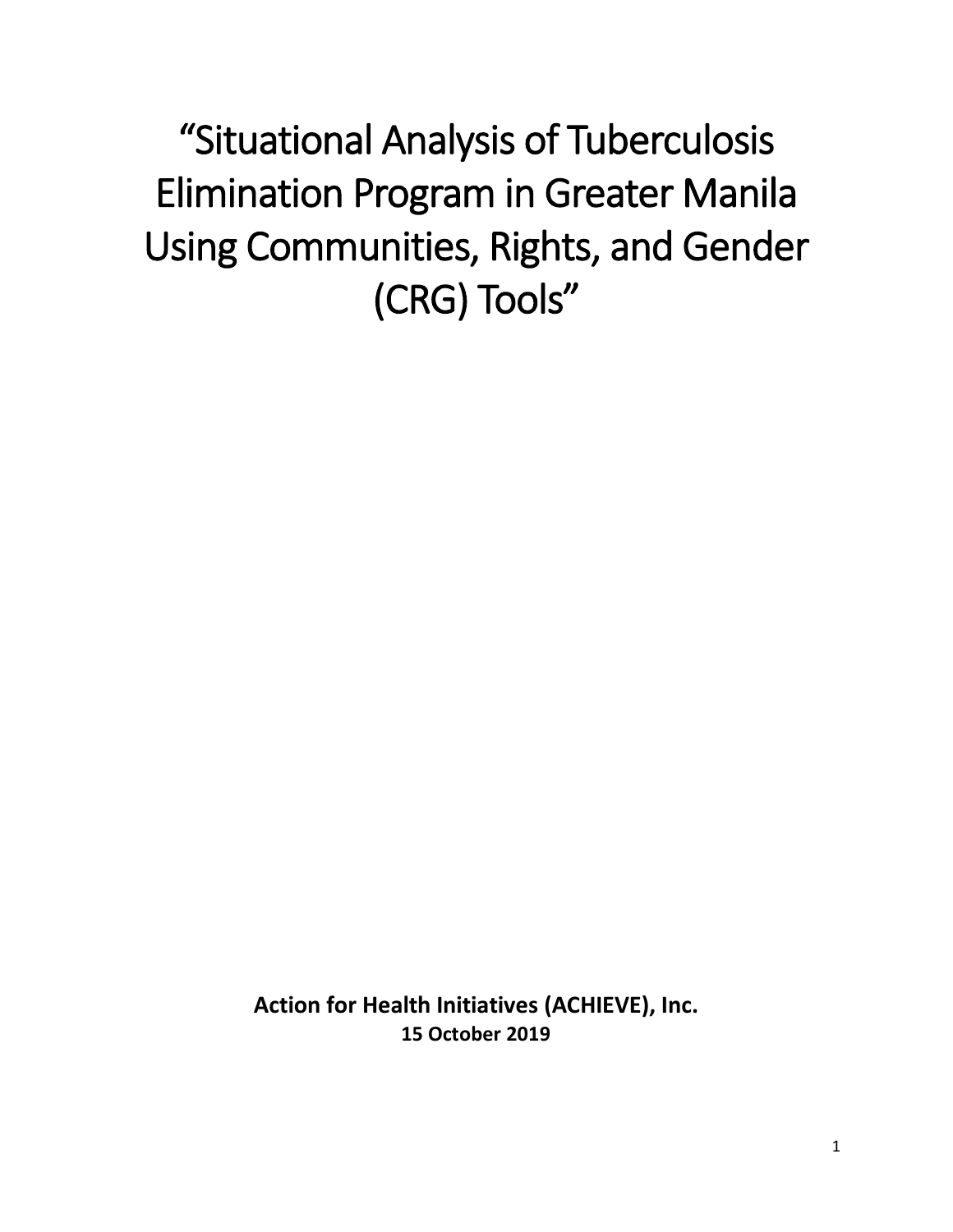# "Situational Analysis of Tuberculosis Elimination Program in Greater Manila Using Communities, Rights, and Gender (CRG) Tools"

**Action for Health Initiatives (ACHIEVE), Inc.**
**15 October 2019**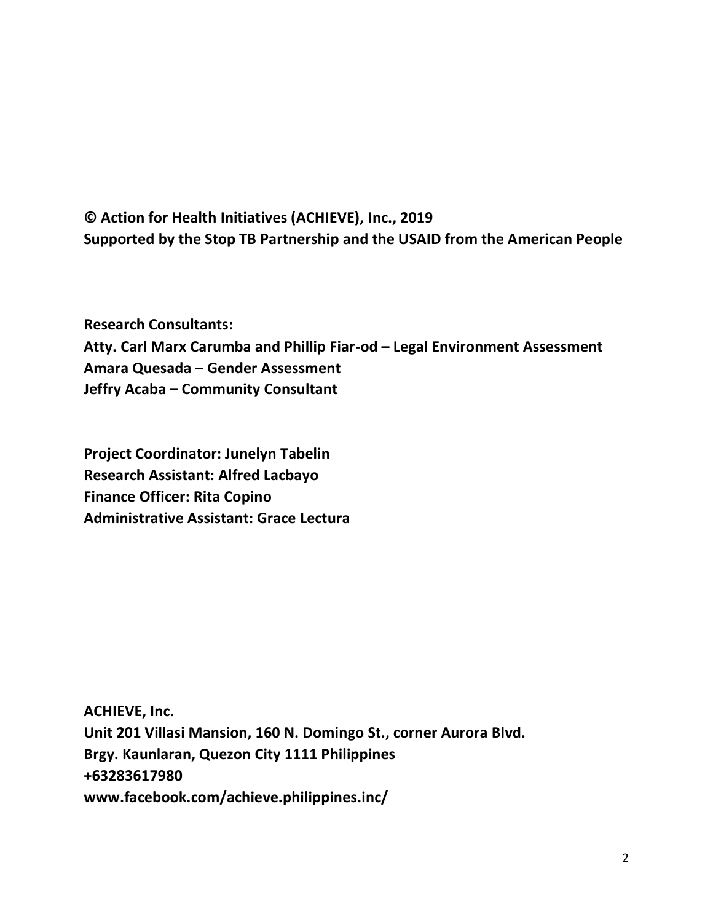**© Action for Health Initiatives (ACHIEVE), Inc., 2019**
**Supported by the Stop TB Partnership and the USAID from the American People**

**Research Consultants:**
**Atty. Carl Marx Carumba and Phillip Fiar-od – Legal Environment Assessment**
**Amara Quesada – Gender Assessment**
**Jeffry Acaba – Community Consultant**

**Project Coordinator: Junelyn Tabelin**
**Research Assistant: Alfred Lacbayo**
**Finance Officer: Rita Copino**
**Administrative Assistant: Grace Lectura**

**ACHIEVE, Inc.**
**Unit 201 Villasi Mansion, 160 N. Domingo St., corner Aurora Blvd.**
**Brgy. Kaunlaran, Quezon City 1111 Philippines**
**+63283617980**
**www.facebook.com/achieve.philippines.inc/**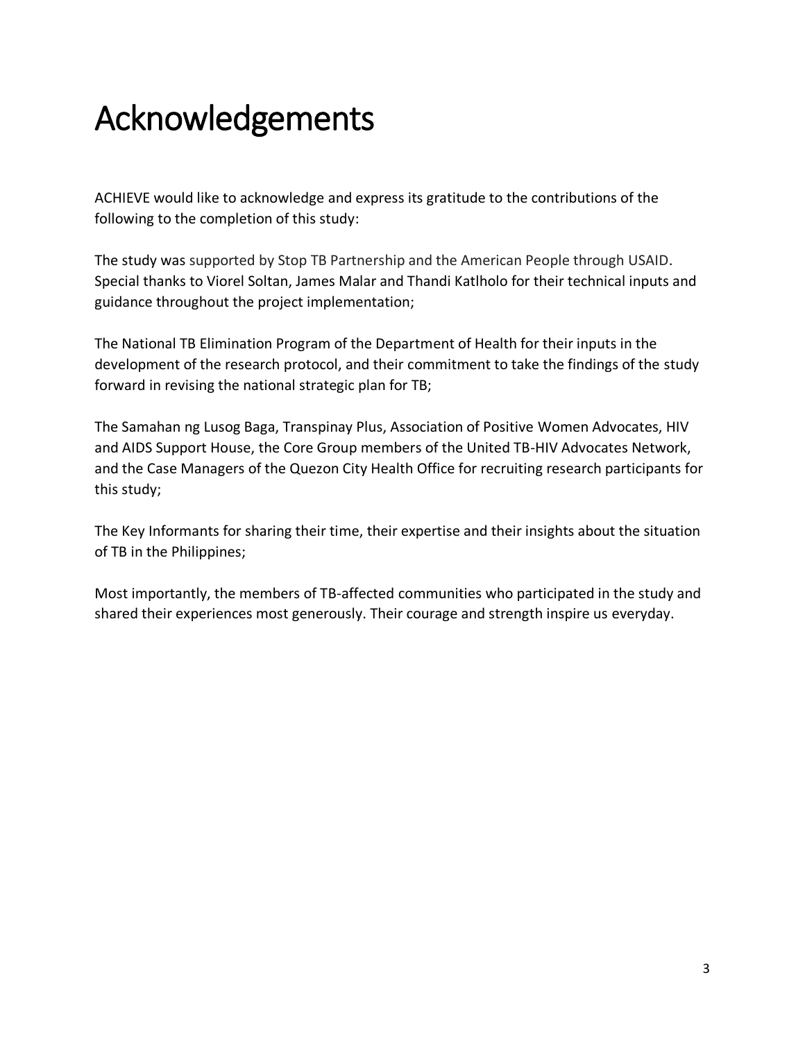# Acknowledgements

ACHIEVE would like to acknowledge and express its gratitude to the contributions of the following to the completion of this study:

The study was supported by Stop TB Partnership and the American People through USAID. Special thanks to Viorel Soltan, James Malar and Thandi Katlholo for their technical inputs and guidance throughout the project implementation;

The National TB Elimination Program of the Department of Health for their inputs in the development of the research protocol, and their commitment to take the findings of the study forward in revising the national strategic plan for TB;

The Samahan ng Lusog Baga, Transpinay Plus, Association of Positive Women Advocates, HIV and AIDS Support House, the Core Group members of the United TB-HIV Advocates Network, and the Case Managers of the Quezon City Health Office for recruiting research participants for this study;

The Key Informants for sharing their time, their expertise and their insights about the situation of TB in the Philippines;

Most importantly, the members of TB-affected communities who participated in the study and shared their experiences most generously. Their courage and strength inspire us everyday.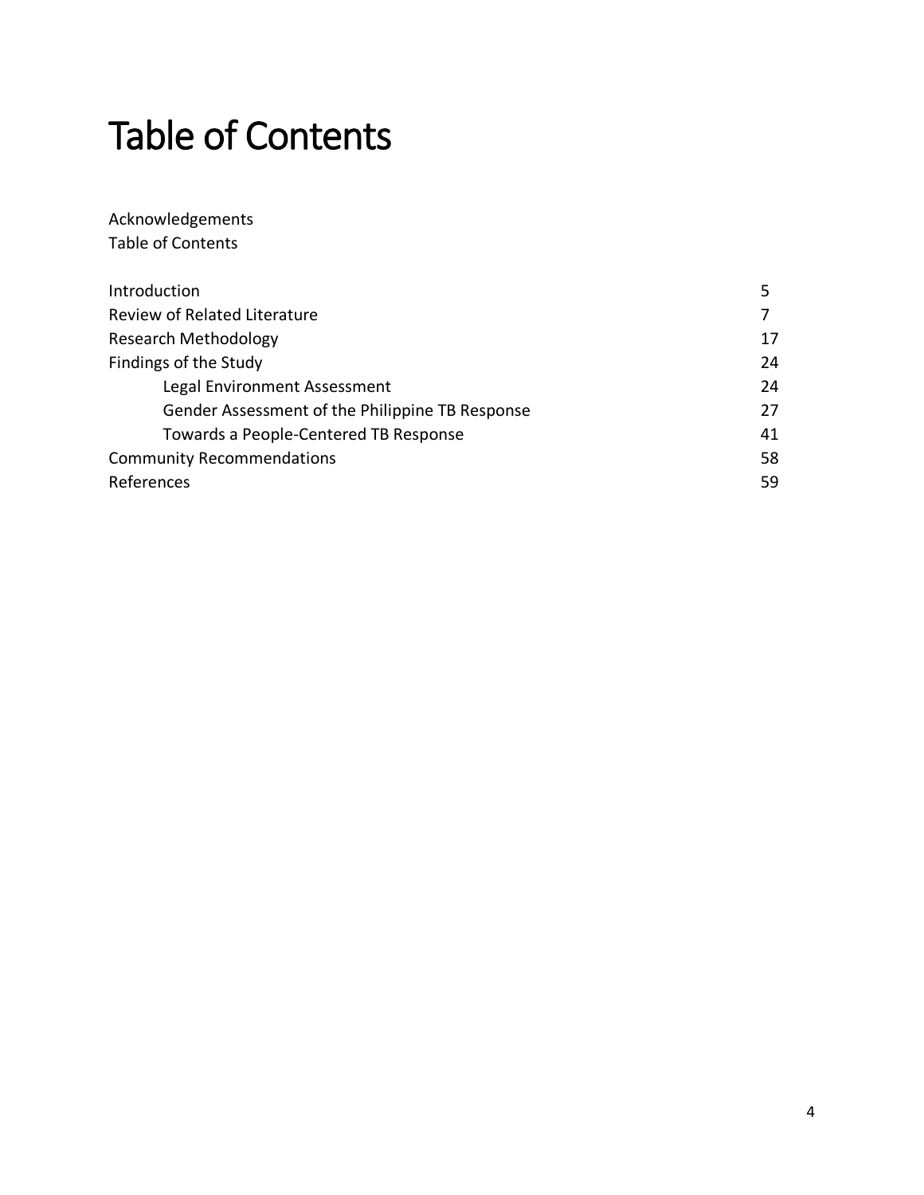# Table of Contents

Acknowledgements
Table of Contents

| | |
|---|---|
| Introduction | 5 |
| Review of Related Literature | 7 |
| Research Methodology | 17 |
| Findings of the Study | 24 |
| &nbsp;&nbsp;&nbsp;&nbsp;Legal Environment Assessment | 24 |
| &nbsp;&nbsp;&nbsp;&nbsp;Gender Assessment of the Philippine TB Response | 27 |
| &nbsp;&nbsp;&nbsp;&nbsp;Towards a People-Centered TB Response | 41 |
| Community Recommendations | 58 |
| References | 59 |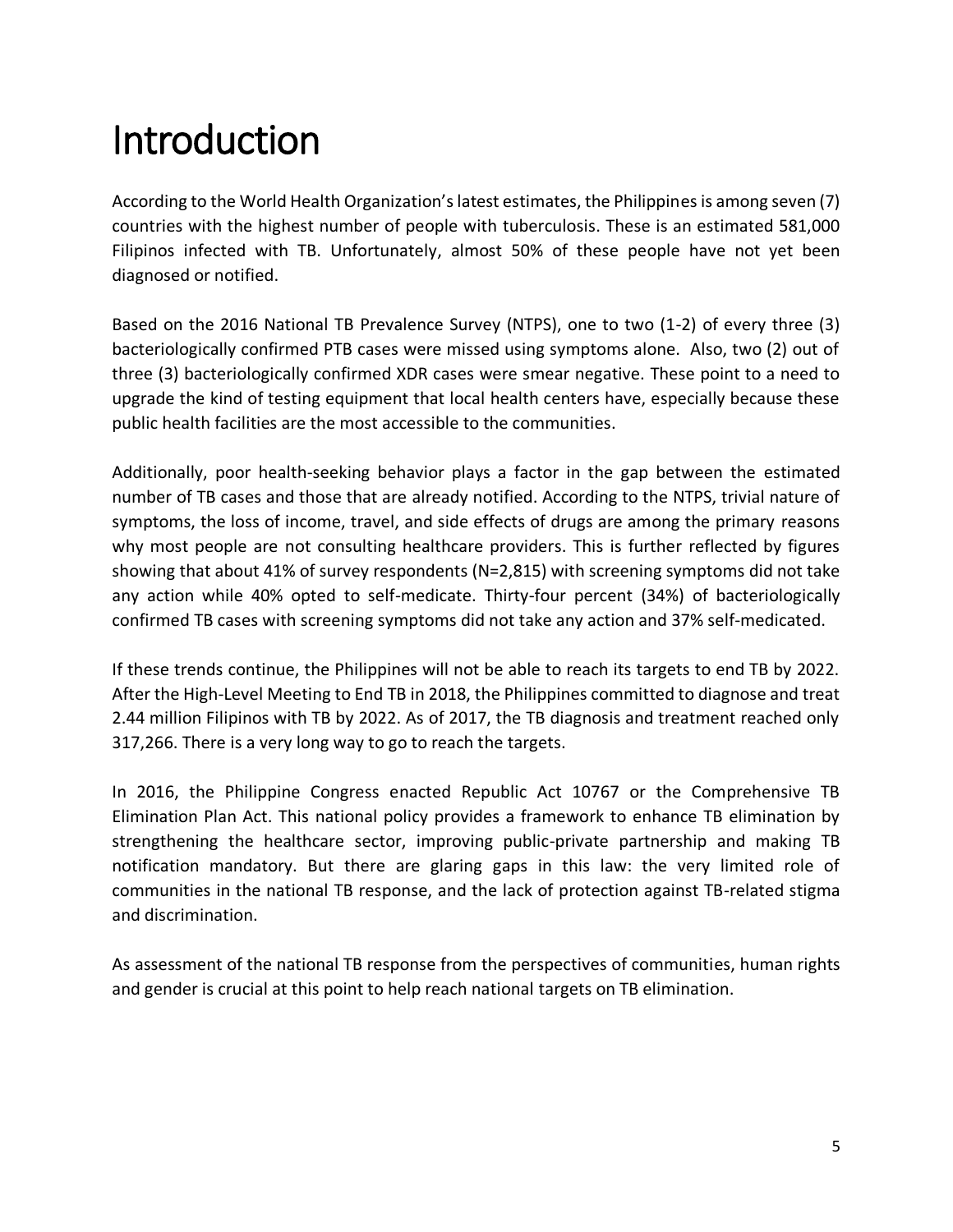# Introduction

According to the World Health Organization's latest estimates, the Philippines is among seven (7) countries with the highest number of people with tuberculosis. These is an estimated 581,000 Filipinos infected with TB. Unfortunately, almost 50% of these people have not yet been diagnosed or notified.

Based on the 2016 National TB Prevalence Survey (NTPS), one to two (1-2) of every three (3) bacteriologically confirmed PTB cases were missed using symptoms alone. Also, two (2) out of three (3) bacteriologically confirmed XDR cases were smear negative. These point to a need to upgrade the kind of testing equipment that local health centers have, especially because these public health facilities are the most accessible to the communities.

Additionally, poor health-seeking behavior plays a factor in the gap between the estimated number of TB cases and those that are already notified. According to the NTPS, trivial nature of symptoms, the loss of income, travel, and side effects of drugs are among the primary reasons why most people are not consulting healthcare providers. This is further reflected by figures showing that about 41% of survey respondents (N=2,815) with screening symptoms did not take any action while 40% opted to self-medicate. Thirty-four percent (34%) of bacteriologically confirmed TB cases with screening symptoms did not take any action and 37% self-medicated.

If these trends continue, the Philippines will not be able to reach its targets to end TB by 2022. After the High-Level Meeting to End TB in 2018, the Philippines committed to diagnose and treat 2.44 million Filipinos with TB by 2022. As of 2017, the TB diagnosis and treatment reached only 317,266. There is a very long way to go to reach the targets.

In 2016, the Philippine Congress enacted Republic Act 10767 or the Comprehensive TB Elimination Plan Act. This national policy provides a framework to enhance TB elimination by strengthening the healthcare sector, improving public-private partnership and making TB notification mandatory. But there are glaring gaps in this law: the very limited role of communities in the national TB response, and the lack of protection against TB-related stigma and discrimination.

As assessment of the national TB response from the perspectives of communities, human rights and gender is crucial at this point to help reach national targets on TB elimination.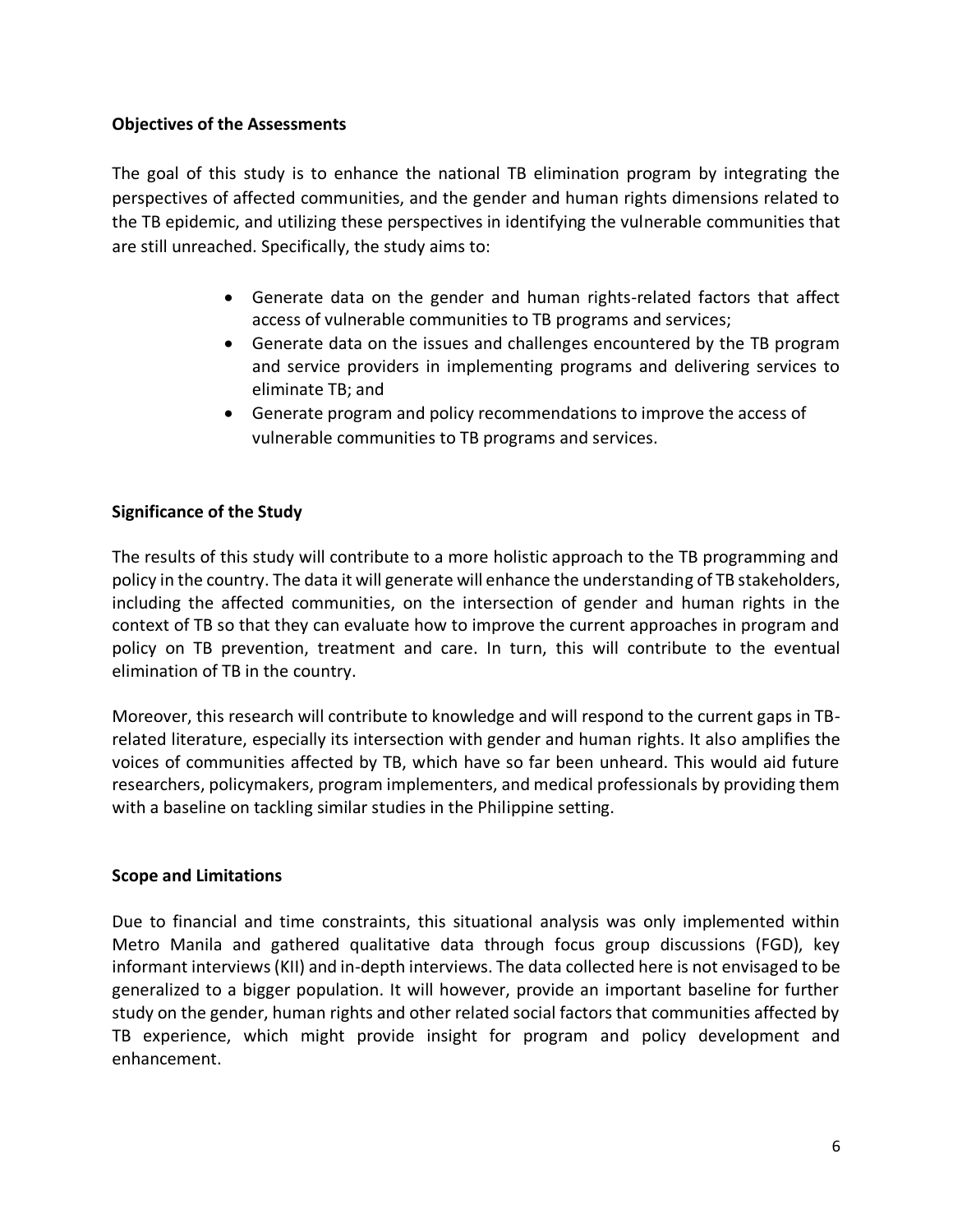**Objectives of the Assessments**

The goal of this study is to enhance the national TB elimination program by integrating the perspectives of affected communities, and the gender and human rights dimensions related to the TB epidemic, and utilizing these perspectives in identifying the vulnerable communities that are still unreached. Specifically, the study aims to:

- Generate data on the gender and human rights-related factors that affect access of vulnerable communities to TB programs and services;
- Generate data on the issues and challenges encountered by the TB program and service providers in implementing programs and delivering services to eliminate TB; and
- Generate program and policy recommendations to improve the access of vulnerable communities to TB programs and services.

**Significance of the Study**

The results of this study will contribute to a more holistic approach to the TB programming and policy in the country. The data it will generate will enhance the understanding of TB stakeholders, including the affected communities, on the intersection of gender and human rights in the context of TB so that they can evaluate how to improve the current approaches in program and policy on TB prevention, treatment and care. In turn, this will contribute to the eventual elimination of TB in the country.

Moreover, this research will contribute to knowledge and will respond to the current gaps in TB-related literature, especially its intersection with gender and human rights. It also amplifies the voices of communities affected by TB, which have so far been unheard. This would aid future researchers, policymakers, program implementers, and medical professionals by providing them with a baseline on tackling similar studies in the Philippine setting.

**Scope and Limitations**

Due to financial and time constraints, this situational analysis was only implemented within Metro Manila and gathered qualitative data through focus group discussions (FGD), key informant interviews (KII) and in-depth interviews. The data collected here is not envisaged to be generalized to a bigger population. It will however, provide an important baseline for further study on the gender, human rights and other related social factors that communities affected by TB experience, which might provide insight for program and policy development and enhancement.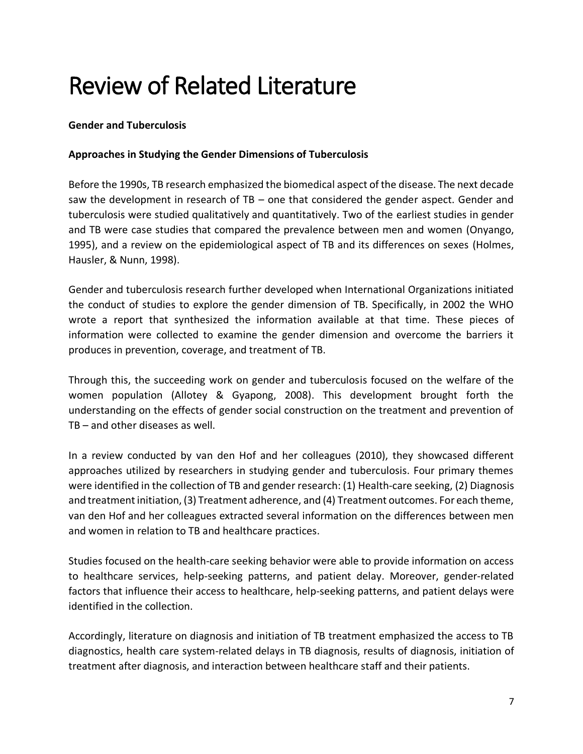# Review of Related Literature

**Gender and Tuberculosis**

**Approaches in Studying the Gender Dimensions of Tuberculosis**

Before the 1990s, TB research emphasized the biomedical aspect of the disease. The next decade saw the development in research of TB – one that considered the gender aspect. Gender and tuberculosis were studied qualitatively and quantitatively. Two of the earliest studies in gender and TB were case studies that compared the prevalence between men and women (Onyango, 1995), and a review on the epidemiological aspect of TB and its differences on sexes (Holmes, Hausler, & Nunn, 1998).

Gender and tuberculosis research further developed when International Organizations initiated the conduct of studies to explore the gender dimension of TB. Specifically, in 2002 the WHO wrote a report that synthesized the information available at that time. These pieces of information were collected to examine the gender dimension and overcome the barriers it produces in prevention, coverage, and treatment of TB.

Through this, the succeeding work on gender and tuberculosis focused on the welfare of the women population (Allotey & Gyapong, 2008). This development brought forth the understanding on the effects of gender social construction on the treatment and prevention of TB – and other diseases as well.

In a review conducted by van den Hof and her colleagues (2010), they showcased different approaches utilized by researchers in studying gender and tuberculosis. Four primary themes were identified in the collection of TB and gender research: (1) Health-care seeking, (2) Diagnosis and treatment initiation, (3) Treatment adherence, and (4) Treatment outcomes. For each theme, van den Hof and her colleagues extracted several information on the differences between men and women in relation to TB and healthcare practices.

Studies focused on the health-care seeking behavior were able to provide information on access to healthcare services, help-seeking patterns, and patient delay. Moreover, gender-related factors that influence their access to healthcare, help-seeking patterns, and patient delays were identified in the collection.

Accordingly, literature on diagnosis and initiation of TB treatment emphasized the access to TB diagnostics, health care system-related delays in TB diagnosis, results of diagnosis, initiation of treatment after diagnosis, and interaction between healthcare staff and their patients.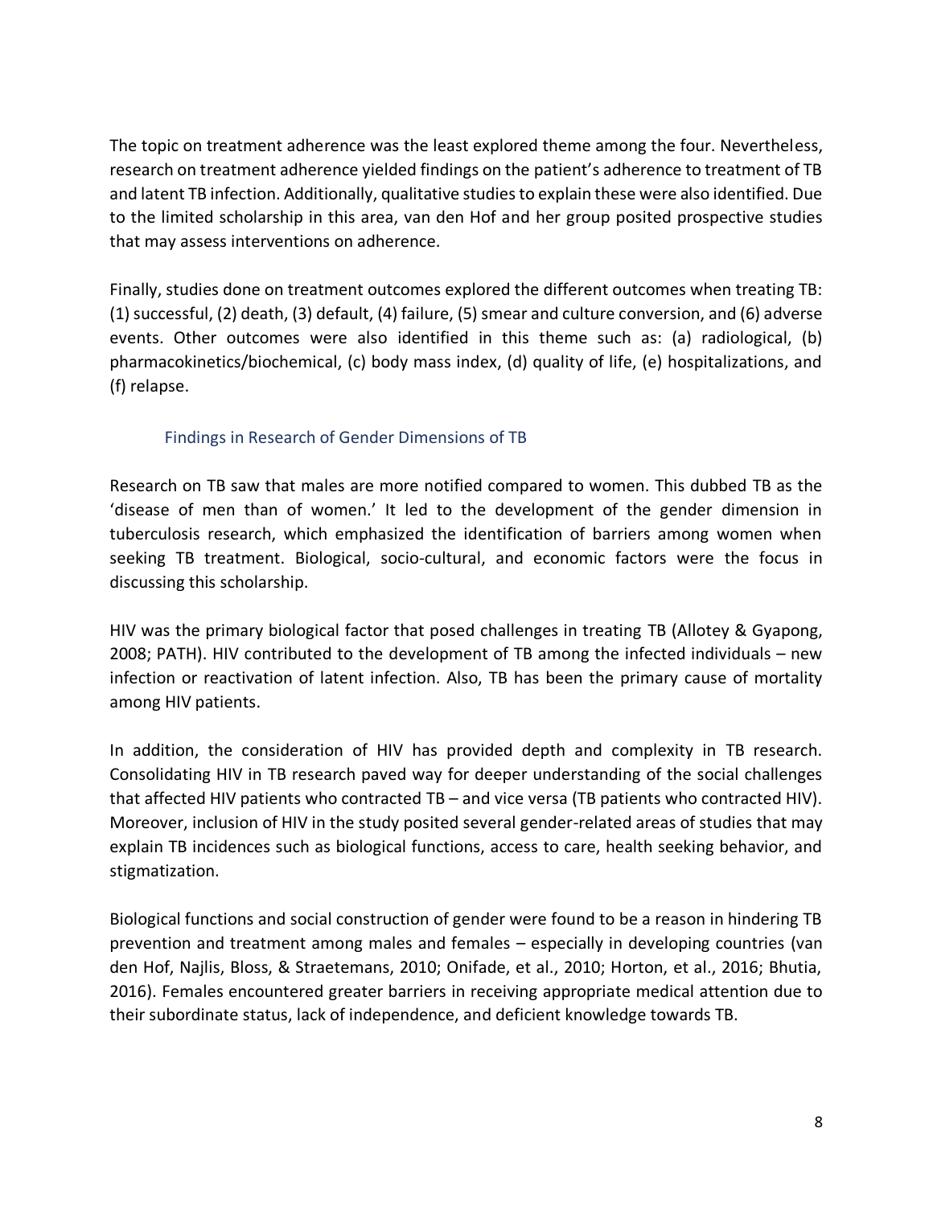The topic on treatment adherence was the least explored theme among the four. Nevertheless, research on treatment adherence yielded findings on the patient's adherence to treatment of TB and latent TB infection. Additionally, qualitative studies to explain these were also identified. Due to the limited scholarship in this area, van den Hof and her group posited prospective studies that may assess interventions on adherence.

Finally, studies done on treatment outcomes explored the different outcomes when treating TB: (1) successful, (2) death, (3) default, (4) failure, (5) smear and culture conversion, and (6) adverse events. Other outcomes were also identified in this theme such as: (a) radiological, (b) pharmacokinetics/biochemical, (c) body mass index, (d) quality of life, (e) hospitalizations, and (f) relapse.

### Findings in Research of Gender Dimensions of TB

Research on TB saw that males are more notified compared to women. This dubbed TB as the 'disease of men than of women.' It led to the development of the gender dimension in tuberculosis research, which emphasized the identification of barriers among women when seeking TB treatment. Biological, socio-cultural, and economic factors were the focus in discussing this scholarship.

HIV was the primary biological factor that posed challenges in treating TB (Allotey & Gyapong, 2008; PATH). HIV contributed to the development of TB among the infected individuals – new infection or reactivation of latent infection. Also, TB has been the primary cause of mortality among HIV patients.

In addition, the consideration of HIV has provided depth and complexity in TB research. Consolidating HIV in TB research paved way for deeper understanding of the social challenges that affected HIV patients who contracted TB – and vice versa (TB patients who contracted HIV). Moreover, inclusion of HIV in the study posited several gender-related areas of studies that may explain TB incidences such as biological functions, access to care, health seeking behavior, and stigmatization.

Biological functions and social construction of gender were found to be a reason in hindering TB prevention and treatment among males and females – especially in developing countries (van den Hof, Najlis, Bloss, & Straetemans, 2010; Onifade, et al., 2010; Horton, et al., 2016; Bhutia, 2016). Females encountered greater barriers in receiving appropriate medical attention due to their subordinate status, lack of independence, and deficient knowledge towards TB.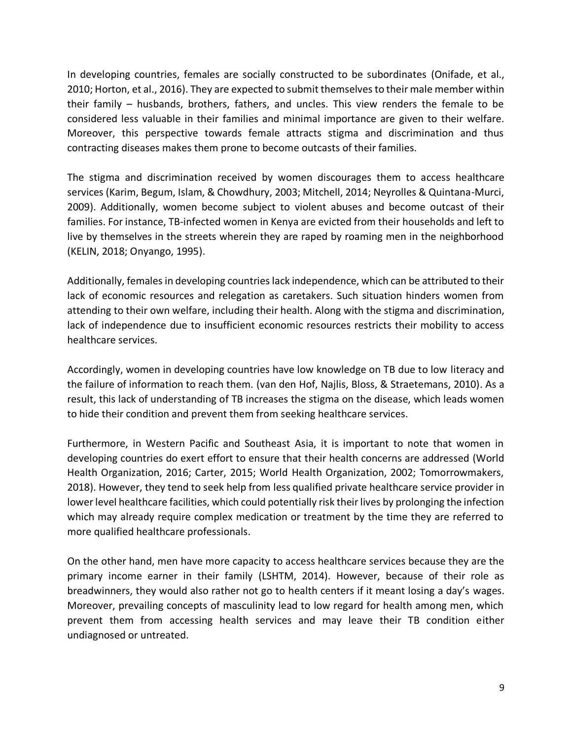In developing countries, females are socially constructed to be subordinates (Onifade, et al., 2010; Horton, et al., 2016). They are expected to submit themselves to their male member within their family – husbands, brothers, fathers, and uncles. This view renders the female to be considered less valuable in their families and minimal importance are given to their welfare. Moreover, this perspective towards female attracts stigma and discrimination and thus contracting diseases makes them prone to become outcasts of their families.

The stigma and discrimination received by women discourages them to access healthcare services (Karim, Begum, Islam, & Chowdhury, 2003; Mitchell, 2014; Neyrolles & Quintana-Murci, 2009). Additionally, women become subject to violent abuses and become outcast of their families. For instance, TB-infected women in Kenya are evicted from their households and left to live by themselves in the streets wherein they are raped by roaming men in the neighborhood (KELIN, 2018; Onyango, 1995).

Additionally, females in developing countries lack independence, which can be attributed to their lack of economic resources and relegation as caretakers. Such situation hinders women from attending to their own welfare, including their health. Along with the stigma and discrimination, lack of independence due to insufficient economic resources restricts their mobility to access healthcare services.

Accordingly, women in developing countries have low knowledge on TB due to low literacy and the failure of information to reach them. (van den Hof, Najlis, Bloss, & Straetemans, 2010). As a result, this lack of understanding of TB increases the stigma on the disease, which leads women to hide their condition and prevent them from seeking healthcare services.

Furthermore, in Western Pacific and Southeast Asia, it is important to note that women in developing countries do exert effort to ensure that their health concerns are addressed (World Health Organization, 2016; Carter, 2015; World Health Organization, 2002; Tomorrowmakers, 2018). However, they tend to seek help from less qualified private healthcare service provider in lower level healthcare facilities, which could potentially risk their lives by prolonging the infection which may already require complex medication or treatment by the time they are referred to more qualified healthcare professionals.

On the other hand, men have more capacity to access healthcare services because they are the primary income earner in their family (LSHTM, 2014). However, because of their role as breadwinners, they would also rather not go to health centers if it meant losing a day's wages. Moreover, prevailing concepts of masculinity lead to low regard for health among men, which prevent them from accessing health services and may leave their TB condition either undiagnosed or untreated.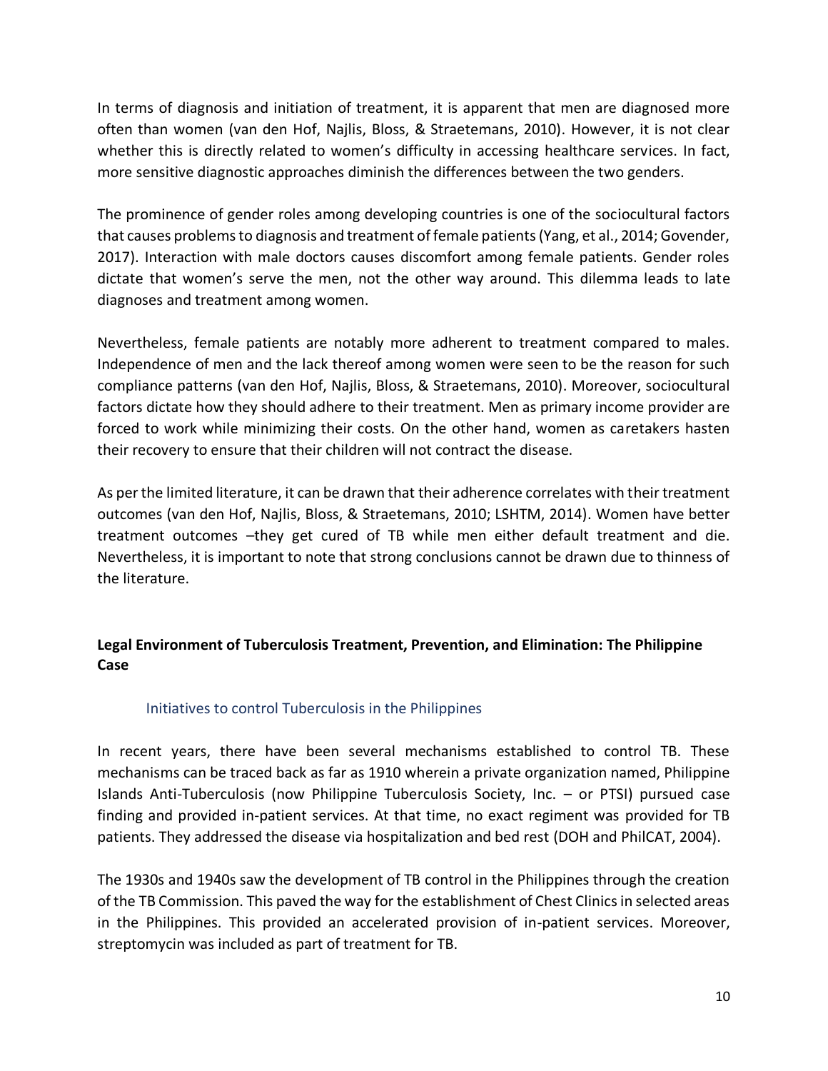In terms of diagnosis and initiation of treatment, it is apparent that men are diagnosed more often than women (van den Hof, Najlis, Bloss, & Straetemans, 2010). However, it is not clear whether this is directly related to women's difficulty in accessing healthcare services. In fact, more sensitive diagnostic approaches diminish the differences between the two genders.

The prominence of gender roles among developing countries is one of the sociocultural factors that causes problems to diagnosis and treatment of female patients (Yang, et al., 2014; Govender, 2017). Interaction with male doctors causes discomfort among female patients. Gender roles dictate that women's serve the men, not the other way around. This dilemma leads to late diagnoses and treatment among women.

Nevertheless, female patients are notably more adherent to treatment compared to males. Independence of men and the lack thereof among women were seen to be the reason for such compliance patterns (van den Hof, Najlis, Bloss, & Straetemans, 2010). Moreover, sociocultural factors dictate how they should adhere to their treatment. Men as primary income provider are forced to work while minimizing their costs. On the other hand, women as caretakers hasten their recovery to ensure that their children will not contract the disease.

As per the limited literature, it can be drawn that their adherence correlates with their treatment outcomes (van den Hof, Najlis, Bloss, & Straetemans, 2010; LSHTM, 2014). Women have better treatment outcomes –they get cured of TB while men either default treatment and die. Nevertheless, it is important to note that strong conclusions cannot be drawn due to thinness of the literature.

## Legal Environment of Tuberculosis Treatment, Prevention, and Elimination: The Philippine Case

### Initiatives to control Tuberculosis in the Philippines

In recent years, there have been several mechanisms established to control TB. These mechanisms can be traced back as far as 1910 wherein a private organization named, Philippine Islands Anti-Tuberculosis (now Philippine Tuberculosis Society, Inc. – or PTSI) pursued case finding and provided in-patient services. At that time, no exact regiment was provided for TB patients. They addressed the disease via hospitalization and bed rest (DOH and PhilCAT, 2004).

The 1930s and 1940s saw the development of TB control in the Philippines through the creation of the TB Commission. This paved the way for the establishment of Chest Clinics in selected areas in the Philippines. This provided an accelerated provision of in-patient services. Moreover, streptomycin was included as part of treatment for TB.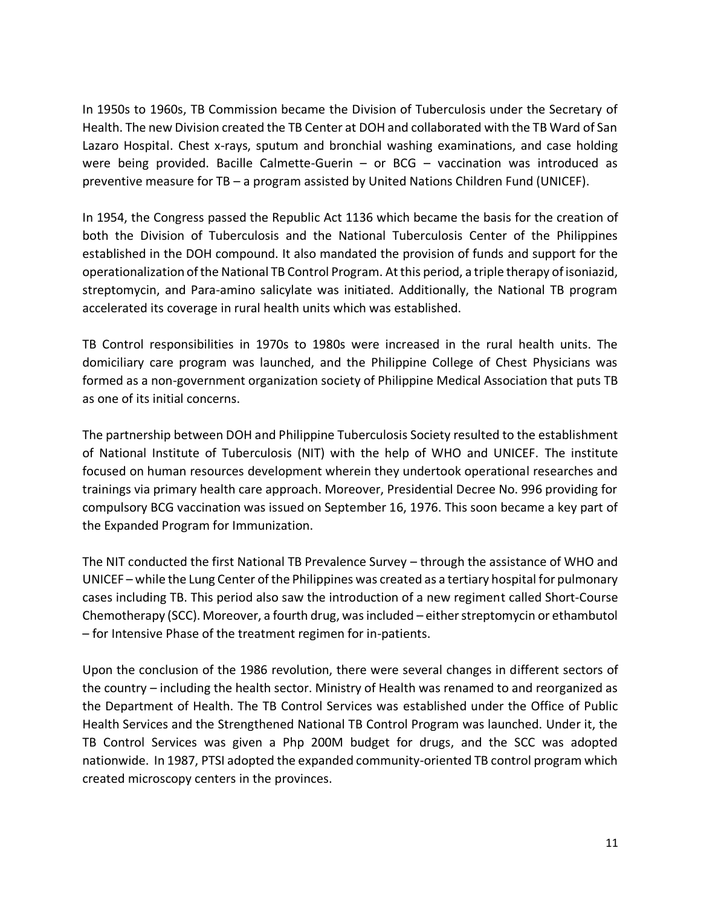In 1950s to 1960s, TB Commission became the Division of Tuberculosis under the Secretary of Health. The new Division created the TB Center at DOH and collaborated with the TB Ward of San Lazaro Hospital. Chest x-rays, sputum and bronchial washing examinations, and case holding were being provided. Bacille Calmette-Guerin – or BCG – vaccination was introduced as preventive measure for TB – a program assisted by United Nations Children Fund (UNICEF).

In 1954, the Congress passed the Republic Act 1136 which became the basis for the creation of both the Division of Tuberculosis and the National Tuberculosis Center of the Philippines established in the DOH compound. It also mandated the provision of funds and support for the operationalization of the National TB Control Program. At this period, a triple therapy of isoniazid, streptomycin, and Para-amino salicylate was initiated. Additionally, the National TB program accelerated its coverage in rural health units which was established.

TB Control responsibilities in 1970s to 1980s were increased in the rural health units. The domiciliary care program was launched, and the Philippine College of Chest Physicians was formed as a non-government organization society of Philippine Medical Association that puts TB as one of its initial concerns.

The partnership between DOH and Philippine Tuberculosis Society resulted to the establishment of National Institute of Tuberculosis (NIT) with the help of WHO and UNICEF. The institute focused on human resources development wherein they undertook operational researches and trainings via primary health care approach. Moreover, Presidential Decree No. 996 providing for compulsory BCG vaccination was issued on September 16, 1976. This soon became a key part of the Expanded Program for Immunization.

The NIT conducted the first National TB Prevalence Survey – through the assistance of WHO and UNICEF – while the Lung Center of the Philippines was created as a tertiary hospital for pulmonary cases including TB. This period also saw the introduction of a new regiment called Short-Course Chemotherapy (SCC). Moreover, a fourth drug, was included – either streptomycin or ethambutol – for Intensive Phase of the treatment regimen for in-patients.

Upon the conclusion of the 1986 revolution, there were several changes in different sectors of the country – including the health sector. Ministry of Health was renamed to and reorganized as the Department of Health. The TB Control Services was established under the Office of Public Health Services and the Strengthened National TB Control Program was launched. Under it, the TB Control Services was given a Php 200M budget for drugs, and the SCC was adopted nationwide. In 1987, PTSI adopted the expanded community-oriented TB control program which created microscopy centers in the provinces.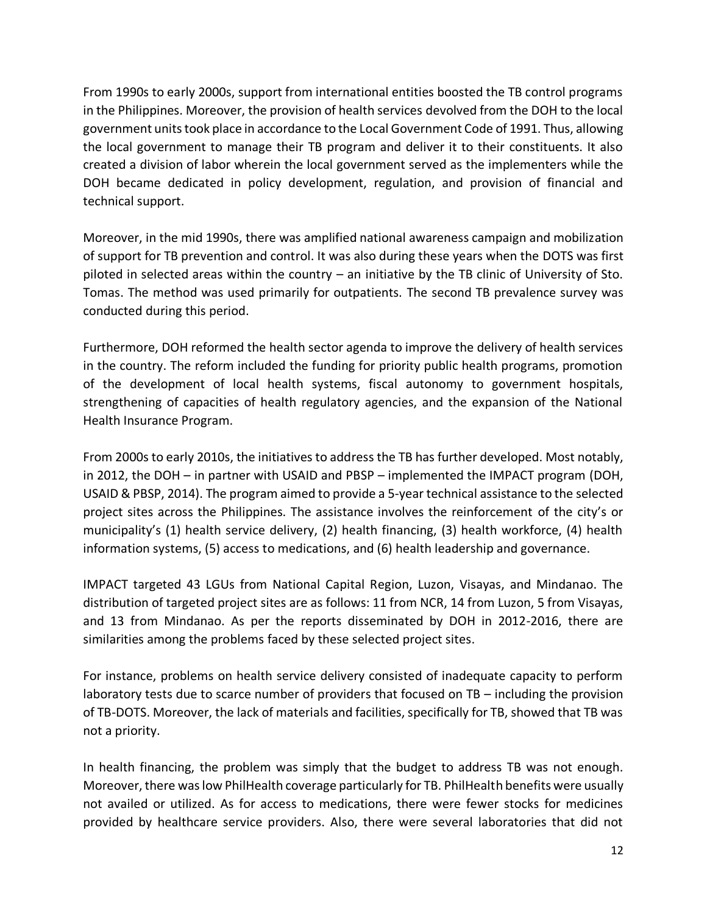From 1990s to early 2000s, support from international entities boosted the TB control programs in the Philippines. Moreover, the provision of health services devolved from the DOH to the local government units took place in accordance to the Local Government Code of 1991. Thus, allowing the local government to manage their TB program and deliver it to their constituents. It also created a division of labor wherein the local government served as the implementers while the DOH became dedicated in policy development, regulation, and provision of financial and technical support.

Moreover, in the mid 1990s, there was amplified national awareness campaign and mobilization of support for TB prevention and control. It was also during these years when the DOTS was first piloted in selected areas within the country – an initiative by the TB clinic of University of Sto. Tomas. The method was used primarily for outpatients. The second TB prevalence survey was conducted during this period.

Furthermore, DOH reformed the health sector agenda to improve the delivery of health services in the country. The reform included the funding for priority public health programs, promotion of the development of local health systems, fiscal autonomy to government hospitals, strengthening of capacities of health regulatory agencies, and the expansion of the National Health Insurance Program.

From 2000s to early 2010s, the initiatives to address the TB has further developed. Most notably, in 2012, the DOH – in partner with USAID and PBSP – implemented the IMPACT program (DOH, USAID & PBSP, 2014). The program aimed to provide a 5-year technical assistance to the selected project sites across the Philippines. The assistance involves the reinforcement of the city's or municipality's (1) health service delivery, (2) health financing, (3) health workforce, (4) health information systems, (5) access to medications, and (6) health leadership and governance.

IMPACT targeted 43 LGUs from National Capital Region, Luzon, Visayas, and Mindanao. The distribution of targeted project sites are as follows: 11 from NCR, 14 from Luzon, 5 from Visayas, and 13 from Mindanao. As per the reports disseminated by DOH in 2012-2016, there are similarities among the problems faced by these selected project sites.

For instance, problems on health service delivery consisted of inadequate capacity to perform laboratory tests due to scarce number of providers that focused on TB – including the provision of TB-DOTS. Moreover, the lack of materials and facilities, specifically for TB, showed that TB was not a priority.

In health financing, the problem was simply that the budget to address TB was not enough. Moreover, there was low PhilHealth coverage particularly for TB. PhilHealth benefits were usually not availed or utilized. As for access to medications, there were fewer stocks for medicines provided by healthcare service providers. Also, there were several laboratories that did not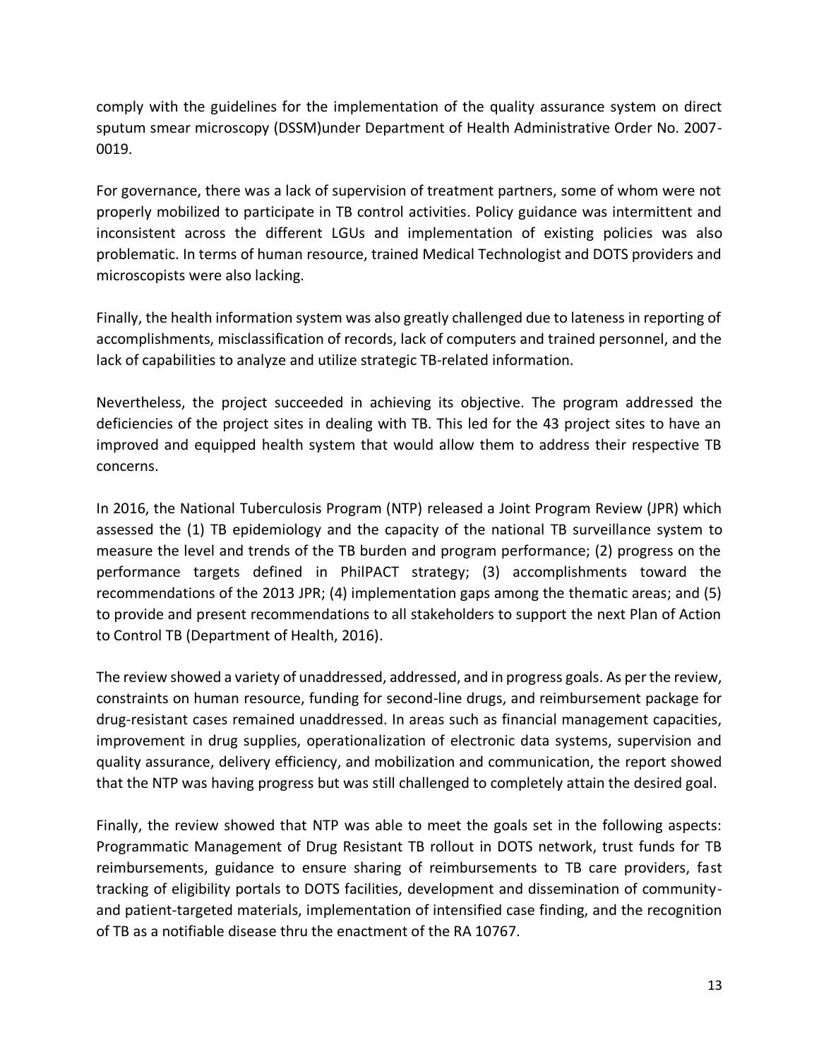comply with the guidelines for the implementation of the quality assurance system on direct sputum smear microscopy (DSSM)under Department of Health Administrative Order No. 2007-0019.

For governance, there was a lack of supervision of treatment partners, some of whom were not properly mobilized to participate in TB control activities. Policy guidance was intermittent and inconsistent across the different LGUs and implementation of existing policies was also problematic. In terms of human resource, trained Medical Technologist and DOTS providers and microscopists were also lacking.

Finally, the health information system was also greatly challenged due to lateness in reporting of accomplishments, misclassification of records, lack of computers and trained personnel, and the lack of capabilities to analyze and utilize strategic TB-related information.

Nevertheless, the project succeeded in achieving its objective. The program addressed the deficiencies of the project sites in dealing with TB. This led for the 43 project sites to have an improved and equipped health system that would allow them to address their respective TB concerns.

In 2016, the National Tuberculosis Program (NTP) released a Joint Program Review (JPR) which assessed the (1) TB epidemiology and the capacity of the national TB surveillance system to measure the level and trends of the TB burden and program performance; (2) progress on the performance targets defined in PhilPACT strategy; (3) accomplishments toward the recommendations of the 2013 JPR; (4) implementation gaps among the thematic areas; and (5) to provide and present recommendations to all stakeholders to support the next Plan of Action to Control TB (Department of Health, 2016).

The review showed a variety of unaddressed, addressed, and in progress goals. As per the review, constraints on human resource, funding for second-line drugs, and reimbursement package for drug-resistant cases remained unaddressed. In areas such as financial management capacities, improvement in drug supplies, operationalization of electronic data systems, supervision and quality assurance, delivery efficiency, and mobilization and communication, the report showed that the NTP was having progress but was still challenged to completely attain the desired goal.

Finally, the review showed that NTP was able to meet the goals set in the following aspects: Programmatic Management of Drug Resistant TB rollout in DOTS network, trust funds for TB reimbursements, guidance to ensure sharing of reimbursements to TB care providers, fast tracking of eligibility portals to DOTS facilities, development and dissemination of community- and patient-targeted materials, implementation of intensified case finding, and the recognition of TB as a notifiable disease thru the enactment of the RA 10767.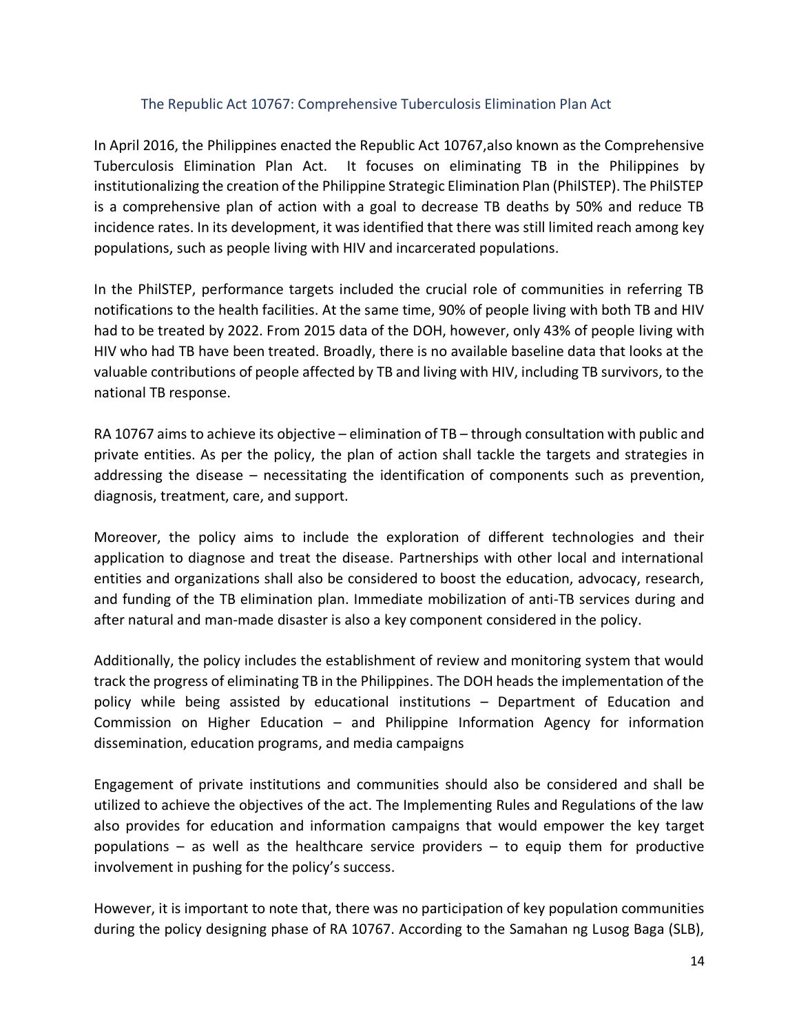### The Republic Act 10767: Comprehensive Tuberculosis Elimination Plan Act

In April 2016, the Philippines enacted the Republic Act 10767,also known as the Comprehensive Tuberculosis Elimination Plan Act. It focuses on eliminating TB in the Philippines by institutionalizing the creation of the Philippine Strategic Elimination Plan (PhilSTEP). The PhilSTEP is a comprehensive plan of action with a goal to decrease TB deaths by 50% and reduce TB incidence rates. In its development, it was identified that there was still limited reach among key populations, such as people living with HIV and incarcerated populations.

In the PhilSTEP, performance targets included the crucial role of communities in referring TB notifications to the health facilities. At the same time, 90% of people living with both TB and HIV had to be treated by 2022. From 2015 data of the DOH, however, only 43% of people living with HIV who had TB have been treated. Broadly, there is no available baseline data that looks at the valuable contributions of people affected by TB and living with HIV, including TB survivors, to the national TB response.

RA 10767 aims to achieve its objective – elimination of TB – through consultation with public and private entities. As per the policy, the plan of action shall tackle the targets and strategies in addressing the disease – necessitating the identification of components such as prevention, diagnosis, treatment, care, and support.

Moreover, the policy aims to include the exploration of different technologies and their application to diagnose and treat the disease. Partnerships with other local and international entities and organizations shall also be considered to boost the education, advocacy, research, and funding of the TB elimination plan. Immediate mobilization of anti-TB services during and after natural and man-made disaster is also a key component considered in the policy.

Additionally, the policy includes the establishment of review and monitoring system that would track the progress of eliminating TB in the Philippines. The DOH heads the implementation of the policy while being assisted by educational institutions – Department of Education and Commission on Higher Education – and Philippine Information Agency for information dissemination, education programs, and media campaigns

Engagement of private institutions and communities should also be considered and shall be utilized to achieve the objectives of the act. The Implementing Rules and Regulations of the law also provides for education and information campaigns that would empower the key target populations – as well as the healthcare service providers – to equip them for productive involvement in pushing for the policy's success.

However, it is important to note that, there was no participation of key population communities during the policy designing phase of RA 10767. According to the Samahan ng Lusog Baga (SLB),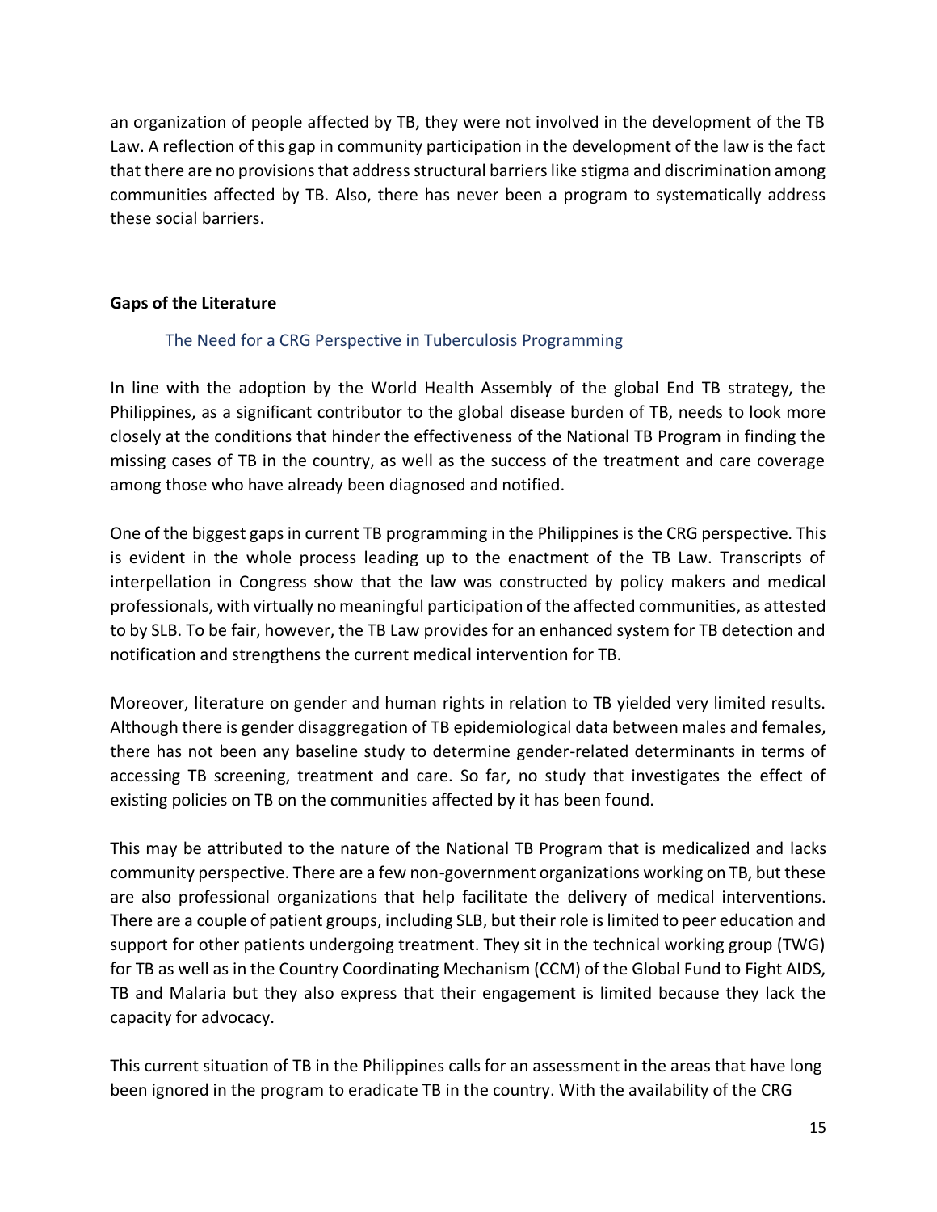an organization of people affected by TB, they were not involved in the development of the TB Law. A reflection of this gap in community participation in the development of the law is the fact that there are no provisions that address structural barriers like stigma and discrimination among communities affected by TB. Also, there has never been a program to systematically address these social barriers.

## Gaps of the Literature

### The Need for a CRG Perspective in Tuberculosis Programming

In line with the adoption by the World Health Assembly of the global End TB strategy, the Philippines, as a significant contributor to the global disease burden of TB, needs to look more closely at the conditions that hinder the effectiveness of the National TB Program in finding the missing cases of TB in the country, as well as the success of the treatment and care coverage among those who have already been diagnosed and notified.

One of the biggest gaps in current TB programming in the Philippines is the CRG perspective. This is evident in the whole process leading up to the enactment of the TB Law. Transcripts of interpellation in Congress show that the law was constructed by policy makers and medical professionals, with virtually no meaningful participation of the affected communities, as attested to by SLB. To be fair, however, the TB Law provides for an enhanced system for TB detection and notification and strengthens the current medical intervention for TB.

Moreover, literature on gender and human rights in relation to TB yielded very limited results. Although there is gender disaggregation of TB epidemiological data between males and females, there has not been any baseline study to determine gender-related determinants in terms of accessing TB screening, treatment and care. So far, no study that investigates the effect of existing policies on TB on the communities affected by it has been found.

This may be attributed to the nature of the National TB Program that is medicalized and lacks community perspective. There are a few non-government organizations working on TB, but these are also professional organizations that help facilitate the delivery of medical interventions. There are a couple of patient groups, including SLB, but their role is limited to peer education and support for other patients undergoing treatment. They sit in the technical working group (TWG) for TB as well as in the Country Coordinating Mechanism (CCM) of the Global Fund to Fight AIDS, TB and Malaria but they also express that their engagement is limited because they lack the capacity for advocacy.

This current situation of TB in the Philippines calls for an assessment in the areas that have long been ignored in the program to eradicate TB in the country. With the availability of the CRG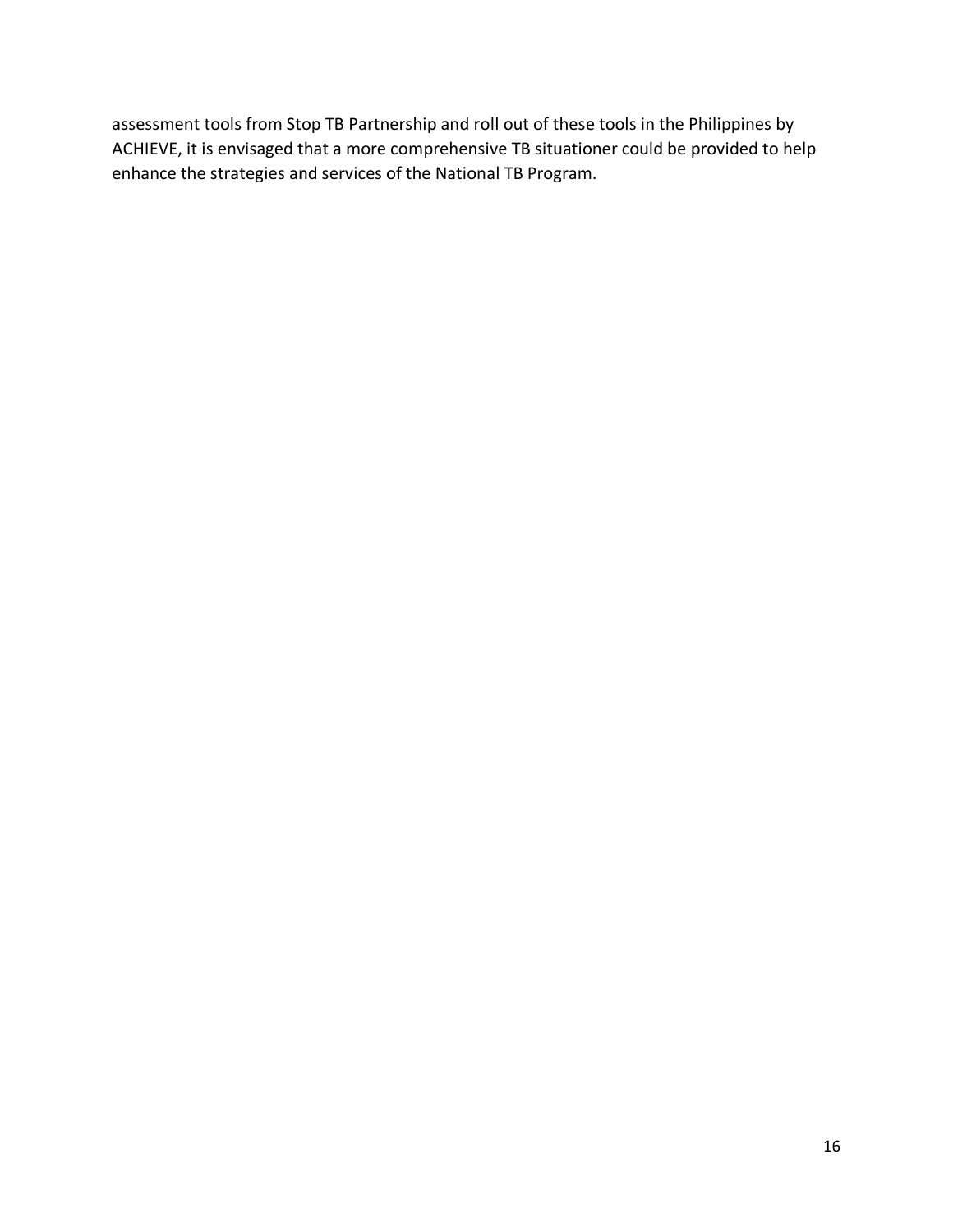assessment tools from Stop TB Partnership and roll out of these tools in the Philippines by ACHIEVE, it is envisaged that a more comprehensive TB situationer could be provided to help enhance the strategies and services of the National TB Program.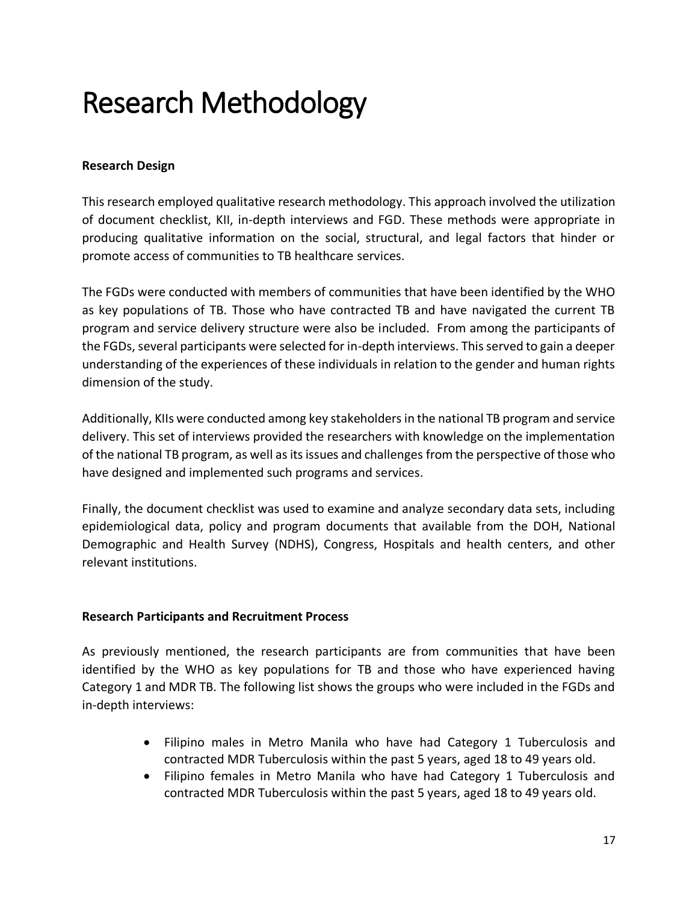# Research Methodology

**Research Design**

This research employed qualitative research methodology. This approach involved the utilization of document checklist, KII, in-depth interviews and FGD. These methods were appropriate in producing qualitative information on the social, structural, and legal factors that hinder or promote access of communities to TB healthcare services.

The FGDs were conducted with members of communities that have been identified by the WHO as key populations of TB. Those who have contracted TB and have navigated the current TB program and service delivery structure were also be included. From among the participants of the FGDs, several participants were selected for in-depth interviews. This served to gain a deeper understanding of the experiences of these individuals in relation to the gender and human rights dimension of the study.

Additionally, KIIs were conducted among key stakeholders in the national TB program and service delivery. This set of interviews provided the researchers with knowledge on the implementation of the national TB program, as well as its issues and challenges from the perspective of those who have designed and implemented such programs and services.

Finally, the document checklist was used to examine and analyze secondary data sets, including epidemiological data, policy and program documents that available from the DOH, National Demographic and Health Survey (NDHS), Congress, Hospitals and health centers, and other relevant institutions.

**Research Participants and Recruitment Process**

As previously mentioned, the research participants are from communities that have been identified by the WHO as key populations for TB and those who have experienced having Category 1 and MDR TB. The following list shows the groups who were included in the FGDs and in-depth interviews:

- Filipino males in Metro Manila who have had Category 1 Tuberculosis and contracted MDR Tuberculosis within the past 5 years, aged 18 to 49 years old.
- Filipino females in Metro Manila who have had Category 1 Tuberculosis and contracted MDR Tuberculosis within the past 5 years, aged 18 to 49 years old.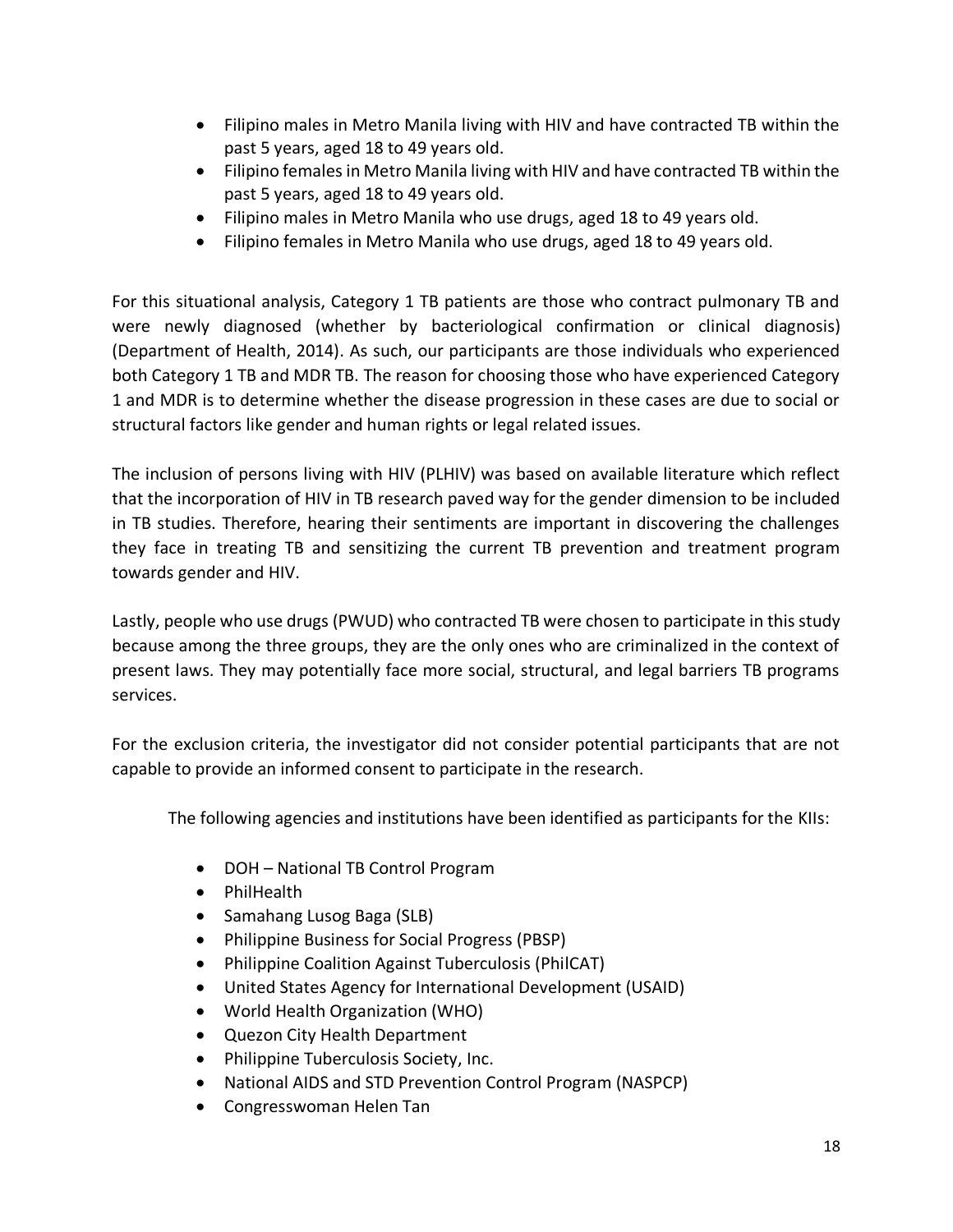- Filipino males in Metro Manila living with HIV and have contracted TB within the past 5 years, aged 18 to 49 years old.
- Filipino females in Metro Manila living with HIV and have contracted TB within the past 5 years, aged 18 to 49 years old.
- Filipino males in Metro Manila who use drugs, aged 18 to 49 years old.
- Filipino females in Metro Manila who use drugs, aged 18 to 49 years old.

For this situational analysis, Category 1 TB patients are those who contract pulmonary TB and were newly diagnosed (whether by bacteriological confirmation or clinical diagnosis) (Department of Health, 2014). As such, our participants are those individuals who experienced both Category 1 TB and MDR TB. The reason for choosing those who have experienced Category 1 and MDR is to determine whether the disease progression in these cases are due to social or structural factors like gender and human rights or legal related issues.

The inclusion of persons living with HIV (PLHIV) was based on available literature which reflect that the incorporation of HIV in TB research paved way for the gender dimension to be included in TB studies. Therefore, hearing their sentiments are important in discovering the challenges they face in treating TB and sensitizing the current TB prevention and treatment program towards gender and HIV.

Lastly, people who use drugs (PWUD) who contracted TB were chosen to participate in this study because among the three groups, they are the only ones who are criminalized in the context of present laws. They may potentially face more social, structural, and legal barriers TB programs services.

For the exclusion criteria, the investigator did not consider potential participants that are not capable to provide an informed consent to participate in the research.

The following agencies and institutions have been identified as participants for the KIIs:

- DOH – National TB Control Program
- PhilHealth
- Samahang Lusog Baga (SLB)
- Philippine Business for Social Progress (PBSP)
- Philippine Coalition Against Tuberculosis (PhilCAT)
- United States Agency for International Development (USAID)
- World Health Organization (WHO)
- Quezon City Health Department
- Philippine Tuberculosis Society, Inc.
- National AIDS and STD Prevention Control Program (NASPCP)
- Congresswoman Helen Tan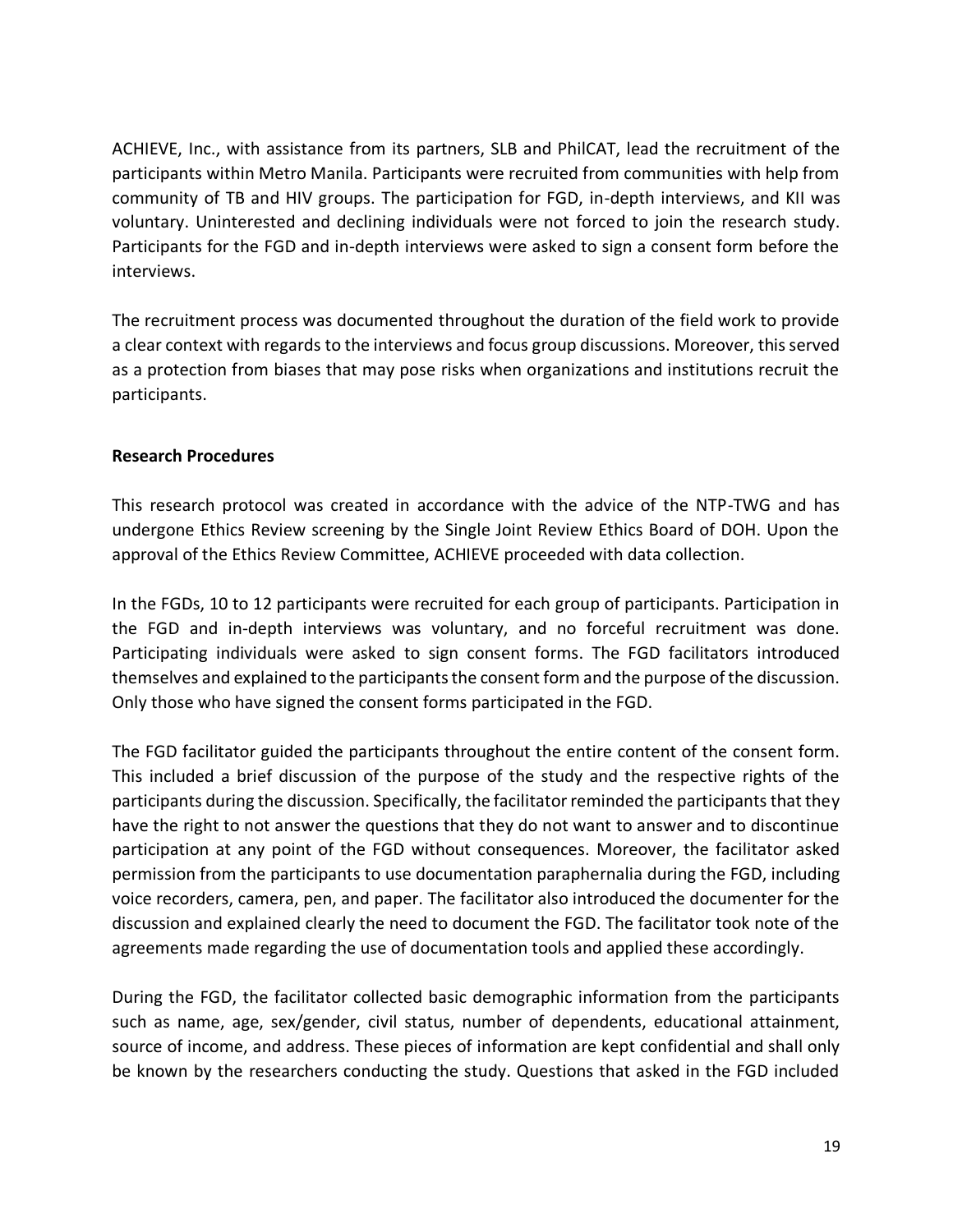ACHIEVE, Inc., with assistance from its partners, SLB and PhilCAT, lead the recruitment of the participants within Metro Manila. Participants were recruited from communities with help from community of TB and HIV groups. The participation for FGD, in-depth interviews, and KII was voluntary. Uninterested and declining individuals were not forced to join the research study. Participants for the FGD and in-depth interviews were asked to sign a consent form before the interviews.

The recruitment process was documented throughout the duration of the field work to provide a clear context with regards to the interviews and focus group discussions. Moreover, this served as a protection from biases that may pose risks when organizations and institutions recruit the participants.

**Research Procedures**

This research protocol was created in accordance with the advice of the NTP-TWG and has undergone Ethics Review screening by the Single Joint Review Ethics Board of DOH. Upon the approval of the Ethics Review Committee, ACHIEVE proceeded with data collection.

In the FGDs, 10 to 12 participants were recruited for each group of participants. Participation in the FGD and in-depth interviews was voluntary, and no forceful recruitment was done. Participating individuals were asked to sign consent forms. The FGD facilitators introduced themselves and explained to the participants the consent form and the purpose of the discussion. Only those who have signed the consent forms participated in the FGD.

The FGD facilitator guided the participants throughout the entire content of the consent form. This included a brief discussion of the purpose of the study and the respective rights of the participants during the discussion. Specifically, the facilitator reminded the participants that they have the right to not answer the questions that they do not want to answer and to discontinue participation at any point of the FGD without consequences. Moreover, the facilitator asked permission from the participants to use documentation paraphernalia during the FGD, including voice recorders, camera, pen, and paper. The facilitator also introduced the documenter for the discussion and explained clearly the need to document the FGD. The facilitator took note of the agreements made regarding the use of documentation tools and applied these accordingly.

During the FGD, the facilitator collected basic demographic information from the participants such as name, age, sex/gender, civil status, number of dependents, educational attainment, source of income, and address. These pieces of information are kept confidential and shall only be known by the researchers conducting the study. Questions that asked in the FGD included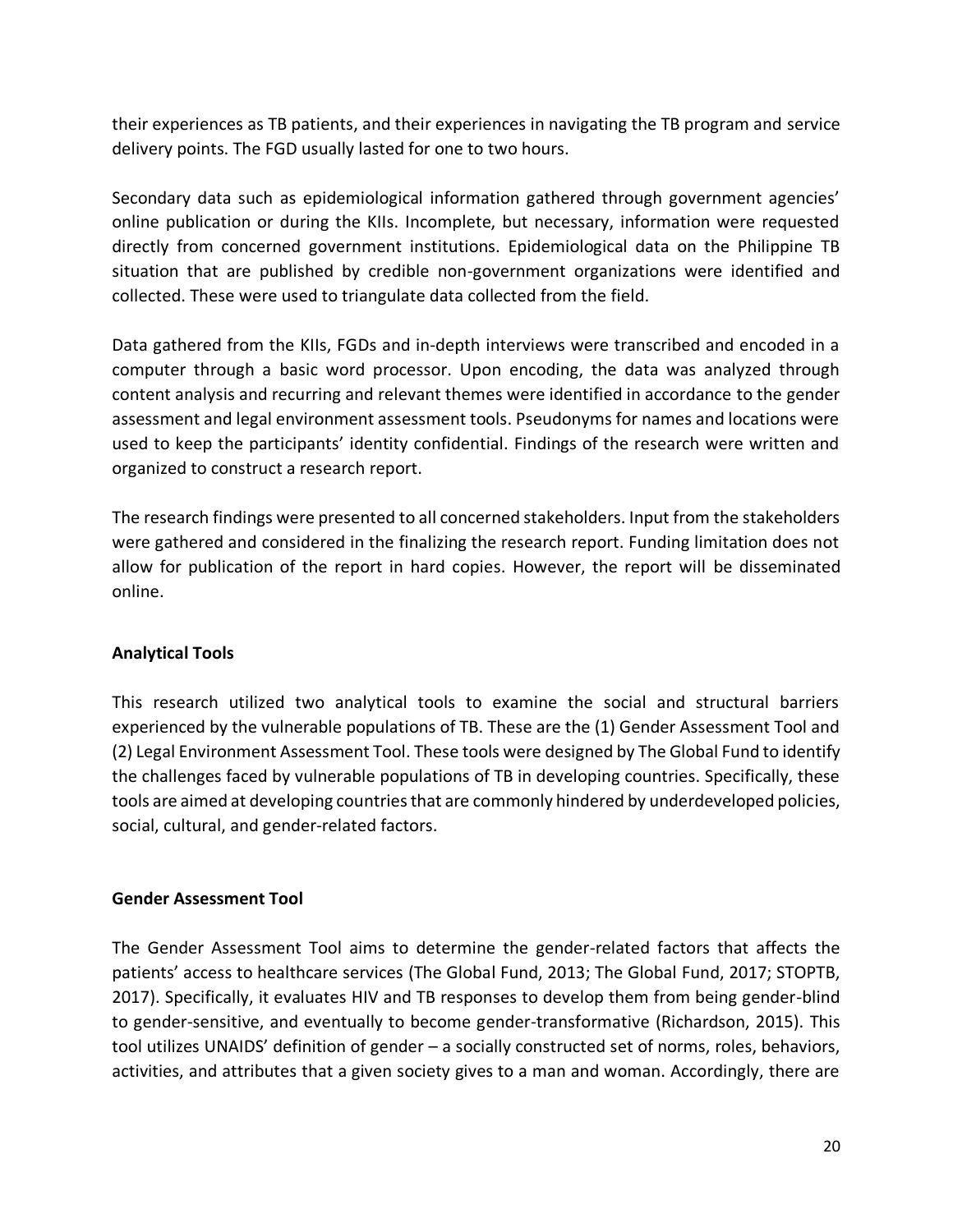their experiences as TB patients, and their experiences in navigating the TB program and service delivery points. The FGD usually lasted for one to two hours.

Secondary data such as epidemiological information gathered through government agencies' online publication or during the KIIs. Incomplete, but necessary, information were requested directly from concerned government institutions. Epidemiological data on the Philippine TB situation that are published by credible non-government organizations were identified and collected. These were used to triangulate data collected from the field.

Data gathered from the KIIs, FGDs and in-depth interviews were transcribed and encoded in a computer through a basic word processor. Upon encoding, the data was analyzed through content analysis and recurring and relevant themes were identified in accordance to the gender assessment and legal environment assessment tools. Pseudonyms for names and locations were used to keep the participants' identity confidential. Findings of the research were written and organized to construct a research report.

The research findings were presented to all concerned stakeholders. Input from the stakeholders were gathered and considered in the finalizing the research report. Funding limitation does not allow for publication of the report in hard copies. However, the report will be disseminated online.

**Analytical Tools**

This research utilized two analytical tools to examine the social and structural barriers experienced by the vulnerable populations of TB. These are the (1) Gender Assessment Tool and (2) Legal Environment Assessment Tool. These tools were designed by The Global Fund to identify the challenges faced by vulnerable populations of TB in developing countries. Specifically, these tools are aimed at developing countries that are commonly hindered by underdeveloped policies, social, cultural, and gender-related factors.

**Gender Assessment Tool**

The Gender Assessment Tool aims to determine the gender-related factors that affects the patients' access to healthcare services (The Global Fund, 2013; The Global Fund, 2017; STOPTB, 2017). Specifically, it evaluates HIV and TB responses to develop them from being gender-blind to gender-sensitive, and eventually to become gender-transformative (Richardson, 2015). This tool utilizes UNAIDS' definition of gender – a socially constructed set of norms, roles, behaviors, activities, and attributes that a given society gives to a man and woman. Accordingly, there are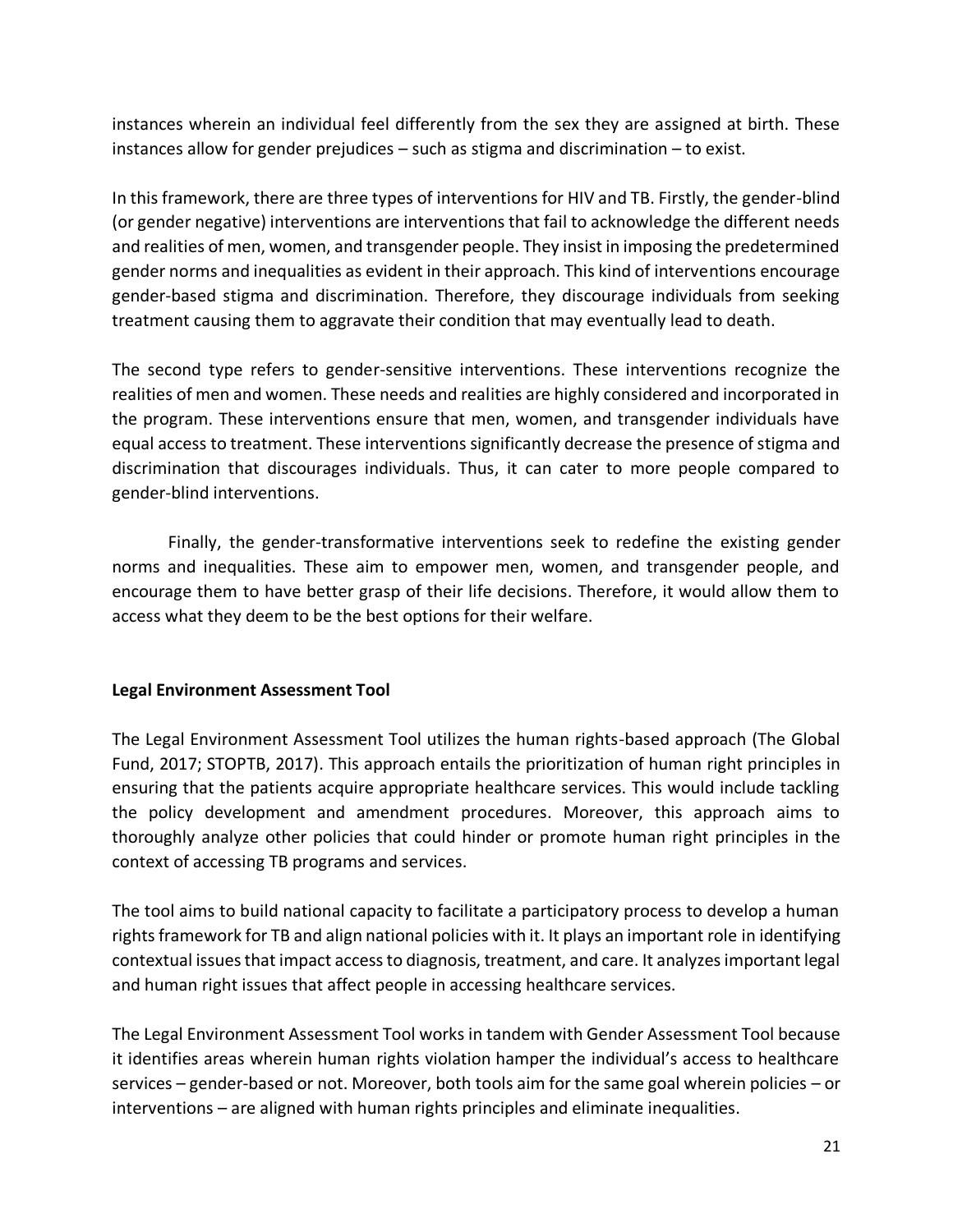instances wherein an individual feel differently from the sex they are assigned at birth. These instances allow for gender prejudices – such as stigma and discrimination – to exist.

In this framework, there are three types of interventions for HIV and TB. Firstly, the gender-blind (or gender negative) interventions are interventions that fail to acknowledge the different needs and realities of men, women, and transgender people. They insist in imposing the predetermined gender norms and inequalities as evident in their approach. This kind of interventions encourage gender-based stigma and discrimination. Therefore, they discourage individuals from seeking treatment causing them to aggravate their condition that may eventually lead to death.

The second type refers to gender-sensitive interventions. These interventions recognize the realities of men and women. These needs and realities are highly considered and incorporated in the program. These interventions ensure that men, women, and transgender individuals have equal access to treatment. These interventions significantly decrease the presence of stigma and discrimination that discourages individuals. Thus, it can cater to more people compared to gender-blind interventions.

Finally, the gender-transformative interventions seek to redefine the existing gender norms and inequalities. These aim to empower men, women, and transgender people, and encourage them to have better grasp of their life decisions. Therefore, it would allow them to access what they deem to be the best options for their welfare.

**Legal Environment Assessment Tool**

The Legal Environment Assessment Tool utilizes the human rights-based approach (The Global Fund, 2017; STOPTB, 2017). This approach entails the prioritization of human right principles in ensuring that the patients acquire appropriate healthcare services. This would include tackling the policy development and amendment procedures. Moreover, this approach aims to thoroughly analyze other policies that could hinder or promote human right principles in the context of accessing TB programs and services.

The tool aims to build national capacity to facilitate a participatory process to develop a human rights framework for TB and align national policies with it. It plays an important role in identifying contextual issues that impact access to diagnosis, treatment, and care. It analyzes important legal and human right issues that affect people in accessing healthcare services.

The Legal Environment Assessment Tool works in tandem with Gender Assessment Tool because it identifies areas wherein human rights violation hamper the individual's access to healthcare services – gender-based or not. Moreover, both tools aim for the same goal wherein policies – or interventions – are aligned with human rights principles and eliminate inequalities.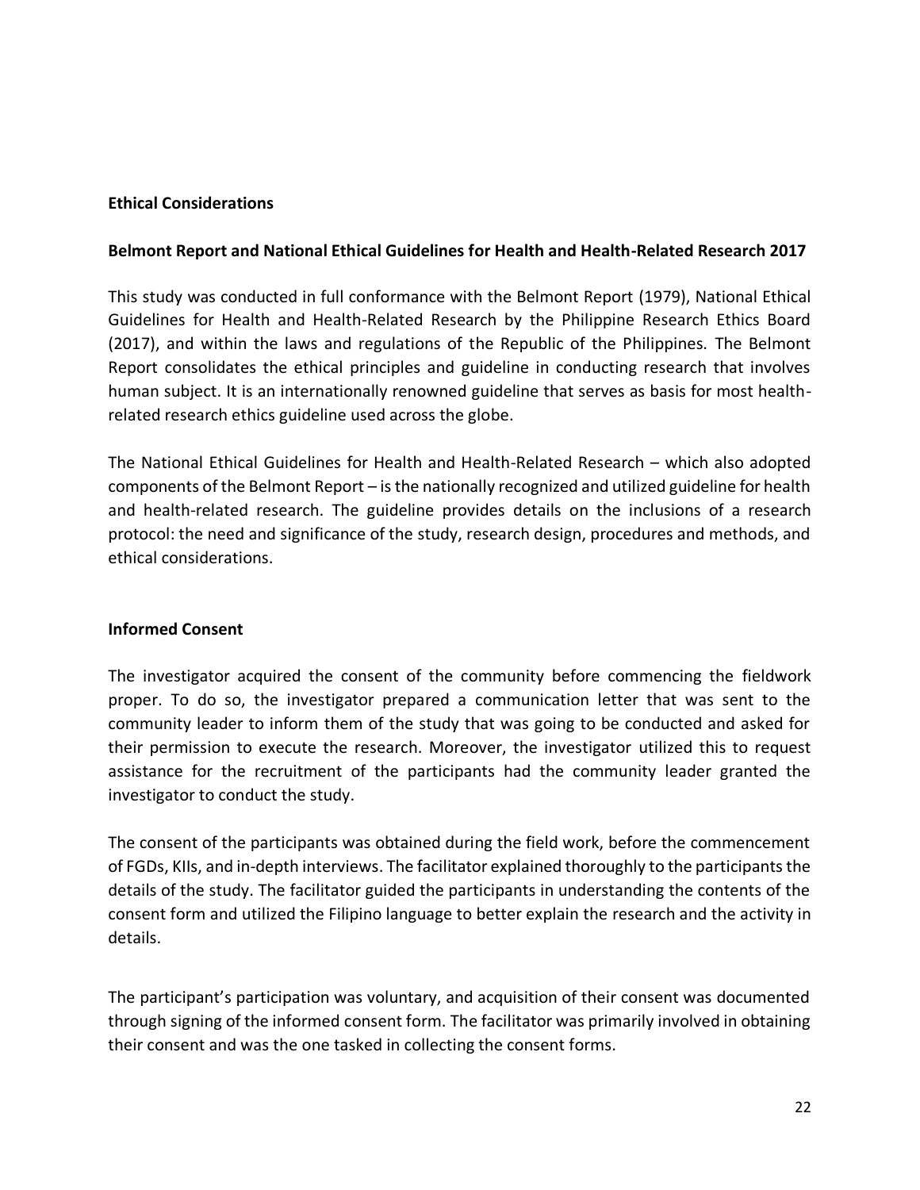## Ethical Considerations

### Belmont Report and National Ethical Guidelines for Health and Health-Related Research 2017

This study was conducted in full conformance with the Belmont Report (1979), National Ethical Guidelines for Health and Health-Related Research by the Philippine Research Ethics Board (2017), and within the laws and regulations of the Republic of the Philippines. The Belmont Report consolidates the ethical principles and guideline in conducting research that involves human subject. It is an internationally renowned guideline that serves as basis for most health-related research ethics guideline used across the globe.

The National Ethical Guidelines for Health and Health-Related Research – which also adopted components of the Belmont Report – is the nationally recognized and utilized guideline for health and health-related research. The guideline provides details on the inclusions of a research protocol: the need and significance of the study, research design, procedures and methods, and ethical considerations.

### Informed Consent

The investigator acquired the consent of the community before commencing the fieldwork proper. To do so, the investigator prepared a communication letter that was sent to the community leader to inform them of the study that was going to be conducted and asked for their permission to execute the research. Moreover, the investigator utilized this to request assistance for the recruitment of the participants had the community leader granted the investigator to conduct the study.

The consent of the participants was obtained during the field work, before the commencement of FGDs, KIIs, and in-depth interviews. The facilitator explained thoroughly to the participants the details of the study. The facilitator guided the participants in understanding the contents of the consent form and utilized the Filipino language to better explain the research and the activity in details.

The participant's participation was voluntary, and acquisition of their consent was documented through signing of the informed consent form. The facilitator was primarily involved in obtaining their consent and was the one tasked in collecting the consent forms.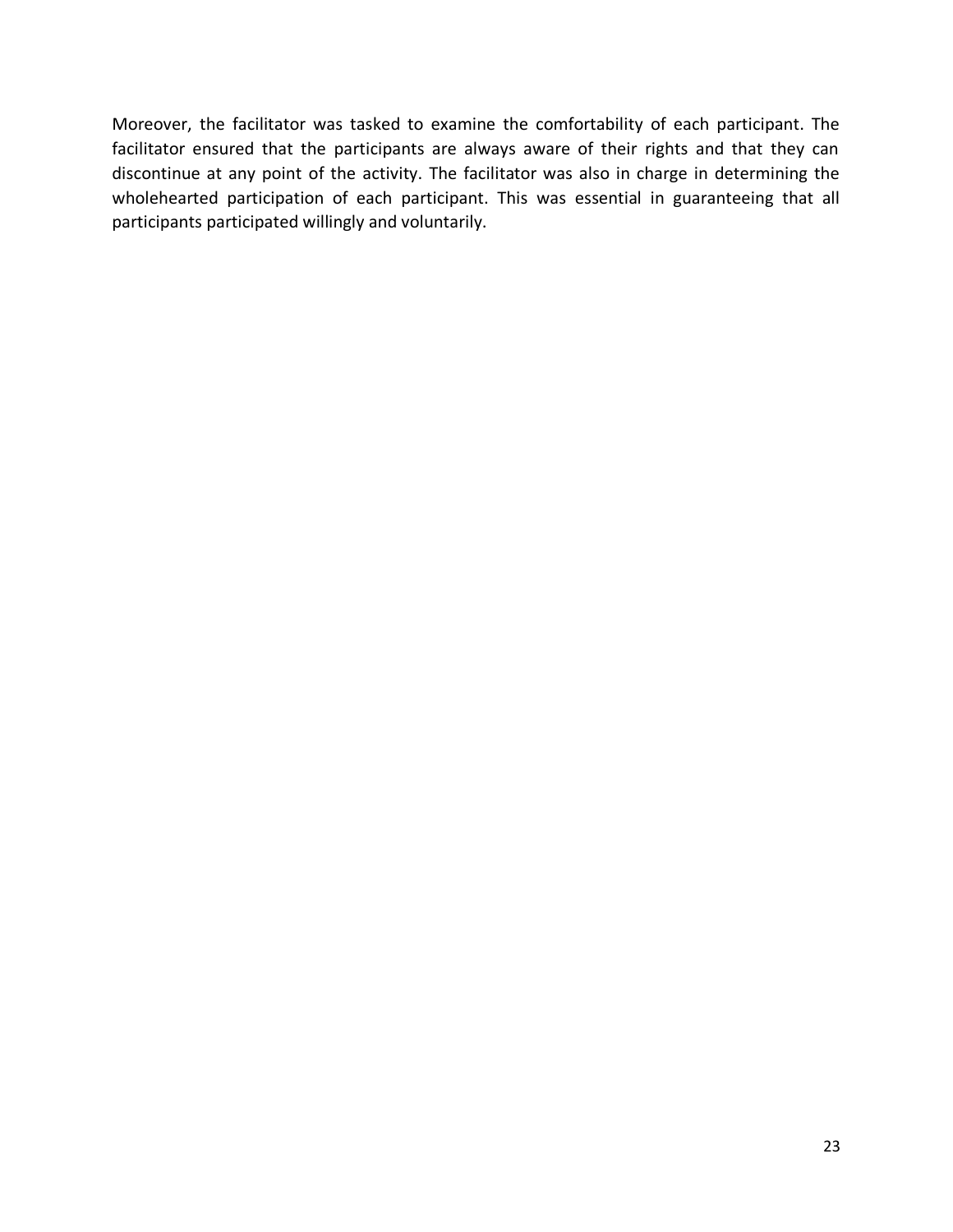Moreover, the facilitator was tasked to examine the comfortability of each participant. The facilitator ensured that the participants are always aware of their rights and that they can discontinue at any point of the activity. The facilitator was also in charge in determining the wholehearted participation of each participant. This was essential in guaranteeing that all participants participated willingly and voluntarily.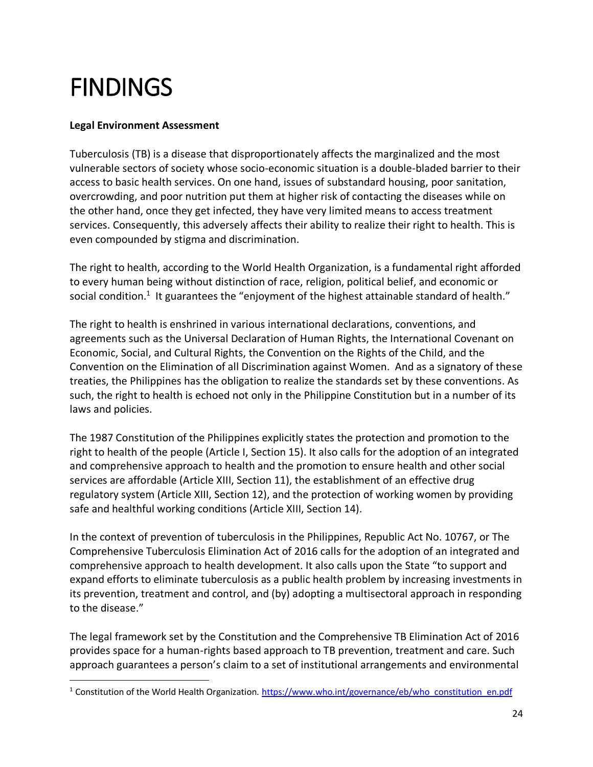# FINDINGS

**Legal Environment Assessment**

Tuberculosis (TB) is a disease that disproportionately affects the marginalized and the most vulnerable sectors of society whose socio-economic situation is a double-bladed barrier to their access to basic health services. On one hand, issues of substandard housing, poor sanitation, overcrowding, and poor nutrition put them at higher risk of contacting the diseases while on the other hand, once they get infected, they have very limited means to access treatment services. Consequently, this adversely affects their ability to realize their right to health. This is even compounded by stigma and discrimination.

The right to health, according to the World Health Organization, is a fundamental right afforded to every human being without distinction of race, religion, political belief, and economic or social condition.[1] It guarantees the "enjoyment of the highest attainable standard of health."

The right to health is enshrined in various international declarations, conventions, and agreements such as the Universal Declaration of Human Rights, the International Covenant on Economic, Social, and Cultural Rights, the Convention on the Rights of the Child, and the Convention on the Elimination of all Discrimination against Women. And as a signatory of these treaties, the Philippines has the obligation to realize the standards set by these conventions. As such, the right to health is echoed not only in the Philippine Constitution but in a number of its laws and policies.

The 1987 Constitution of the Philippines explicitly states the protection and promotion to the right to health of the people (Article I, Section 15). It also calls for the adoption of an integrated and comprehensive approach to health and the promotion to ensure health and other social services are affordable (Article XIII, Section 11), the establishment of an effective drug regulatory system (Article XIII, Section 12), and the protection of working women by providing safe and healthful working conditions (Article XIII, Section 14).

In the context of prevention of tuberculosis in the Philippines, Republic Act No. 10767, or The Comprehensive Tuberculosis Elimination Act of 2016 calls for the adoption of an integrated and comprehensive approach to health development. It also calls upon the State "to support and expand efforts to eliminate tuberculosis as a public health problem by increasing investments in its prevention, treatment and control, and (by) adopting a multisectoral approach in responding to the disease."

The legal framework set by the Constitution and the Comprehensive TB Elimination Act of 2016 provides space for a human-rights based approach to TB prevention, treatment and care. Such approach guarantees a person's claim to a set of institutional arrangements and environmental

---

[1] Constitution of the World Health Organization. https://www.who.int/governance/eb/who_constitution_en.pdf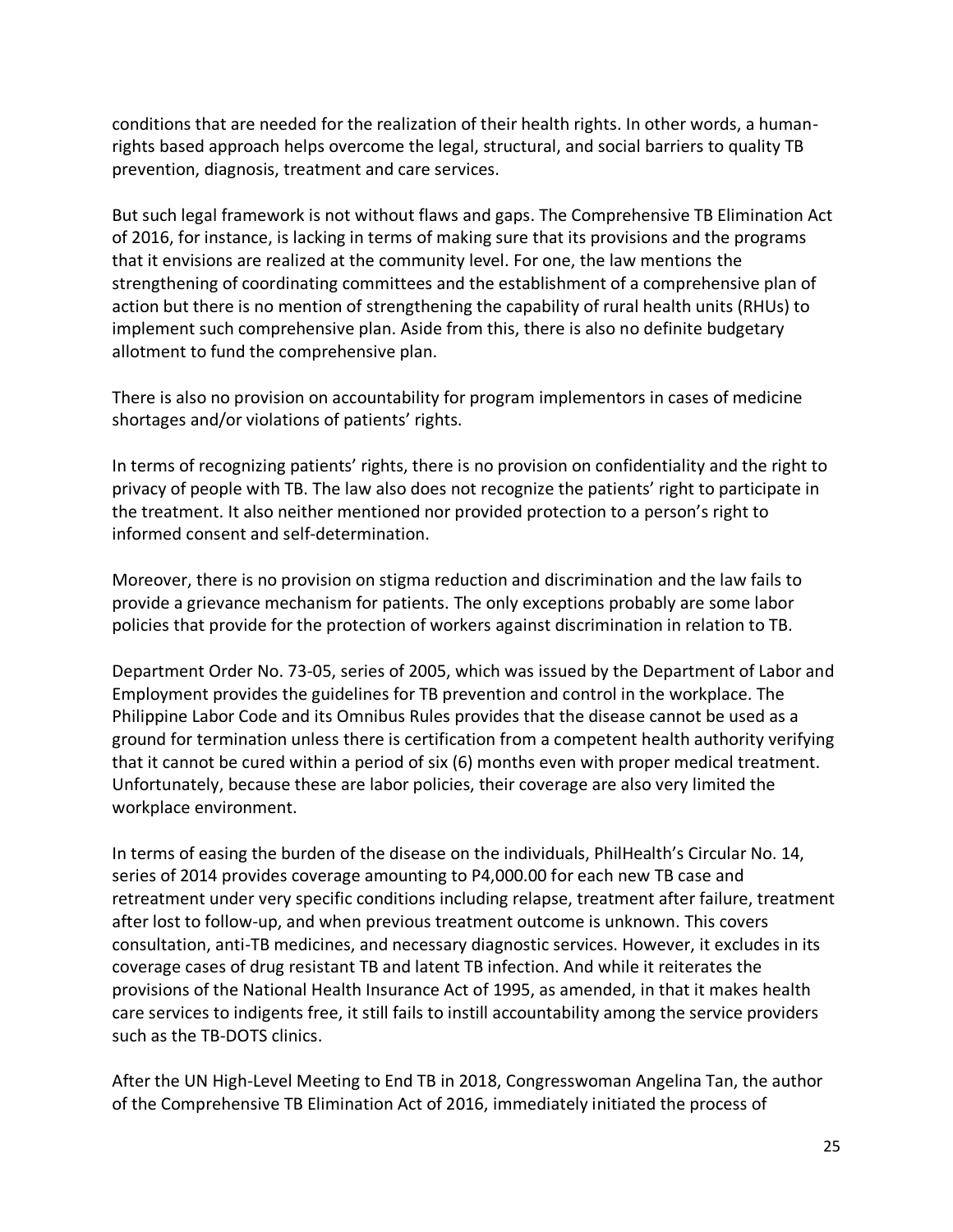conditions that are needed for the realization of their health rights. In other words, a human-rights based approach helps overcome the legal, structural, and social barriers to quality TB prevention, diagnosis, treatment and care services.

But such legal framework is not without flaws and gaps. The Comprehensive TB Elimination Act of 2016, for instance, is lacking in terms of making sure that its provisions and the programs that it envisions are realized at the community level. For one, the law mentions the strengthening of coordinating committees and the establishment of a comprehensive plan of action but there is no mention of strengthening the capability of rural health units (RHUs) to implement such comprehensive plan. Aside from this, there is also no definite budgetary allotment to fund the comprehensive plan.

There is also no provision on accountability for program implementors in cases of medicine shortages and/or violations of patients' rights.

In terms of recognizing patients' rights, there is no provision on confidentiality and the right to privacy of people with TB. The law also does not recognize the patients' right to participate in the treatment. It also neither mentioned nor provided protection to a person's right to informed consent and self-determination.

Moreover, there is no provision on stigma reduction and discrimination and the law fails to provide a grievance mechanism for patients. The only exceptions probably are some labor policies that provide for the protection of workers against discrimination in relation to TB.

Department Order No. 73-05, series of 2005, which was issued by the Department of Labor and Employment provides the guidelines for TB prevention and control in the workplace. The Philippine Labor Code and its Omnibus Rules provides that the disease cannot be used as a ground for termination unless there is certification from a competent health authority verifying that it cannot be cured within a period of six (6) months even with proper medical treatment. Unfortunately, because these are labor policies, their coverage are also very limited the workplace environment.

In terms of easing the burden of the disease on the individuals, PhilHealth's Circular No. 14, series of 2014 provides coverage amounting to P4,000.00 for each new TB case and retreatment under very specific conditions including relapse, treatment after failure, treatment after lost to follow-up, and when previous treatment outcome is unknown. This covers consultation, anti-TB medicines, and necessary diagnostic services. However, it excludes in its coverage cases of drug resistant TB and latent TB infection. And while it reiterates the provisions of the National Health Insurance Act of 1995, as amended, in that it makes health care services to indigents free, it still fails to instill accountability among the service providers such as the TB-DOTS clinics.

After the UN High-Level Meeting to End TB in 2018, Congresswoman Angelina Tan, the author of the Comprehensive TB Elimination Act of 2016, immediately initiated the process of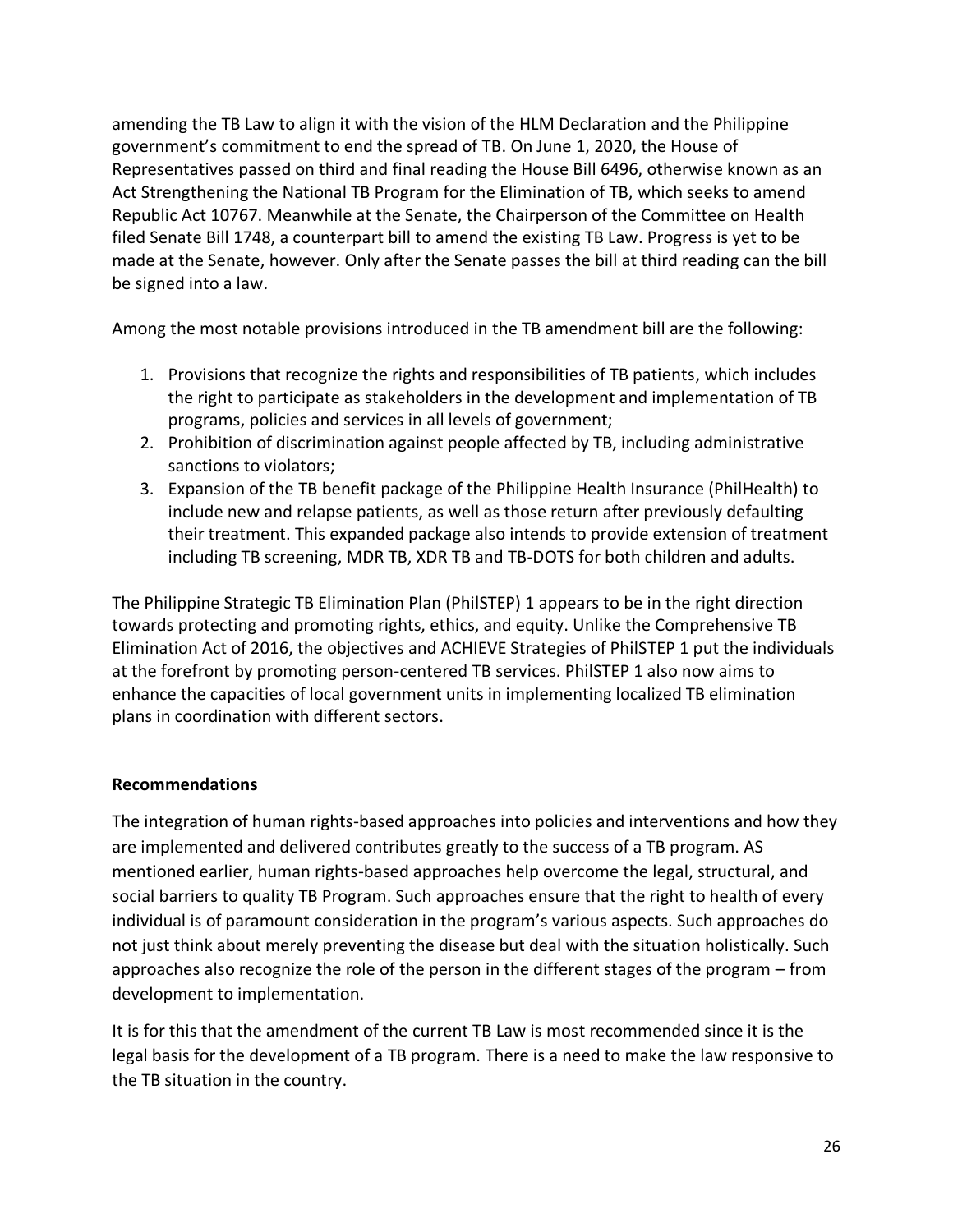amending the TB Law to align it with the vision of the HLM Declaration and the Philippine government's commitment to end the spread of TB. On June 1, 2020, the House of Representatives passed on third and final reading the House Bill 6496, otherwise known as an Act Strengthening the National TB Program for the Elimination of TB, which seeks to amend Republic Act 10767. Meanwhile at the Senate, the Chairperson of the Committee on Health filed Senate Bill 1748, a counterpart bill to amend the existing TB Law. Progress is yet to be made at the Senate, however. Only after the Senate passes the bill at third reading can the bill be signed into a law.

Among the most notable provisions introduced in the TB amendment bill are the following:

1. Provisions that recognize the rights and responsibilities of TB patients, which includes the right to participate as stakeholders in the development and implementation of TB programs, policies and services in all levels of government;
2. Prohibition of discrimination against people affected by TB, including administrative sanctions to violators;
3. Expansion of the TB benefit package of the Philippine Health Insurance (PhilHealth) to include new and relapse patients, as well as those return after previously defaulting their treatment. This expanded package also intends to provide extension of treatment including TB screening, MDR TB, XDR TB and TB-DOTS for both children and adults.

The Philippine Strategic TB Elimination Plan (PhilSTEP) 1 appears to be in the right direction towards protecting and promoting rights, ethics, and equity. Unlike the Comprehensive TB Elimination Act of 2016, the objectives and ACHIEVE Strategies of PhilSTEP 1 put the individuals at the forefront by promoting person-centered TB services. PhilSTEP 1 also now aims to enhance the capacities of local government units in implementing localized TB elimination plans in coordination with different sectors.

**Recommendations**

The integration of human rights-based approaches into policies and interventions and how they are implemented and delivered contributes greatly to the success of a TB program. AS mentioned earlier, human rights-based approaches help overcome the legal, structural, and social barriers to quality TB Program. Such approaches ensure that the right to health of every individual is of paramount consideration in the program's various aspects. Such approaches do not just think about merely preventing the disease but deal with the situation holistically. Such approaches also recognize the role of the person in the different stages of the program – from development to implementation.

It is for this that the amendment of the current TB Law is most recommended since it is the legal basis for the development of a TB program. There is a need to make the law responsive to the TB situation in the country.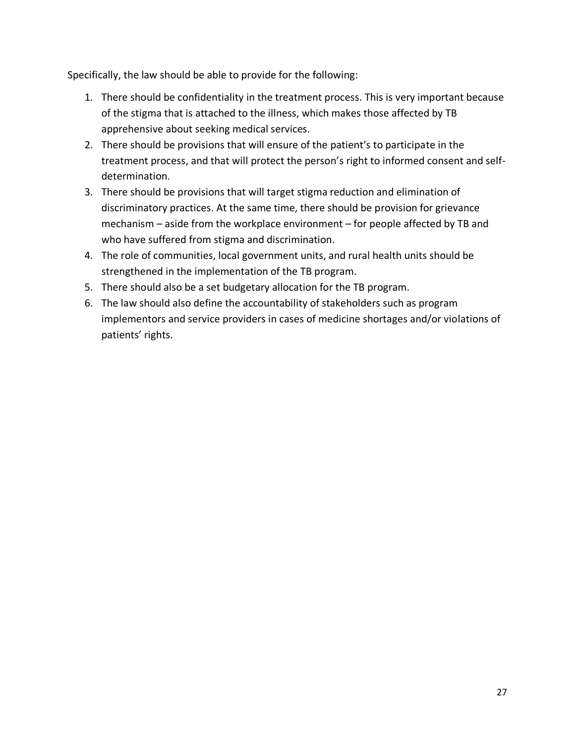Specifically, the law should be able to provide for the following:

1. There should be confidentiality in the treatment process. This is very important because of the stigma that is attached to the illness, which makes those affected by TB apprehensive about seeking medical services.
2. There should be provisions that will ensure of the patient's to participate in the treatment process, and that will protect the person's right to informed consent and self-determination.
3. There should be provisions that will target stigma reduction and elimination of discriminatory practices. At the same time, there should be provision for grievance mechanism – aside from the workplace environment – for people affected by TB and who have suffered from stigma and discrimination.
4. The role of communities, local government units, and rural health units should be strengthened in the implementation of the TB program.
5. There should also be a set budgetary allocation for the TB program.
6. The law should also define the accountability of stakeholders such as program implementors and service providers in cases of medicine shortages and/or violations of patients' rights.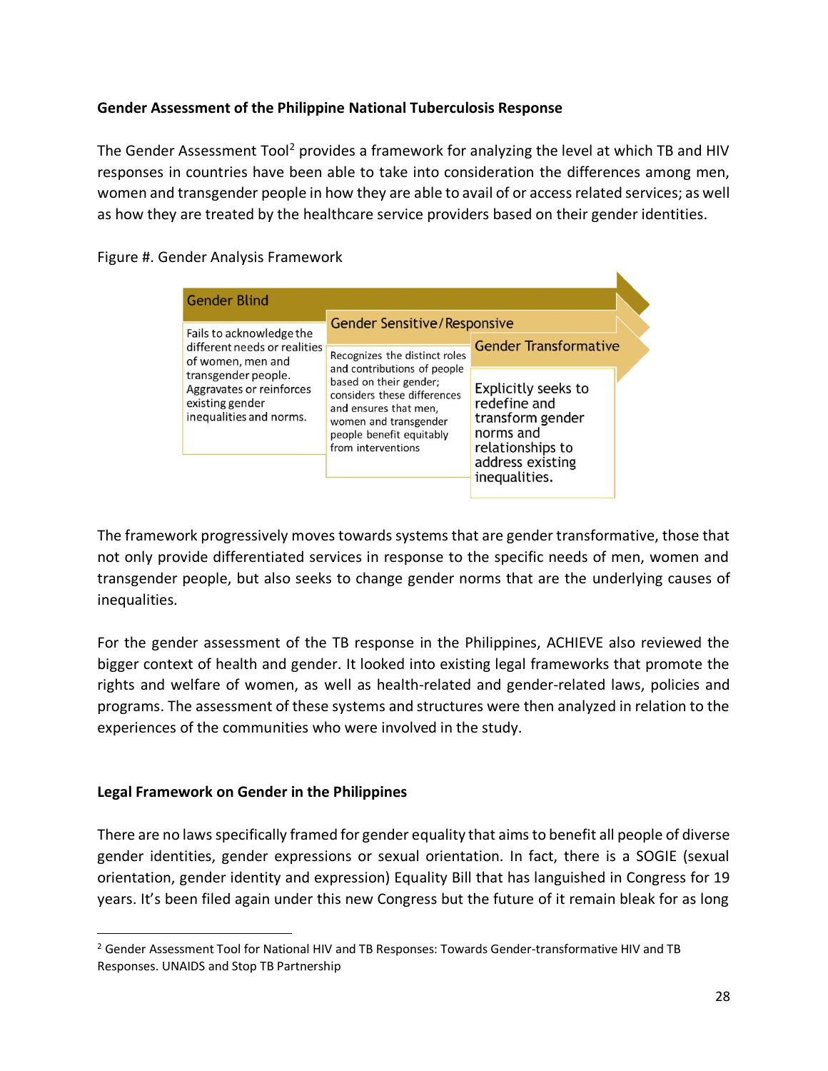**Gender Assessment of the Philippine National Tuberculosis Response**

The Gender Assessment Tool[2] provides a framework for analyzing the level at which TB and HIV responses in countries have been able to take into consideration the differences among men, women and transgender people in how they are able to avail of or access related services; as well as how they are treated by the healthcare service providers based on their gender identities.

Figure #. Gender Analysis Framework

| Gender Blind | Gender Sensitive/Responsive | Gender Transformative |
| --- | --- | --- |
| Fails to acknowledge the different needs or realities of women, men and transgender people. Aggravates or reinforces existing gender inequalities and norms. | Recognizes the distinct roles and contributions of people based on their gender; considers these differences and ensures that men, women and transgender people benefit equitably from interventions | Explicitly seeks to redefine and transform gender norms and relationships to address existing inequalities. |

The framework progressively moves towards systems that are gender transformative, those that not only provide differentiated services in response to the specific needs of men, women and transgender people, but also seeks to change gender norms that are the underlying causes of inequalities.

For the gender assessment of the TB response in the Philippines, ACHIEVE also reviewed the bigger context of health and gender. It looked into existing legal frameworks that promote the rights and welfare of women, as well as health-related and gender-related laws, policies and programs. The assessment of these systems and structures were then analyzed in relation to the experiences of the communities who were involved in the study.

**Legal Framework on Gender in the Philippines**

There are no laws specifically framed for gender equality that aims to benefit all people of diverse gender identities, gender expressions or sexual orientation. In fact, there is a SOGIE (sexual orientation, gender identity and expression) Equality Bill that has languished in Congress for 19 years. It's been filed again under this new Congress but the future of it remain bleak for as long

[2] Gender Assessment Tool for National HIV and TB Responses: Towards Gender-transformative HIV and TB Responses. UNAIDS and Stop TB Partnership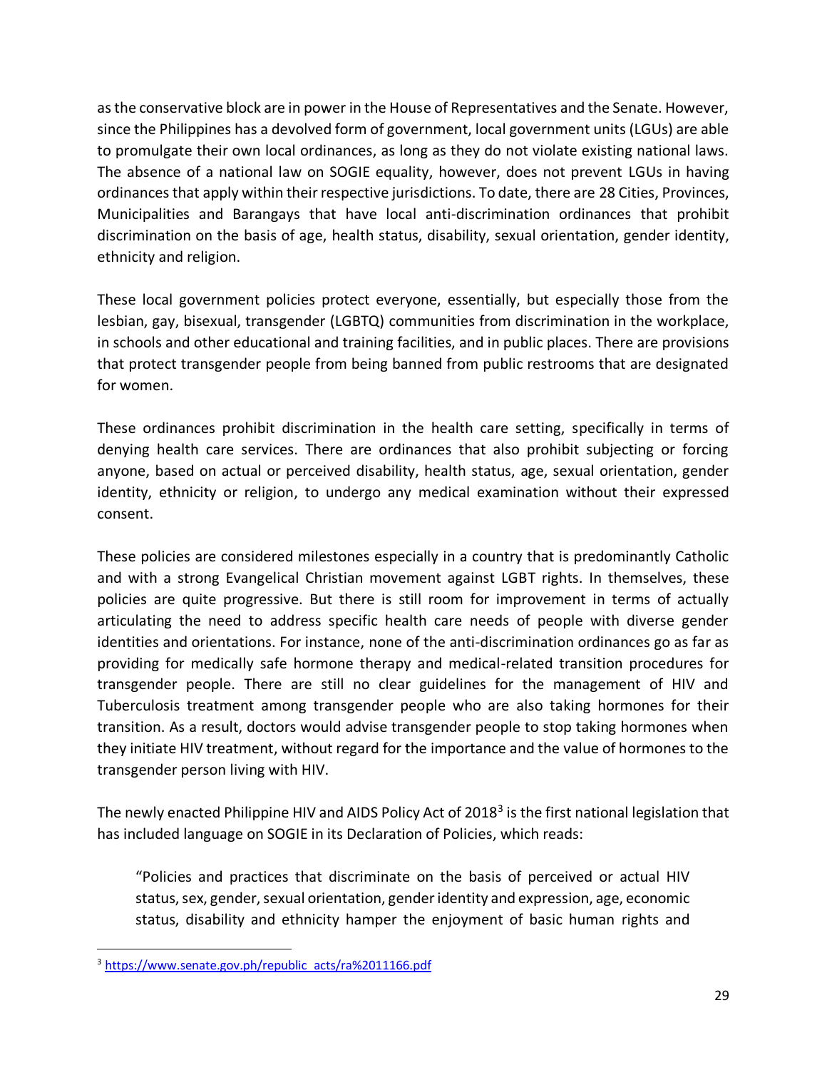as the conservative block are in power in the House of Representatives and the Senate. However, since the Philippines has a devolved form of government, local government units (LGUs) are able to promulgate their own local ordinances, as long as they do not violate existing national laws. The absence of a national law on SOGIE equality, however, does not prevent LGUs in having ordinances that apply within their respective jurisdictions. To date, there are 28 Cities, Provinces, Municipalities and Barangays that have local anti-discrimination ordinances that prohibit discrimination on the basis of age, health status, disability, sexual orientation, gender identity, ethnicity and religion.

These local government policies protect everyone, essentially, but especially those from the lesbian, gay, bisexual, transgender (LGBTQ) communities from discrimination in the workplace, in schools and other educational and training facilities, and in public places. There are provisions that protect transgender people from being banned from public restrooms that are designated for women.

These ordinances prohibit discrimination in the health care setting, specifically in terms of denying health care services. There are ordinances that also prohibit subjecting or forcing anyone, based on actual or perceived disability, health status, age, sexual orientation, gender identity, ethnicity or religion, to undergo any medical examination without their expressed consent.

These policies are considered milestones especially in a country that is predominantly Catholic and with a strong Evangelical Christian movement against LGBT rights. In themselves, these policies are quite progressive. But there is still room for improvement in terms of actually articulating the need to address specific health care needs of people with diverse gender identities and orientations. For instance, none of the anti-discrimination ordinances go as far as providing for medically safe hormone therapy and medical-related transition procedures for transgender people. There are still no clear guidelines for the management of HIV and Tuberculosis treatment among transgender people who are also taking hormones for their transition. As a result, doctors would advise transgender people to stop taking hormones when they initiate HIV treatment, without regard for the importance and the value of hormones to the transgender person living with HIV.

The newly enacted Philippine HIV and AIDS Policy Act of 2018[3] is the first national legislation that has included language on SOGIE in its Declaration of Policies, which reads:

> "Policies and practices that discriminate on the basis of perceived or actual HIV status, sex, gender, sexual orientation, gender identity and expression, age, economic status, disability and ethnicity hamper the enjoyment of basic human rights and

[3] https://www.senate.gov.ph/republic_acts/ra%2011166.pdf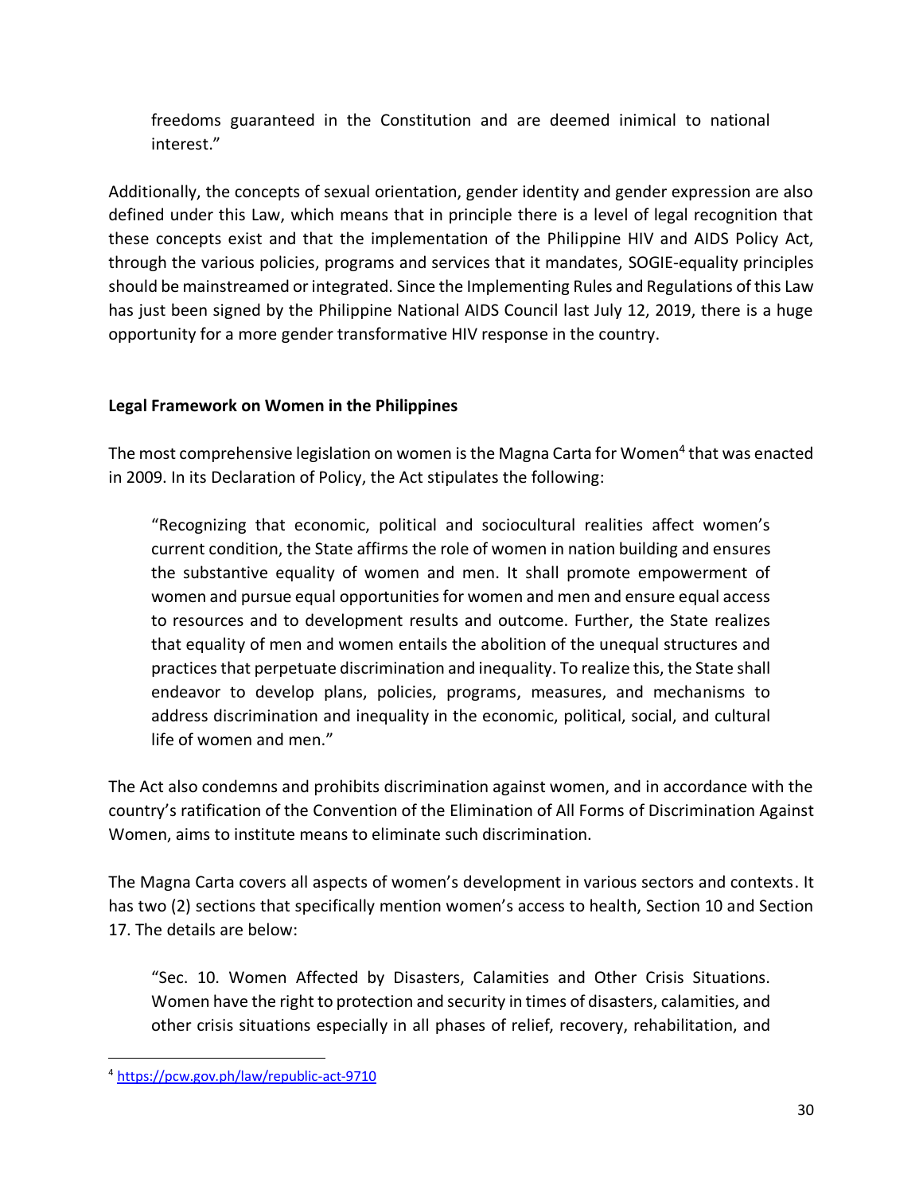> freedoms guaranteed in the Constitution and are deemed inimical to national interest."

Additionally, the concepts of sexual orientation, gender identity and gender expression are also defined under this Law, which means that in principle there is a level of legal recognition that these concepts exist and that the implementation of the Philippine HIV and AIDS Policy Act, through the various policies, programs and services that it mandates, SOGIE-equality principles should be mainstreamed or integrated. Since the Implementing Rules and Regulations of this Law has just been signed by the Philippine National AIDS Council last July 12, 2019, there is a huge opportunity for a more gender transformative HIV response in the country.

**Legal Framework on Women in the Philippines**

The most comprehensive legislation on women is the Magna Carta for Women[4] that was enacted in 2009. In its Declaration of Policy, the Act stipulates the following:

> "Recognizing that economic, political and sociocultural realities affect women's current condition, the State affirms the role of women in nation building and ensures the substantive equality of women and men. It shall promote empowerment of women and pursue equal opportunities for women and men and ensure equal access to resources and to development results and outcome. Further, the State realizes that equality of men and women entails the abolition of the unequal structures and practices that perpetuate discrimination and inequality. To realize this, the State shall endeavor to develop plans, policies, programs, measures, and mechanisms to address discrimination and inequality in the economic, political, social, and cultural life of women and men."

The Act also condemns and prohibits discrimination against women, and in accordance with the country's ratification of the Convention of the Elimination of All Forms of Discrimination Against Women, aims to institute means to eliminate such discrimination.

The Magna Carta covers all aspects of women's development in various sectors and contexts. It has two (2) sections that specifically mention women's access to health, Section 10 and Section 17. The details are below:

> "Sec. 10. Women Affected by Disasters, Calamities and Other Crisis Situations. Women have the right to protection and security in times of disasters, calamities, and other crisis situations especially in all phases of relief, recovery, rehabilitation, and

[4] https://pcw.gov.ph/law/republic-act-9710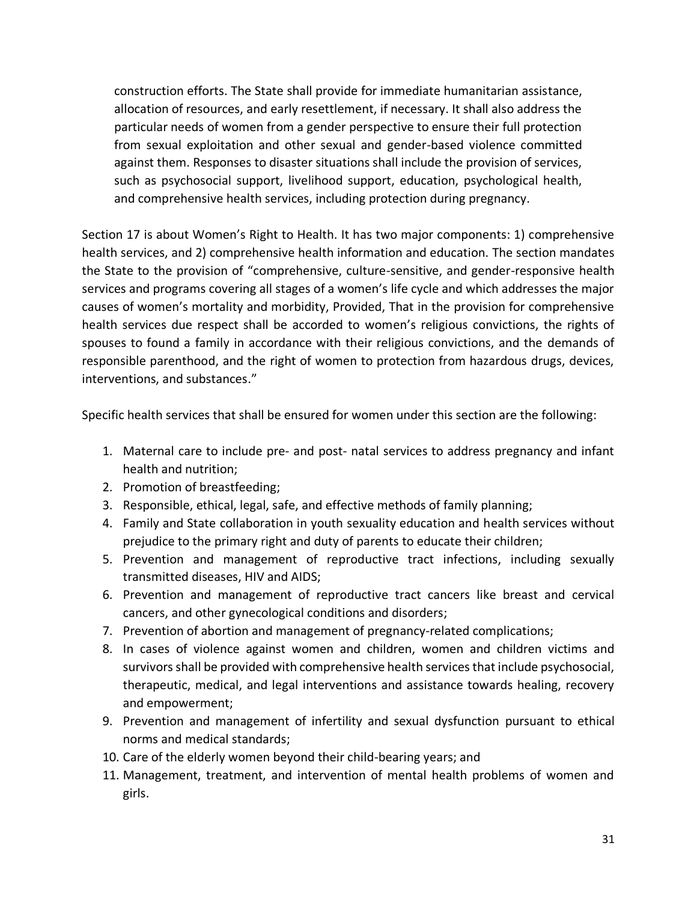construction efforts. The State shall provide for immediate humanitarian assistance, allocation of resources, and early resettlement, if necessary. It shall also address the particular needs of women from a gender perspective to ensure their full protection from sexual exploitation and other sexual and gender-based violence committed against them. Responses to disaster situations shall include the provision of services, such as psychosocial support, livelihood support, education, psychological health, and comprehensive health services, including protection during pregnancy.

Section 17 is about Women's Right to Health. It has two major components: 1) comprehensive health services, and 2) comprehensive health information and education. The section mandates the State to the provision of "comprehensive, culture-sensitive, and gender-responsive health services and programs covering all stages of a women's life cycle and which addresses the major causes of women's mortality and morbidity, Provided, That in the provision for comprehensive health services due respect shall be accorded to women's religious convictions, the rights of spouses to found a family in accordance with their religious convictions, and the demands of responsible parenthood, and the right of women to protection from hazardous drugs, devices, interventions, and substances."

Specific health services that shall be ensured for women under this section are the following:

1. Maternal care to include pre- and post- natal services to address pregnancy and infant health and nutrition;
2. Promotion of breastfeeding;
3. Responsible, ethical, legal, safe, and effective methods of family planning;
4. Family and State collaboration in youth sexuality education and health services without prejudice to the primary right and duty of parents to educate their children;
5. Prevention and management of reproductive tract infections, including sexually transmitted diseases, HIV and AIDS;
6. Prevention and management of reproductive tract cancers like breast and cervical cancers, and other gynecological conditions and disorders;
7. Prevention of abortion and management of pregnancy-related complications;
8. In cases of violence against women and children, women and children victims and survivors shall be provided with comprehensive health services that include psychosocial, therapeutic, medical, and legal interventions and assistance towards healing, recovery and empowerment;
9. Prevention and management of infertility and sexual dysfunction pursuant to ethical norms and medical standards;
10. Care of the elderly women beyond their child-bearing years; and
11. Management, treatment, and intervention of mental health problems of women and girls.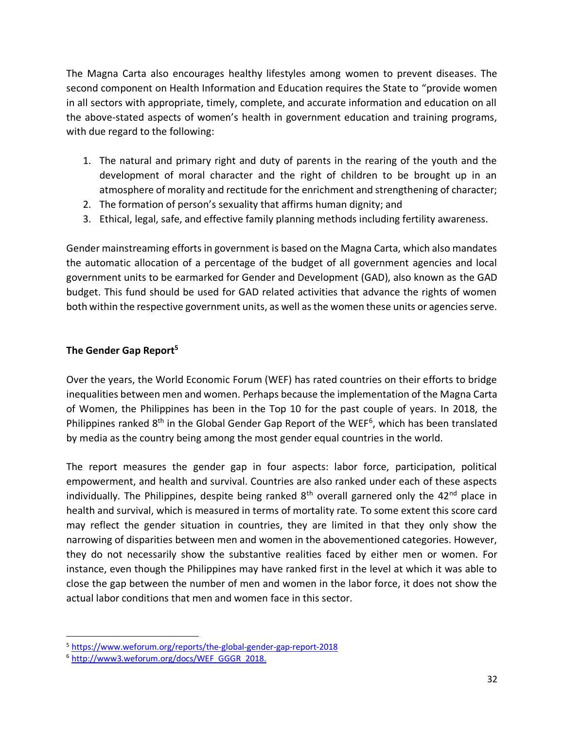The Magna Carta also encourages healthy lifestyles among women to prevent diseases. The second component on Health Information and Education requires the State to "provide women in all sectors with appropriate, timely, complete, and accurate information and education on all the above-stated aspects of women's health in government education and training programs, with due regard to the following:

1. The natural and primary right and duty of parents in the rearing of the youth and the development of moral character and the right of children to be brought up in an atmosphere of morality and rectitude for the enrichment and strengthening of character;
2. The formation of person's sexuality that affirms human dignity; and
3. Ethical, legal, safe, and effective family planning methods including fertility awareness.

Gender mainstreaming efforts in government is based on the Magna Carta, which also mandates the automatic allocation of a percentage of the budget of all government agencies and local government units to be earmarked for Gender and Development (GAD), also known as the GAD budget. This fund should be used for GAD related activities that advance the rights of women both within the respective government units, as well as the women these units or agencies serve.

**The Gender Gap Report[5]**

Over the years, the World Economic Forum (WEF) has rated countries on their efforts to bridge inequalities between men and women. Perhaps because the implementation of the Magna Carta of Women, the Philippines has been in the Top 10 for the past couple of years. In 2018, the Philippines ranked 8th in the Global Gender Gap Report of the WEF[6], which has been translated by media as the country being among the most gender equal countries in the world.

The report measures the gender gap in four aspects: labor force, participation, political empowerment, and health and survival. Countries are also ranked under each of these aspects individually. The Philippines, despite being ranked 8th overall garnered only the 42nd place in health and survival, which is measured in terms of mortality rate. To some extent this score card may reflect the gender situation in countries, they are limited in that they only show the narrowing of disparities between men and women in the abovementioned categories. However, they do not necessarily show the substantive realities faced by either men or women. For instance, even though the Philippines may have ranked first in the level at which it was able to close the gap between the number of men and women in the labor force, it does not show the actual labor conditions that men and women face in this sector.

---

[5] https://www.weforum.org/reports/the-global-gender-gap-report-2018

[6] http://www3.weforum.org/docs/WEF_GGGR_2018.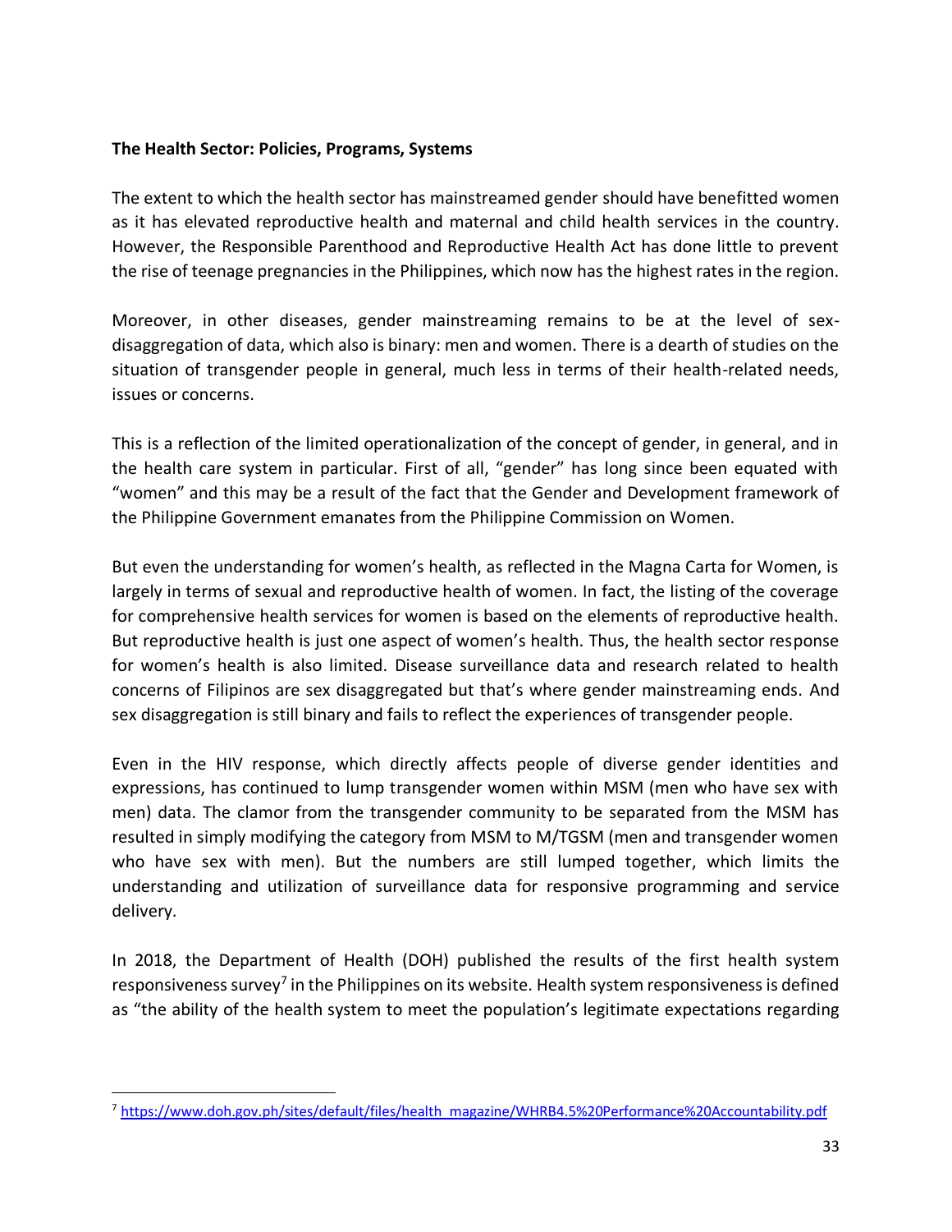**The Health Sector: Policies, Programs, Systems**

The extent to which the health sector has mainstreamed gender should have benefitted women as it has elevated reproductive health and maternal and child health services in the country. However, the Responsible Parenthood and Reproductive Health Act has done little to prevent the rise of teenage pregnancies in the Philippines, which now has the highest rates in the region.

Moreover, in other diseases, gender mainstreaming remains to be at the level of sex-disaggregation of data, which also is binary: men and women. There is a dearth of studies on the situation of transgender people in general, much less in terms of their health-related needs, issues or concerns.

This is a reflection of the limited operationalization of the concept of gender, in general, and in the health care system in particular. First of all, "gender" has long since been equated with "women" and this may be a result of the fact that the Gender and Development framework of the Philippine Government emanates from the Philippine Commission on Women.

But even the understanding for women's health, as reflected in the Magna Carta for Women, is largely in terms of sexual and reproductive health of women. In fact, the listing of the coverage for comprehensive health services for women is based on the elements of reproductive health. But reproductive health is just one aspect of women's health. Thus, the health sector response for women's health is also limited. Disease surveillance data and research related to health concerns of Filipinos are sex disaggregated but that's where gender mainstreaming ends. And sex disaggregation is still binary and fails to reflect the experiences of transgender people.

Even in the HIV response, which directly affects people of diverse gender identities and expressions, has continued to lump transgender women within MSM (men who have sex with men) data. The clamor from the transgender community to be separated from the MSM has resulted in simply modifying the category from MSM to M/TGSM (men and transgender women who have sex with men). But the numbers are still lumped together, which limits the understanding and utilization of surveillance data for responsive programming and service delivery.

In 2018, the Department of Health (DOH) published the results of the first health system responsiveness survey[7] in the Philippines on its website. Health system responsiveness is defined as "the ability of the health system to meet the population's legitimate expectations regarding

[7] https://www.doh.gov.ph/sites/default/files/health_magazine/WHRB4.5%20Performance%20Accountability.pdf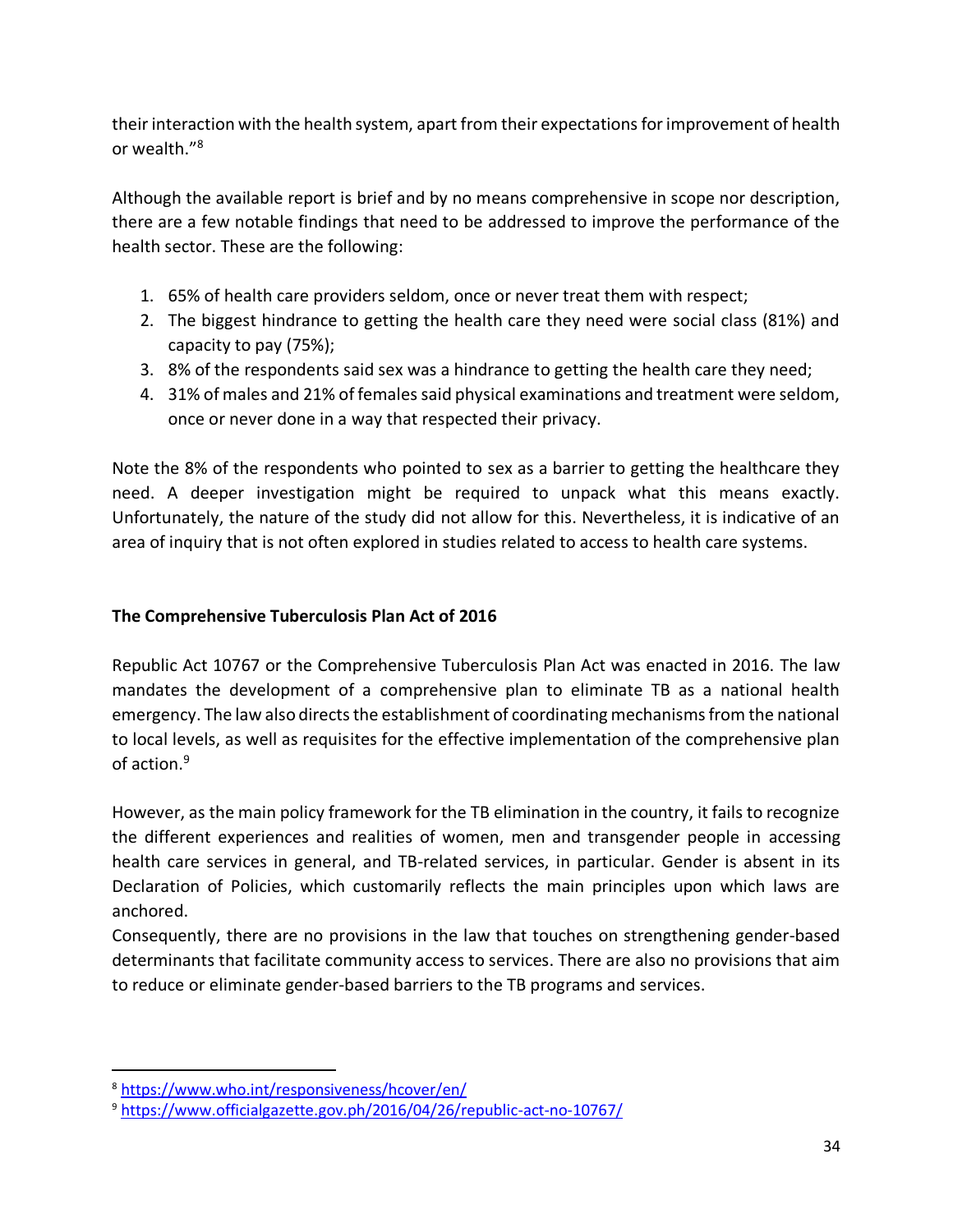their interaction with the health system, apart from their expectations for improvement of health or wealth."[8]

Although the available report is brief and by no means comprehensive in scope nor description, there are a few notable findings that need to be addressed to improve the performance of the health sector. These are the following:

1. 65% of health care providers seldom, once or never treat them with respect;
2. The biggest hindrance to getting the health care they need were social class (81%) and capacity to pay (75%);
3. 8% of the respondents said sex was a hindrance to getting the health care they need;
4. 31% of males and 21% of females said physical examinations and treatment were seldom, once or never done in a way that respected their privacy.

Note the 8% of the respondents who pointed to sex as a barrier to getting the healthcare they need. A deeper investigation might be required to unpack what this means exactly. Unfortunately, the nature of the study did not allow for this. Nevertheless, it is indicative of an area of inquiry that is not often explored in studies related to access to health care systems.

**The Comprehensive Tuberculosis Plan Act of 2016**

Republic Act 10767 or the Comprehensive Tuberculosis Plan Act was enacted in 2016. The law mandates the development of a comprehensive plan to eliminate TB as a national health emergency. The law also directs the establishment of coordinating mechanisms from the national to local levels, as well as requisites for the effective implementation of the comprehensive plan of action.[9]

However, as the main policy framework for the TB elimination in the country, it fails to recognize the different experiences and realities of women, men and transgender people in accessing health care services in general, and TB-related services, in particular. Gender is absent in its Declaration of Policies, which customarily reflects the main principles upon which laws are anchored.

Consequently, there are no provisions in the law that touches on strengthening gender-based determinants that facilitate community access to services. There are also no provisions that aim to reduce or eliminate gender-based barriers to the TB programs and services.

---

[8] https://www.who.int/responsiveness/hcover/en/

[9] https://www.officialgazette.gov.ph/2016/04/26/republic-act-no-10767/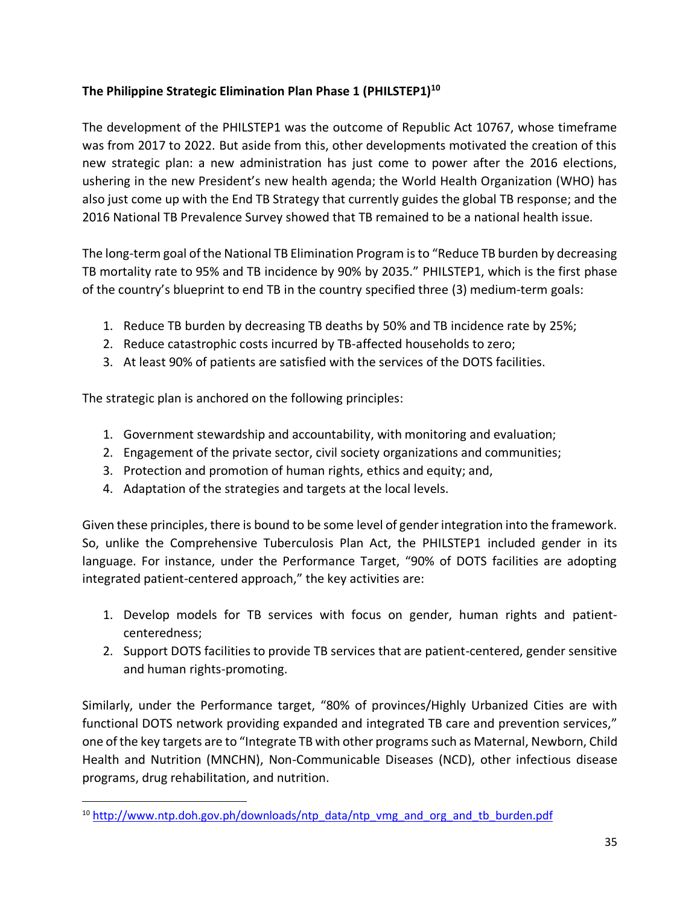**The Philippine Strategic Elimination Plan Phase 1 (PHILSTEP1)[10]**

The development of the PHILSTEP1 was the outcome of Republic Act 10767, whose timeframe was from 2017 to 2022. But aside from this, other developments motivated the creation of this new strategic plan: a new administration has just come to power after the 2016 elections, ushering in the new President's new health agenda; the World Health Organization (WHO) has also just come up with the End TB Strategy that currently guides the global TB response; and the 2016 National TB Prevalence Survey showed that TB remained to be a national health issue.

The long-term goal of the National TB Elimination Program is to "Reduce TB burden by decreasing TB mortality rate to 95% and TB incidence by 90% by 2035." PHILSTEP1, which is the first phase of the country's blueprint to end TB in the country specified three (3) medium-term goals:

1. Reduce TB burden by decreasing TB deaths by 50% and TB incidence rate by 25%;
2. Reduce catastrophic costs incurred by TB-affected households to zero;
3. At least 90% of patients are satisfied with the services of the DOTS facilities.

The strategic plan is anchored on the following principles:

1. Government stewardship and accountability, with monitoring and evaluation;
2. Engagement of the private sector, civil society organizations and communities;
3. Protection and promotion of human rights, ethics and equity; and,
4. Adaptation of the strategies and targets at the local levels.

Given these principles, there is bound to be some level of gender integration into the framework. So, unlike the Comprehensive Tuberculosis Plan Act, the PHILSTEP1 included gender in its language. For instance, under the Performance Target, "90% of DOTS facilities are adopting integrated patient-centered approach," the key activities are:

1. Develop models for TB services with focus on gender, human rights and patient-centeredness;
2. Support DOTS facilities to provide TB services that are patient-centered, gender sensitive and human rights-promoting.

Similarly, under the Performance target, "80% of provinces/Highly Urbanized Cities are with functional DOTS network providing expanded and integrated TB care and prevention services," one of the key targets are to "Integrate TB with other programs such as Maternal, Newborn, Child Health and Nutrition (MNCHN), Non-Communicable Diseases (NCD), other infectious disease programs, drug rehabilitation, and nutrition.

---

[10] http://www.ntp.doh.gov.ph/downloads/ntp_data/ntp_vmg_and_org_and_tb_burden.pdf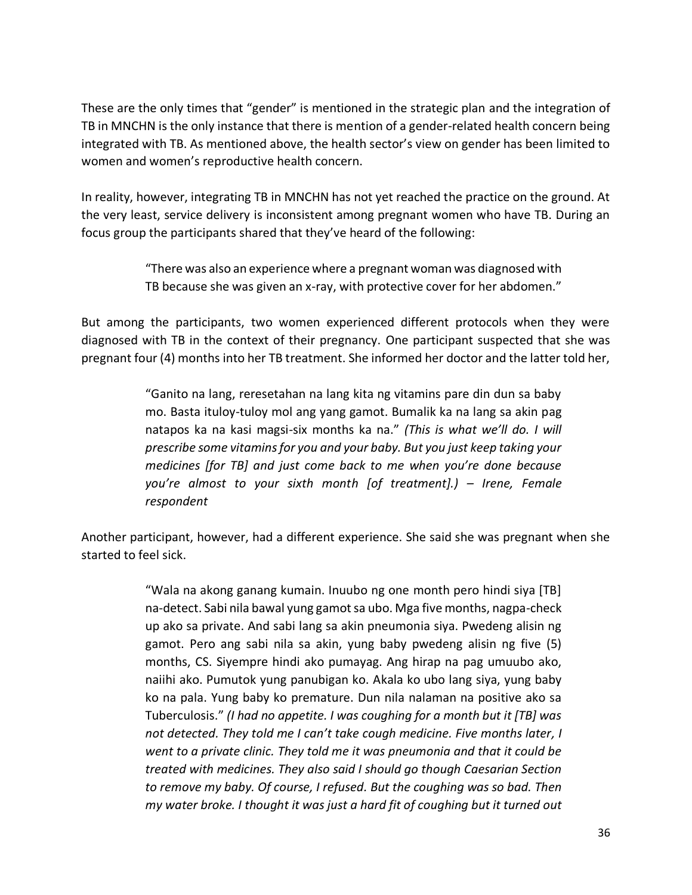These are the only times that "gender" is mentioned in the strategic plan and the integration of TB in MNCHN is the only instance that there is mention of a gender-related health concern being integrated with TB. As mentioned above, the health sector's view on gender has been limited to women and women's reproductive health concern.

In reality, however, integrating TB in MNCHN has not yet reached the practice on the ground. At the very least, service delivery is inconsistent among pregnant women who have TB. During an focus group the participants shared that they've heard of the following:

> "There was also an experience where a pregnant woman was diagnosed with TB because she was given an x-ray, with protective cover for her abdomen."

But among the participants, two women experienced different protocols when they were diagnosed with TB in the context of their pregnancy. One participant suspected that she was pregnant four (4) months into her TB treatment. She informed her doctor and the latter told her,

> "Ganito na lang, reresetahan na lang kita ng vitamins pare din dun sa baby mo. Basta ituloy-tuloy mol ang yang gamot. Bumalik ka na lang sa akin pag natapos ka na kasi magsi-six months ka na." *(This is what we'll do. I will prescribe some vitamins for you and your baby. But you just keep taking your medicines [for TB] and just come back to me when you're done because you're almost to your sixth month [of treatment].) – Irene, Female respondent*

Another participant, however, had a different experience. She said she was pregnant when she started to feel sick.

> "Wala na akong ganang kumain. Inuubo ng one month pero hindi siya [TB] na-detect. Sabi nila bawal yung gamot sa ubo. Mga five months, nagpa-check up ako sa private. And sabi lang sa akin pneumonia siya. Pwedeng alisin ng gamot. Pero ang sabi nila sa akin, yung baby pwedeng alisin ng five (5) months, CS. Siyempre hindi ako pumayag. Ang hirap na pag umuubo ako, naiihi ako. Pumutok yung panubigan ko. Akala ko ubo lang siya, yung baby ko na pala. Yung baby ko premature. Dun nila nalaman na positive ako sa Tuberculosis." *(I had no appetite. I was coughing for a month but it [TB] was not detected. They told me I can't take cough medicine. Five months later, I went to a private clinic. They told me it was pneumonia and that it could be treated with medicines. They also said I should go though Caesarian Section to remove my baby. Of course, I refused. But the coughing was so bad. Then my water broke. I thought it was just a hard fit of coughing but it turned out*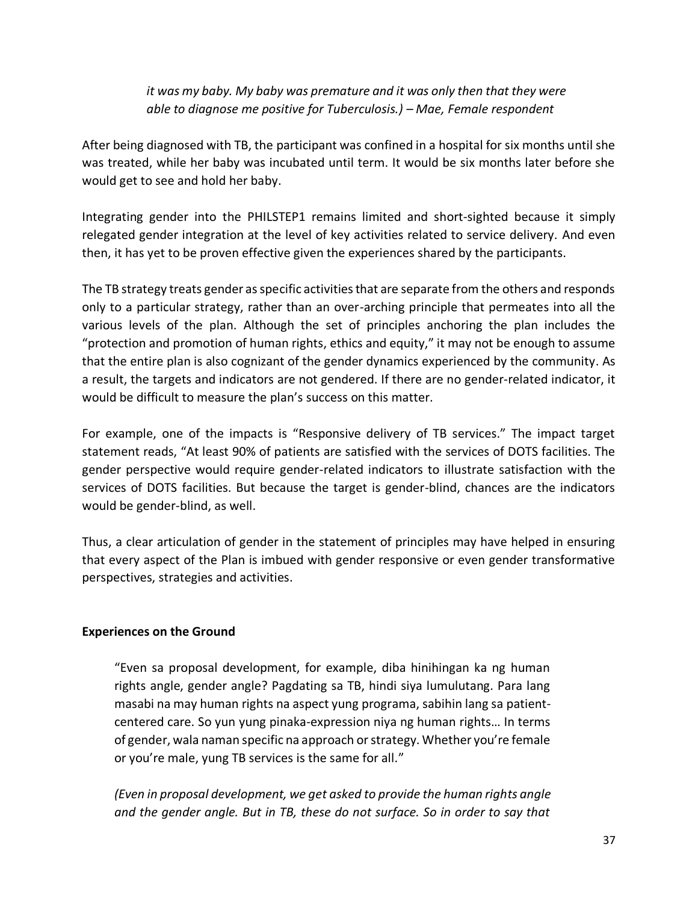> *it was my baby. My baby was premature and it was only then that they were able to diagnose me positive for Tuberculosis.) – Mae, Female respondent*

After being diagnosed with TB, the participant was confined in a hospital for six months until she was treated, while her baby was incubated until term. It would be six months later before she would get to see and hold her baby.

Integrating gender into the PHILSTEP1 remains limited and short-sighted because it simply relegated gender integration at the level of key activities related to service delivery. And even then, it has yet to be proven effective given the experiences shared by the participants.

The TB strategy treats gender as specific activities that are separate from the others and responds only to a particular strategy, rather than an over-arching principle that permeates into all the various levels of the plan. Although the set of principles anchoring the plan includes the "protection and promotion of human rights, ethics and equity," it may not be enough to assume that the entire plan is also cognizant of the gender dynamics experienced by the community. As a result, the targets and indicators are not gendered. If there are no gender-related indicator, it would be difficult to measure the plan's success on this matter.

For example, one of the impacts is "Responsive delivery of TB services." The impact target statement reads, "At least 90% of patients are satisfied with the services of DOTS facilities. The gender perspective would require gender-related indicators to illustrate satisfaction with the services of DOTS facilities. But because the target is gender-blind, chances are the indicators would be gender-blind, as well.

Thus, a clear articulation of gender in the statement of principles may have helped in ensuring that every aspect of the Plan is imbued with gender responsive or even gender transformative perspectives, strategies and activities.

**Experiences on the Ground**

> "Even sa proposal development, for example, diba hinihingan ka ng human rights angle, gender angle? Pagdating sa TB, hindi siya lumulutang. Para lang masabi na may human rights na aspect yung programa, sabihin lang sa patient-centered care. So yun yung pinaka-expression niya ng human rights… In terms of gender, wala naman specific na approach or strategy. Whether you're female or you're male, yung TB services is the same for all."
>
> *(Even in proposal development, we get asked to provide the human rights angle and the gender angle. But in TB, these do not surface. So in order to say that*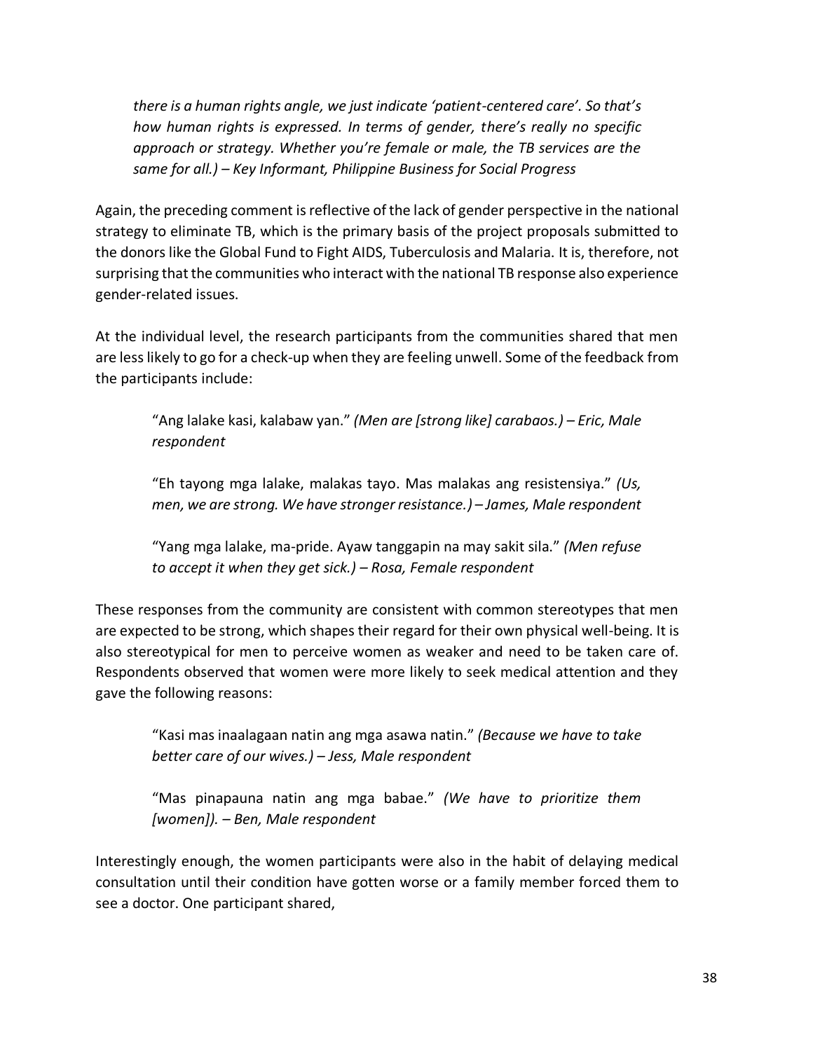*there is a human rights angle, we just indicate 'patient-centered care'. So that's how human rights is expressed. In terms of gender, there's really no specific approach or strategy. Whether you're female or male, the TB services are the same for all.) – Key Informant, Philippine Business for Social Progress*

Again, the preceding comment is reflective of the lack of gender perspective in the national strategy to eliminate TB, which is the primary basis of the project proposals submitted to the donors like the Global Fund to Fight AIDS, Tuberculosis and Malaria. It is, therefore, not surprising that the communities who interact with the national TB response also experience gender-related issues.

At the individual level, the research participants from the communities shared that men are less likely to go for a check-up when they are feeling unwell. Some of the feedback from the participants include:

> "Ang lalake kasi, kalabaw yan." *(Men are [strong like] carabaos.) – Eric, Male respondent*
>
> "Eh tayong mga lalake, malakas tayo. Mas malakas ang resistensiya." *(Us, men, we are strong. We have stronger resistance.) – James, Male respondent*
>
> "Yang mga lalake, ma-pride. Ayaw tanggapin na may sakit sila." *(Men refuse to accept it when they get sick.) – Rosa, Female respondent*

These responses from the community are consistent with common stereotypes that men are expected to be strong, which shapes their regard for their own physical well-being. It is also stereotypical for men to perceive women as weaker and need to be taken care of. Respondents observed that women were more likely to seek medical attention and they gave the following reasons:

> "Kasi mas inaalagaan natin ang mga asawa natin." *(Because we have to take better care of our wives.) – Jess, Male respondent*
>
> "Mas pinapauna natin ang mga babae." *(We have to prioritize them [women]). – Ben, Male respondent*

Interestingly enough, the women participants were also in the habit of delaying medical consultation until their condition have gotten worse or a family member forced them to see a doctor. One participant shared,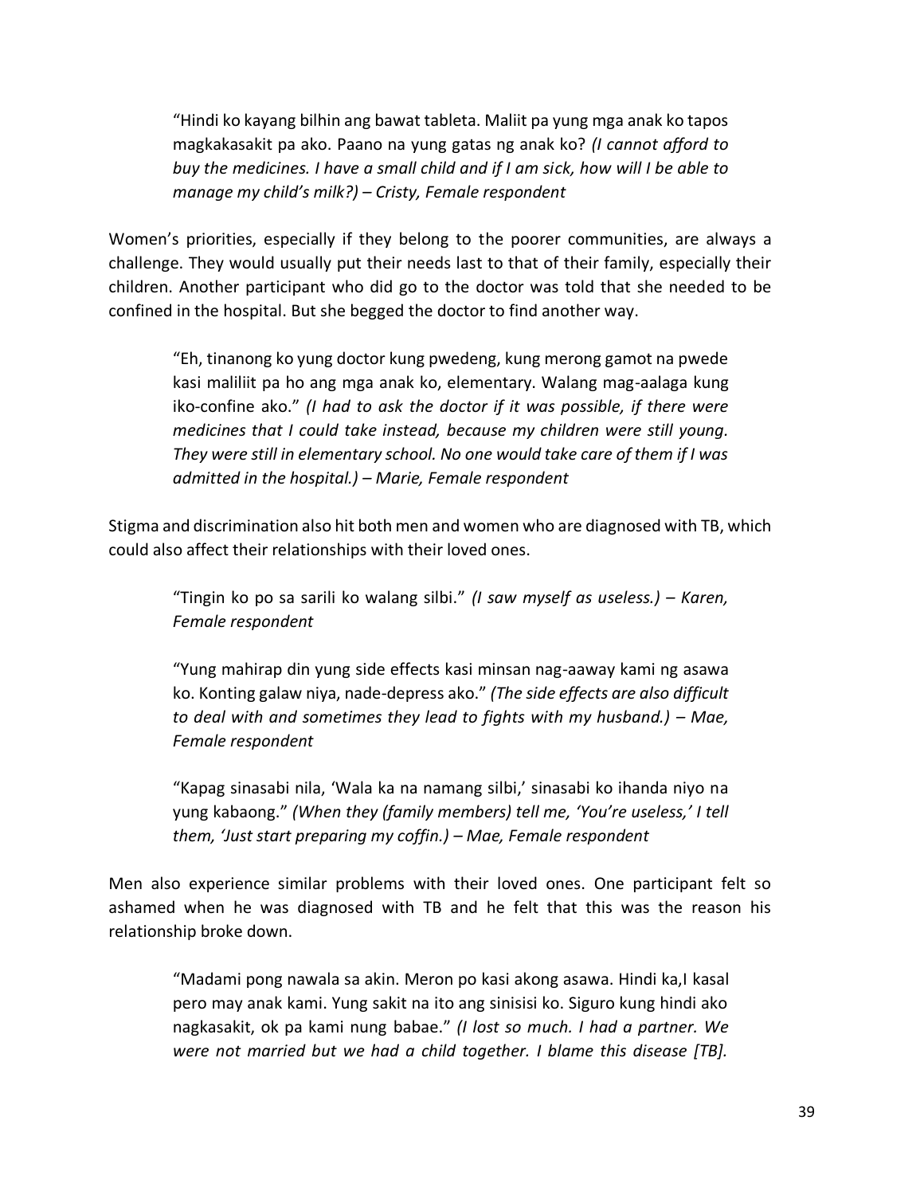> "Hindi ko kayang bilhin ang bawat tableta. Maliit pa yung mga anak ko tapos magkakasakit pa ako. Paano na yung gatas ng anak ko? *(I cannot afford to buy the medicines. I have a small child and if I am sick, how will I be able to manage my child's milk?) – Cristy, Female respondent*

Women's priorities, especially if they belong to the poorer communities, are always a challenge. They would usually put their needs last to that of their family, especially their children. Another participant who did go to the doctor was told that she needed to be confined in the hospital. But she begged the doctor to find another way.

> "Eh, tinanong ko yung doctor kung pwedeng, kung merong gamot na pwede kasi malililit pa ho ang mga anak ko, elementary. Walang mag-aalaga kung iko-confine ako." *(I had to ask the doctor if it was possible, if there were medicines that I could take instead, because my children were still young. They were still in elementary school. No one would take care of them if I was admitted in the hospital.) – Marie, Female respondent*

Stigma and discrimination also hit both men and women who are diagnosed with TB, which could also affect their relationships with their loved ones.

> "Tingin ko po sa sarili ko walang silbi." *(I saw myself as useless.) – Karen, Female respondent*

> "Yung mahirap din yung side effects kasi minsan nag-aaway kami ng asawa ko. Konting galaw niya, nade-depress ako." *(The side effects are also difficult to deal with and sometimes they lead to fights with my husband.) – Mae, Female respondent*

> "Kapag sinasabi nila, 'Wala ka na namang silbi,' sinasabi ko ihanda niyo na yung kabaong." *(When they (family members) tell me, 'You're useless,' I tell them, 'Just start preparing my coffin.) – Mae, Female respondent*

Men also experience similar problems with their loved ones. One participant felt so ashamed when he was diagnosed with TB and he felt that this was the reason his relationship broke down.

> "Madami pong nawala sa akin. Meron po kasi akong asawa. Hindi ka,I kasal pero may anak kami. Yung sakit na ito ang sinisisi ko. Siguro kung hindi ako nagkasakit, ok pa kami nung babae." *(I lost so much. I had a partner. We were not married but we had a child together. I blame this disease [TB].*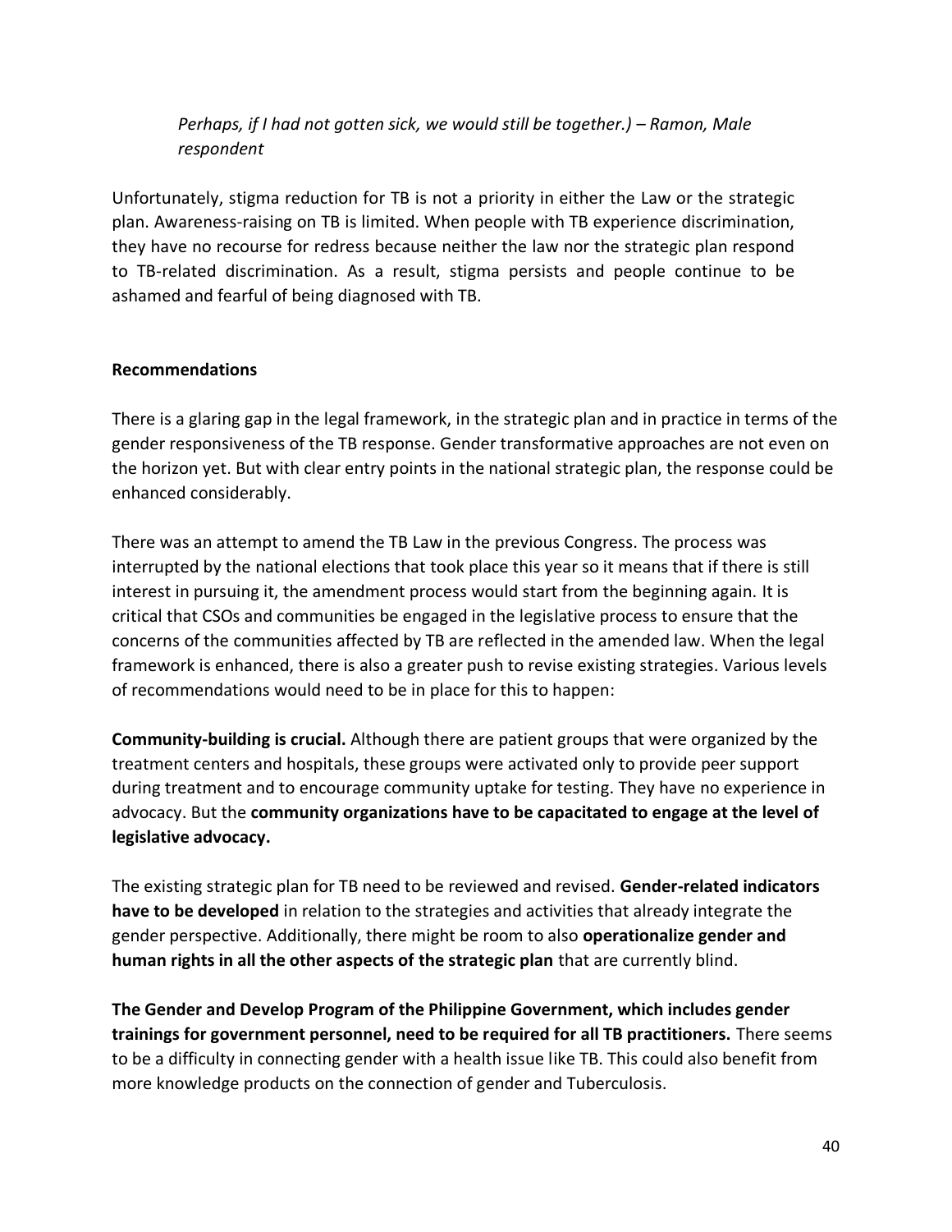*Perhaps, if I had not gotten sick, we would still be together.) – Ramon, Male respondent*

Unfortunately, stigma reduction for TB is not a priority in either the Law or the strategic plan. Awareness-raising on TB is limited. When people with TB experience discrimination, they have no recourse for redress because neither the law nor the strategic plan respond to TB-related discrimination. As a result, stigma persists and people continue to be ashamed and fearful of being diagnosed with TB.

**Recommendations**

There is a glaring gap in the legal framework, in the strategic plan and in practice in terms of the gender responsiveness of the TB response. Gender transformative approaches are not even on the horizon yet. But with clear entry points in the national strategic plan, the response could be enhanced considerably.

There was an attempt to amend the TB Law in the previous Congress. The process was interrupted by the national elections that took place this year so it means that if there is still interest in pursuing it, the amendment process would start from the beginning again. It is critical that CSOs and communities be engaged in the legislative process to ensure that the concerns of the communities affected by TB are reflected in the amended law. When the legal framework is enhanced, there is also a greater push to revise existing strategies. Various levels of recommendations would need to be in place for this to happen:

**Community-building is crucial.** Although there are patient groups that were organized by the treatment centers and hospitals, these groups were activated only to provide peer support during treatment and to encourage community uptake for testing. They have no experience in advocacy. But the **community organizations have to be capacitated to engage at the level of legislative advocacy.**

The existing strategic plan for TB need to be reviewed and revised. **Gender-related indicators have to be developed** in relation to the strategies and activities that already integrate the gender perspective. Additionally, there might be room to also **operationalize gender and human rights in all the other aspects of the strategic plan** that are currently blind.

**The Gender and Develop Program of the Philippine Government, which includes gender trainings for government personnel, need to be required for all TB practitioners.** There seems to be a difficulty in connecting gender with a health issue like TB. This could also benefit from more knowledge products on the connection of gender and Tuberculosis.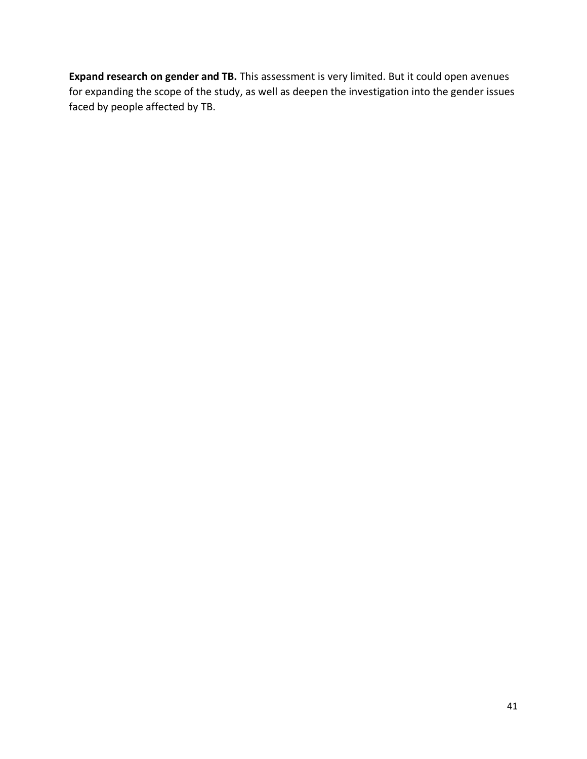**Expand research on gender and TB.** This assessment is very limited. But it could open avenues for expanding the scope of the study, as well as deepen the investigation into the gender issues faced by people affected by TB.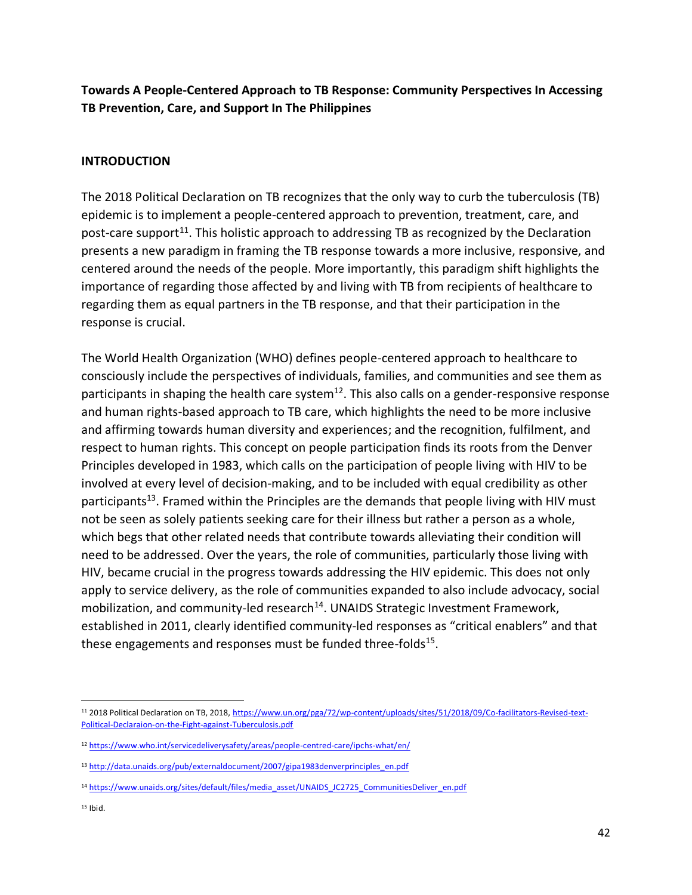**Towards A People-Centered Approach to TB Response: Community Perspectives In Accessing TB Prevention, Care, and Support In The Philippines**

## INTRODUCTION

The 2018 Political Declaration on TB recognizes that the only way to curb the tuberculosis (TB) epidemic is to implement a people-centered approach to prevention, treatment, care, and post-care support[11]. This holistic approach to addressing TB as recognized by the Declaration presents a new paradigm in framing the TB response towards a more inclusive, responsive, and centered around the needs of the people. More importantly, this paradigm shift highlights the importance of regarding those affected by and living with TB from recipients of healthcare to regarding them as equal partners in the TB response, and that their participation in the response is crucial.

The World Health Organization (WHO) defines people-centered approach to healthcare to consciously include the perspectives of individuals, families, and communities and see them as participants in shaping the health care system[12]. This also calls on a gender-responsive response and human rights-based approach to TB care, which highlights the need to be more inclusive and affirming towards human diversity and experiences; and the recognition, fulfilment, and respect to human rights. This concept on people participation finds its roots from the Denver Principles developed in 1983, which calls on the participation of people living with HIV to be involved at every level of decision-making, and to be included with equal credibility as other participants[13]. Framed within the Principles are the demands that people living with HIV must not be seen as solely patients seeking care for their illness but rather a person as a whole, which begs that other related needs that contribute towards alleviating their condition will need to be addressed. Over the years, the role of communities, particularly those living with HIV, became crucial in the progress towards addressing the HIV epidemic. This does not only apply to service delivery, as the role of communities expanded to also include advocacy, social mobilization, and community-led research[14]. UNAIDS Strategic Investment Framework, established in 2011, clearly identified community-led responses as "critical enablers" and that these engagements and responses must be funded three-folds[15].

---

[11] 2018 Political Declaration on TB, 2018, https://www.un.org/pga/72/wp-content/uploads/sites/51/2018/09/Co-facilitators-Revised-text-Political-Declaraion-on-the-Fight-against-Tuberculosis.pdf

[12] https://www.who.int/servicedeliverysafety/areas/people-centred-care/ipchs-what/en/

[13] http://data.unaids.org/pub/externaldocument/2007/gipa1983denverprinciples_en.pdf

[14] https://www.unaids.org/sites/default/files/media_asset/UNAIDS_JC2725_CommunitiesDeliver_en.pdf

[15] Ibid.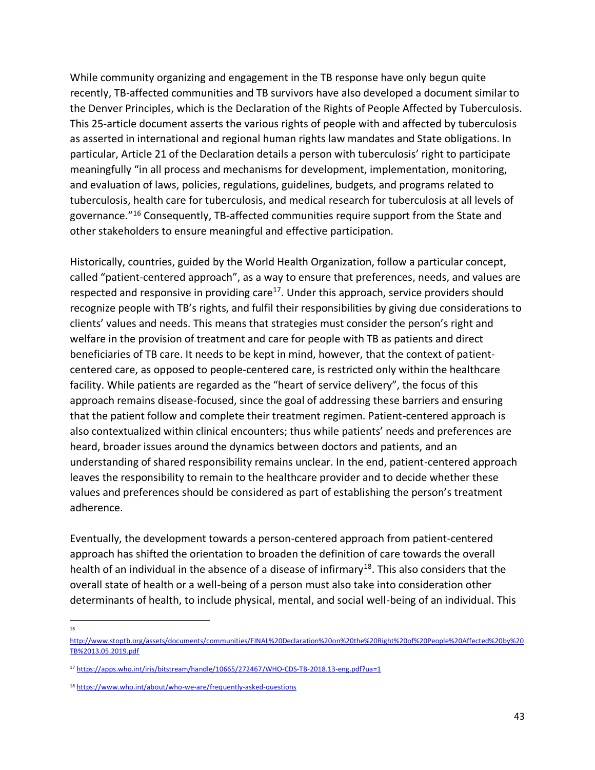While community organizing and engagement in the TB response have only begun quite recently, TB-affected communities and TB survivors have also developed a document similar to the Denver Principles, which is the Declaration of the Rights of People Affected by Tuberculosis. This 25-article document asserts the various rights of people with and affected by tuberculosis as asserted in international and regional human rights law mandates and State obligations. In particular, Article 21 of the Declaration details a person with tuberculosis' right to participate meaningfully "in all process and mechanisms for development, implementation, monitoring, and evaluation of laws, policies, regulations, guidelines, budgets, and programs related to tuberculosis, health care for tuberculosis, and medical research for tuberculosis at all levels of governance."[16] Consequently, TB-affected communities require support from the State and other stakeholders to ensure meaningful and effective participation.

Historically, countries, guided by the World Health Organization, follow a particular concept, called "patient-centered approach", as a way to ensure that preferences, needs, and values are respected and responsive in providing care[17]. Under this approach, service providers should recognize people with TB's rights, and fulfil their responsibilities by giving due considerations to clients' values and needs. This means that strategies must consider the person's right and welfare in the provision of treatment and care for people with TB as patients and direct beneficiaries of TB care. It needs to be kept in mind, however, that the context of patient-centered care, as opposed to people-centered care, is restricted only within the healthcare facility. While patients are regarded as the "heart of service delivery", the focus of this approach remains disease-focused, since the goal of addressing these barriers and ensuring that the patient follow and complete their treatment regimen. Patient-centered approach is also contextualized within clinical encounters; thus while patients' needs and preferences are heard, broader issues around the dynamics between doctors and patients, and an understanding of shared responsibility remains unclear. In the end, patient-centered approach leaves the responsibility to remain to the healthcare provider and to decide whether these values and preferences should be considered as part of establishing the person's treatment adherence.

Eventually, the development towards a person-centered approach from patient-centered approach has shifted the orientation to broaden the definition of care towards the overall health of an individual in the absence of a disease of infirmary[18]. This also considers that the overall state of health or a well-being of a person must also take into consideration other determinants of health, to include physical, mental, and social well-being of an individual. This

---

[16] http://www.stoptb.org/assets/documents/communities/FINAL%20Declaration%20on%20the%20Right%20of%20People%20Affected%20by%20TB%2013.05.2019.pdf

[17] https://apps.who.int/iris/bitstream/handle/10665/272467/WHO-CDS-TB-2018.13-eng.pdf?ua=1

[18] https://www.who.int/about/who-we-are/frequently-asked-questions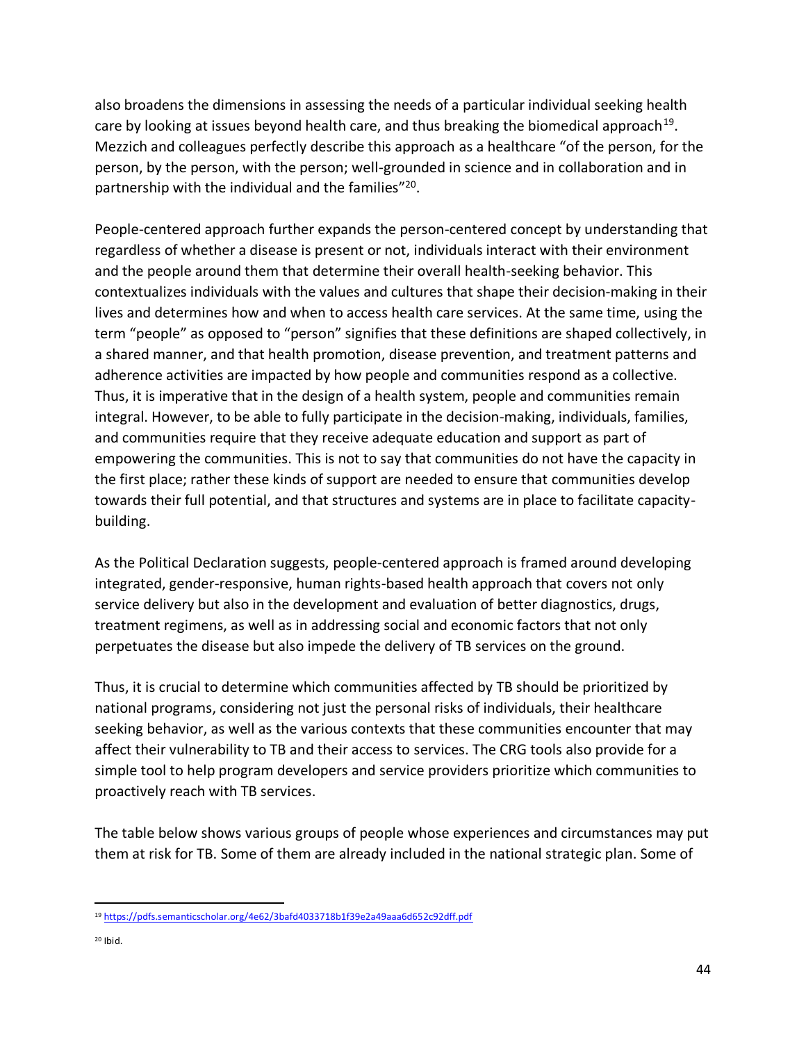also broadens the dimensions in assessing the needs of a particular individual seeking health care by looking at issues beyond health care, and thus breaking the biomedical approach[19]. Mezzich and colleagues perfectly describe this approach as a healthcare "of the person, for the person, by the person, with the person; well-grounded in science and in collaboration and in partnership with the individual and the families"[20].

People-centered approach further expands the person-centered concept by understanding that regardless of whether a disease is present or not, individuals interact with their environment and the people around them that determine their overall health-seeking behavior. This contextualizes individuals with the values and cultures that shape their decision-making in their lives and determines how and when to access health care services. At the same time, using the term "people" as opposed to "person" signifies that these definitions are shaped collectively, in a shared manner, and that health promotion, disease prevention, and treatment patterns and adherence activities are impacted by how people and communities respond as a collective. Thus, it is imperative that in the design of a health system, people and communities remain integral. However, to be able to fully participate in the decision-making, individuals, families, and communities require that they receive adequate education and support as part of empowering the communities. This is not to say that communities do not have the capacity in the first place; rather these kinds of support are needed to ensure that communities develop towards their full potential, and that structures and systems are in place to facilitate capacity-building.

As the Political Declaration suggests, people-centered approach is framed around developing integrated, gender-responsive, human rights-based health approach that covers not only service delivery but also in the development and evaluation of better diagnostics, drugs, treatment regimens, as well as in addressing social and economic factors that not only perpetuates the disease but also impede the delivery of TB services on the ground.

Thus, it is crucial to determine which communities affected by TB should be prioritized by national programs, considering not just the personal risks of individuals, their healthcare seeking behavior, as well as the various contexts that these communities encounter that may affect their vulnerability to TB and their access to services. The CRG tools also provide for a simple tool to help program developers and service providers prioritize which communities to proactively reach with TB services.

The table below shows various groups of people whose experiences and circumstances may put them at risk for TB. Some of them are already included in the national strategic plan. Some of

---

[19] https://pdfs.semanticscholar.org/4e62/3bafd4033718b1f39e2a49aaa6d652c92dff.pdf

[20] Ibid.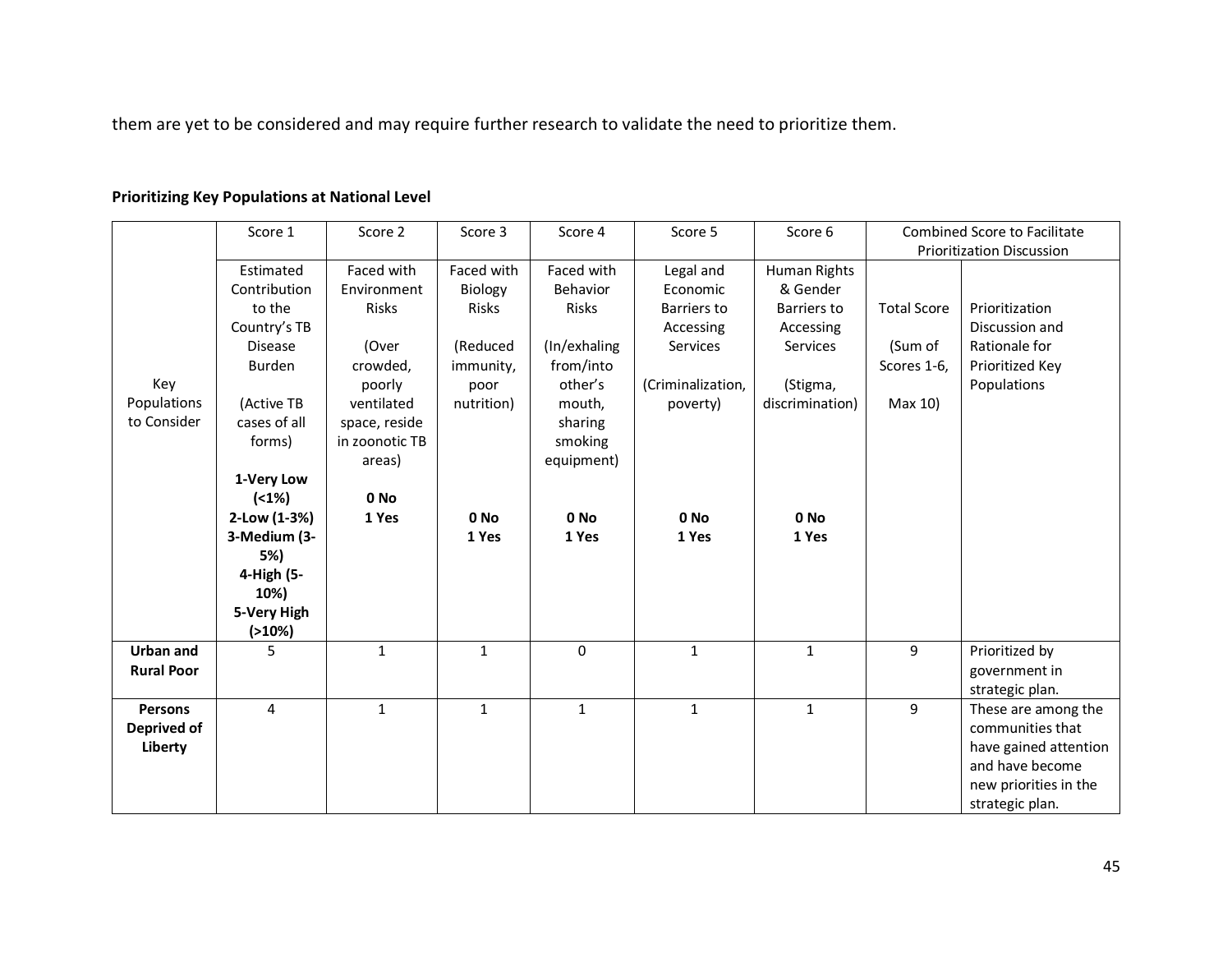them are yet to be considered and may require further research to validate the need to prioritize them.

**Prioritizing Key Populations at National Level**

| Key Populations to Consider | Score 1 | Score 2 | Score 3 | Score 4 | Score 5 | Score 6 | Combined Score to Facilitate Prioritization Discussion | |
|---|---|---|---|---|---|---|---|---|
| | Estimated Contribution to the Country's TB Disease Burden (Active TB cases of all forms) **1-Very Low (<1%) 2-Low (1-3%) 3-Medium (3-5%) 4-High (5-10%) 5-Very High (>10%)** | Faced with Environment Risks (Over crowded, poorly ventilated space, reside in zoonotic TB areas) **0 No 1 Yes** | Faced with Biology Risks (Reduced immunity, poor nutrition) **0 No 1 Yes** | Faced with Behavior Risks (In/exhaling from/into other's mouth, sharing smoking equipment) **0 No 1 Yes** | Legal and Economic Barriers to Accessing Services (Criminalization, poverty) **0 No 1 Yes** | Human Rights & Gender Barriers to Accessing Services (Stigma, discrimination) **0 No 1 Yes** | Total Score (Sum of Scores 1-6, Max 10) | Prioritization Discussion and Rationale for Prioritized Key Populations |
| **Urban and Rural Poor** | 5 | 1 | 1 | 0 | 1 | 1 | 9 | Prioritized by government in strategic plan. |
| **Persons Deprived of Liberty** | 4 | 1 | 1 | 1 | 1 | 1 | 9 | These are among the communities that have gained attention and have become new priorities in the strategic plan. |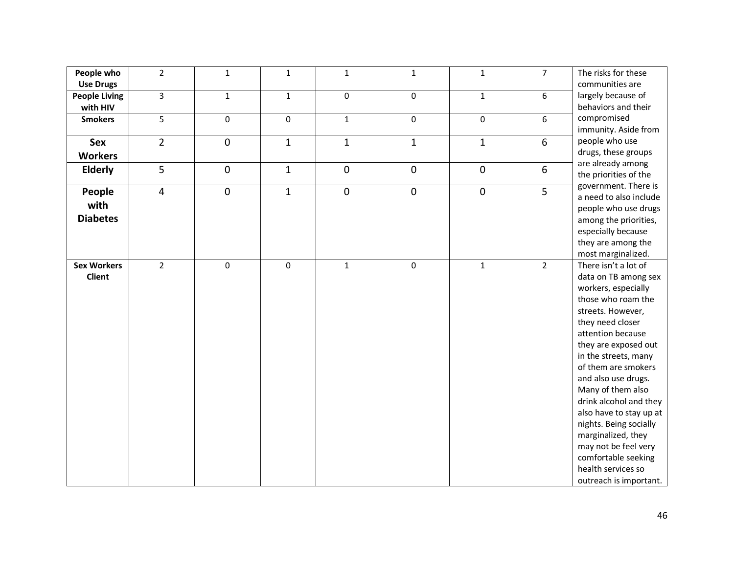| | | | | | | | | |
|---|---|---|---|---|---|---|---|---|
| **People who Use Drugs** | 2 | 1 | 1 | 1 | 1 | 1 | 7 | The risks for these communities are largely because of behaviors and their compromised immunity. Aside from people who use drugs, these groups are already among the priorities of the government. There is a need to also include people who use drugs among the priorities, especially because they are among the most marginalized. |
| **People Living with HIV** | 3 | 1 | 1 | 0 | 0 | 1 | 6 | |
| **Smokers** | 5 | 0 | 0 | 1 | 0 | 0 | 6 | |
| **Sex Workers** | 2 | 0 | 1 | 1 | 1 | 1 | 6 | |
| **Elderly** | 5 | 0 | 1 | 0 | 0 | 0 | 6 | |
| **People with Diabetes** | 4 | 0 | 1 | 0 | 0 | 0 | 5 | |
| **Sex Workers Client** | 2 | 0 | 0 | 1 | 0 | 1 | 2 | There isn't a lot of data on TB among sex workers, especially those who roam the streets. However, they need closer attention because they are exposed out in the streets, many of them are smokers and also use drugs. Many of them also drink alcohol and they also have to stay up at nights. Being socially marginalized, they may not be feel very comfortable seeking health services so outreach is important. |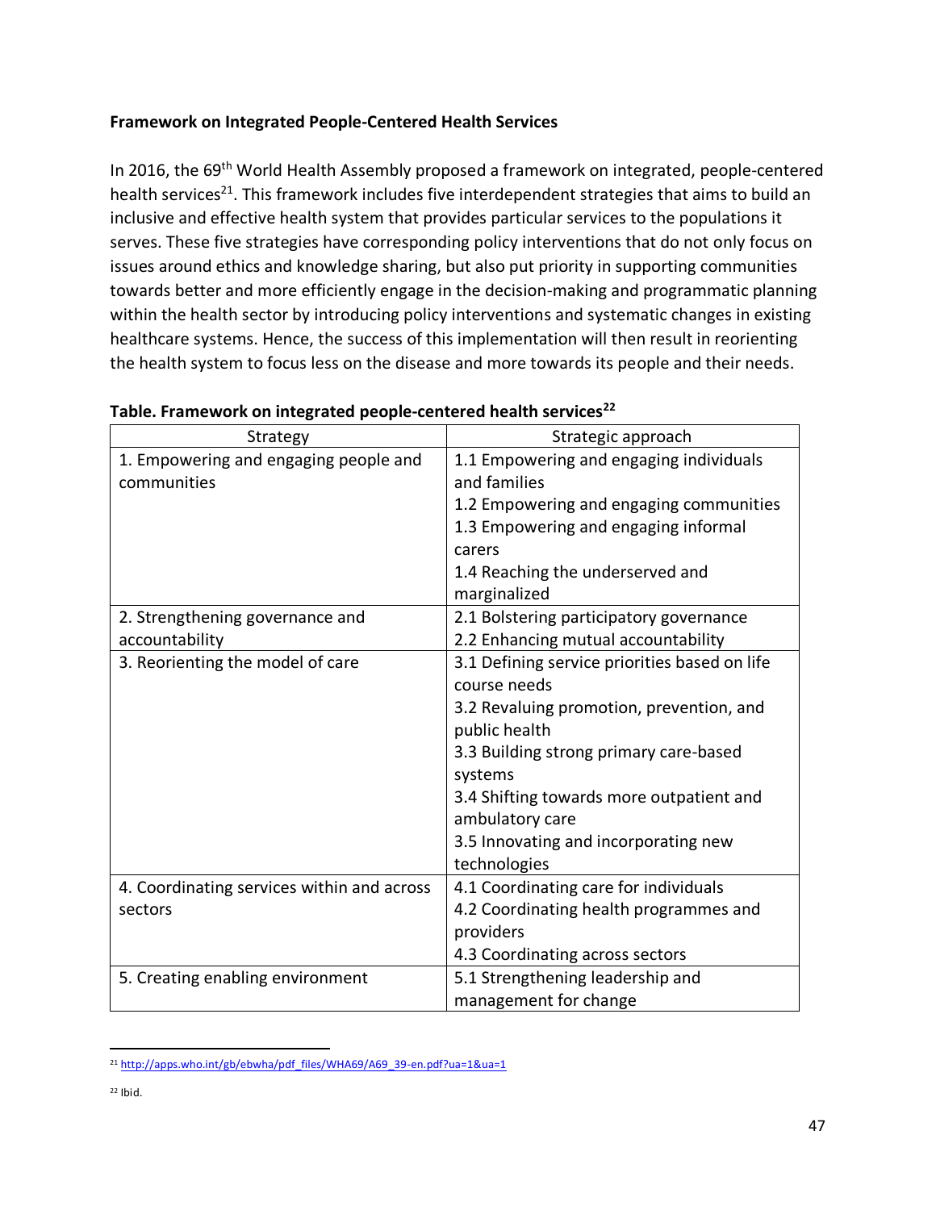**Framework on Integrated People-Centered Health Services**

In 2016, the 69th World Health Assembly proposed a framework on integrated, people-centered health services[21]. This framework includes five interdependent strategies that aims to build an inclusive and effective health system that provides particular services to the populations it serves. These five strategies have corresponding policy interventions that do not only focus on issues around ethics and knowledge sharing, but also put priority in supporting communities towards better and more efficiently engage in the decision-making and programmatic planning within the health sector by introducing policy interventions and systematic changes in existing healthcare systems. Hence, the success of this implementation will then result in reorienting the health system to focus less on the disease and more towards its people and their needs.

**Table. Framework on integrated people-centered health services[22]**

| Strategy | Strategic approach |
|---|---|
| 1. Empowering and engaging people and communities | 1.1 Empowering and engaging individuals and families<br>1.2 Empowering and engaging communities<br>1.3 Empowering and engaging informal carers<br>1.4 Reaching the underserved and marginalized |
| 2. Strengthening governance and accountability | 2.1 Bolstering participatory governance<br>2.2 Enhancing mutual accountability |
| 3. Reorienting the model of care | 3.1 Defining service priorities based on life course needs<br>3.2 Revaluing promotion, prevention, and public health<br>3.3 Building strong primary care-based systems<br>3.4 Shifting towards more outpatient and ambulatory care<br>3.5 Innovating and incorporating new technologies |
| 4. Coordinating services within and across sectors | 4.1 Coordinating care for individuals<br>4.2 Coordinating health programmes and providers<br>4.3 Coordinating across sectors |
| 5. Creating enabling environment | 5.1 Strengthening leadership and management for change |

[21] http://apps.who.int/gb/ebwha/pdf_files/WHA69/A69_39-en.pdf?ua=1&ua=1

[22] Ibid.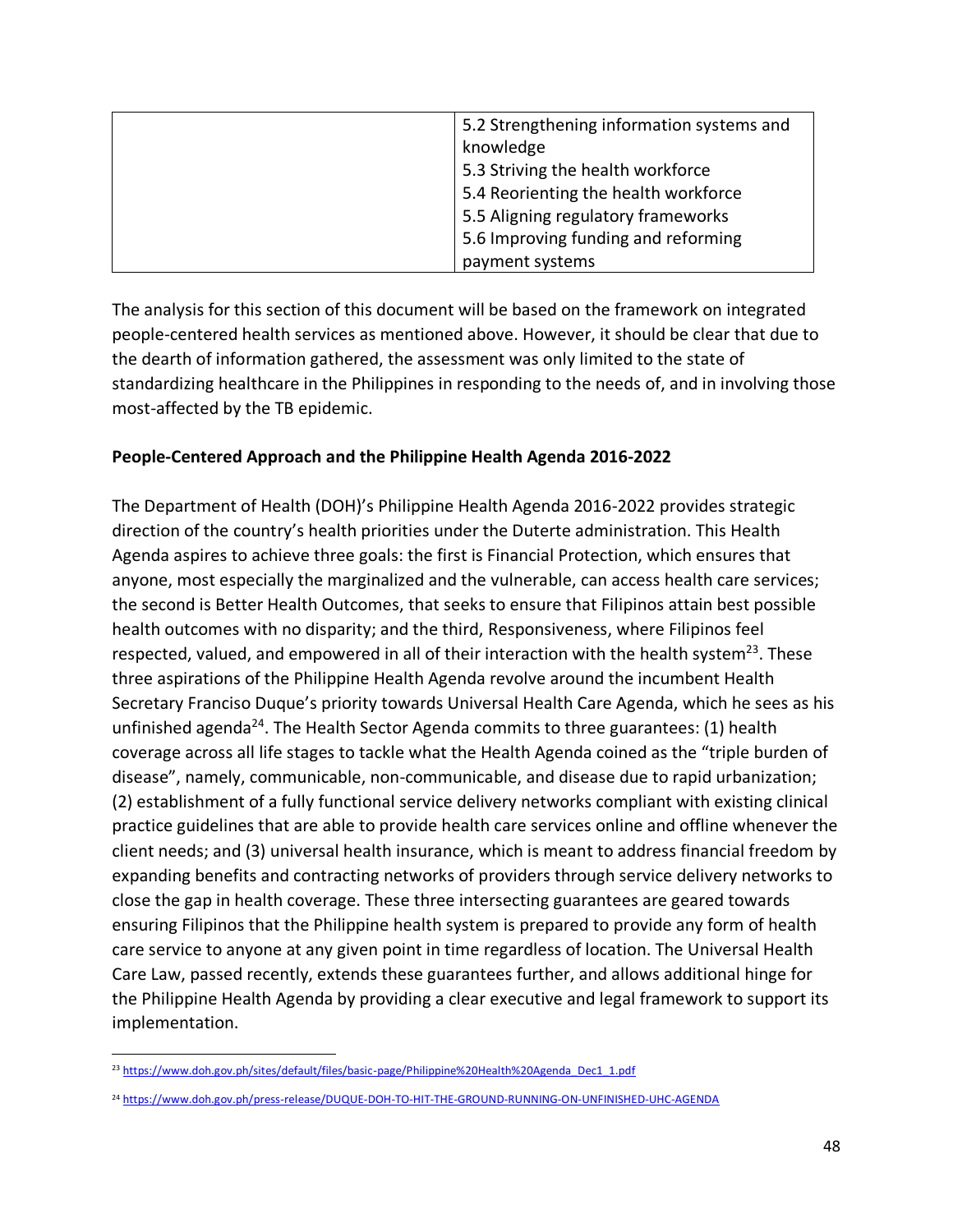| | |
|---|---|
| | 5.2 Strengthening information systems and knowledge<br>5.3 Striving the health workforce<br>5.4 Reorienting the health workforce<br>5.5 Aligning regulatory frameworks<br>5.6 Improving funding and reforming payment systems |

The analysis for this section of this document will be based on the framework on integrated people-centered health services as mentioned above. However, it should be clear that due to the dearth of information gathered, the assessment was only limited to the state of standardizing healthcare in the Philippines in responding to the needs of, and in involving those most-affected by the TB epidemic.

**People-Centered Approach and the Philippine Health Agenda 2016-2022**

The Department of Health (DOH)'s Philippine Health Agenda 2016-2022 provides strategic direction of the country's health priorities under the Duterte administration. This Health Agenda aspires to achieve three goals: the first is Financial Protection, which ensures that anyone, most especially the marginalized and the vulnerable, can access health care services; the second is Better Health Outcomes, that seeks to ensure that Filipinos attain best possible health outcomes with no disparity; and the third, Responsiveness, where Filipinos feel respected, valued, and empowered in all of their interaction with the health system[23]. These three aspirations of the Philippine Health Agenda revolve around the incumbent Health Secretary Franciso Duque's priority towards Universal Health Care Agenda, which he sees as his unfinished agenda[24]. The Health Sector Agenda commits to three guarantees: (1) health coverage across all life stages to tackle what the Health Agenda coined as the "triple burden of disease", namely, communicable, non-communicable, and disease due to rapid urbanization; (2) establishment of a fully functional service delivery networks compliant with existing clinical practice guidelines that are able to provide health care services online and offline whenever the client needs; and (3) universal health insurance, which is meant to address financial freedom by expanding benefits and contracting networks of providers through service delivery networks to close the gap in health coverage. These three intersecting guarantees are geared towards ensuring Filipinos that the Philippine health system is prepared to provide any form of health care service to anyone at any given point in time regardless of location. The Universal Health Care Law, passed recently, extends these guarantees further, and allows additional hinge for the Philippine Health Agenda by providing a clear executive and legal framework to support its implementation.

[23] https://www.doh.gov.ph/sites/default/files/basic-page/Philippine%20Health%20Agenda_Dec1_1.pdf

[24] https://www.doh.gov.ph/press-release/DUQUE-DOH-TO-HIT-THE-GROUND-RUNNING-ON-UNFINISHED-UHC-AGENDA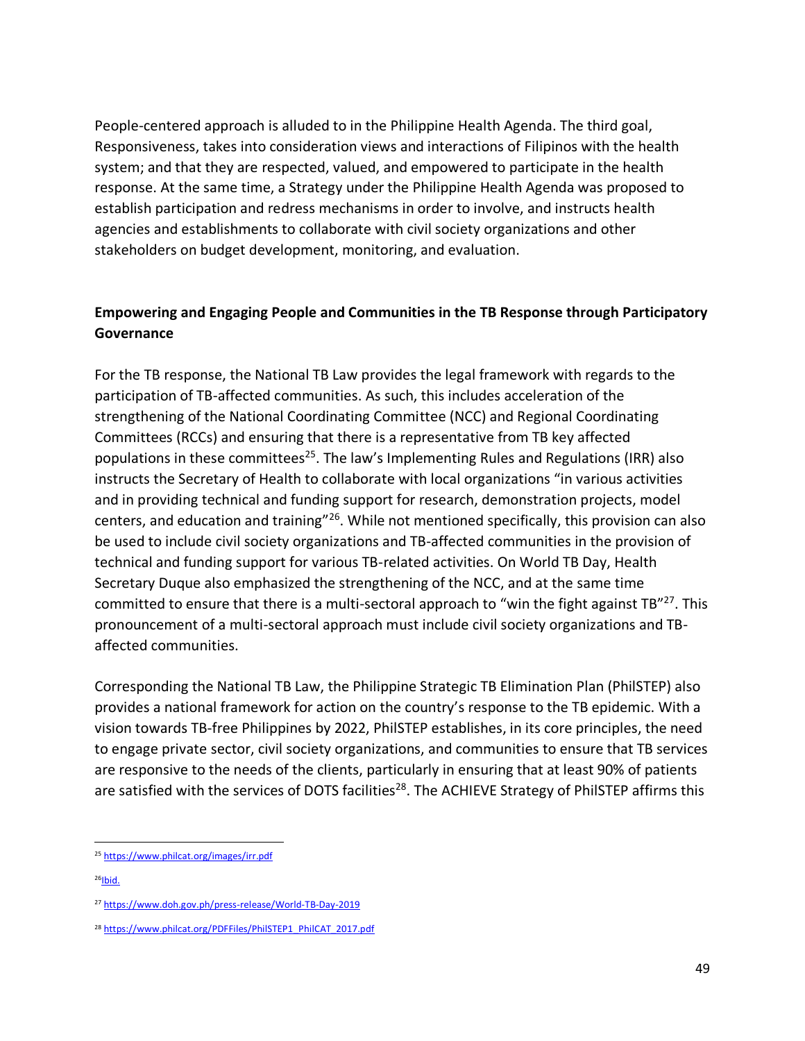People-centered approach is alluded to in the Philippine Health Agenda. The third goal, Responsiveness, takes into consideration views and interactions of Filipinos with the health system; and that they are respected, valued, and empowered to participate in the health response. At the same time, a Strategy under the Philippine Health Agenda was proposed to establish participation and redress mechanisms in order to involve, and instructs health agencies and establishments to collaborate with civil society organizations and other stakeholders on budget development, monitoring, and evaluation.

**Empowering and Engaging People and Communities in the TB Response through Participatory Governance**

For the TB response, the National TB Law provides the legal framework with regards to the participation of TB-affected communities. As such, this includes acceleration of the strengthening of the National Coordinating Committee (NCC) and Regional Coordinating Committees (RCCs) and ensuring that there is a representative from TB key affected populations in these committees[25]. The law's Implementing Rules and Regulations (IRR) also instructs the Secretary of Health to collaborate with local organizations "in various activities and in providing technical and funding support for research, demonstration projects, model centers, and education and training"[26]. While not mentioned specifically, this provision can also be used to include civil society organizations and TB-affected communities in the provision of technical and funding support for various TB-related activities. On World TB Day, Health Secretary Duque also emphasized the strengthening of the NCC, and at the same time committed to ensure that there is a multi-sectoral approach to "win the fight against TB"[27]. This pronouncement of a multi-sectoral approach must include civil society organizations and TB-affected communities.

Corresponding the National TB Law, the Philippine Strategic TB Elimination Plan (PhilSTEP) also provides a national framework for action on the country's response to the TB epidemic. With a vision towards TB-free Philippines by 2022, PhilSTEP establishes, in its core principles, the need to engage private sector, civil society organizations, and communities to ensure that TB services are responsive to the needs of the clients, particularly in ensuring that at least 90% of patients are satisfied with the services of DOTS facilities[28]. The ACHIEVE Strategy of PhilSTEP affirms this

---

[25] https://www.philcat.org/images/irr.pdf

[26] Ibid.

[27] https://www.doh.gov.ph/press-release/World-TB-Day-2019

[28] https://www.philcat.org/PDFFiles/PhilSTEP1_PhilCAT_2017.pdf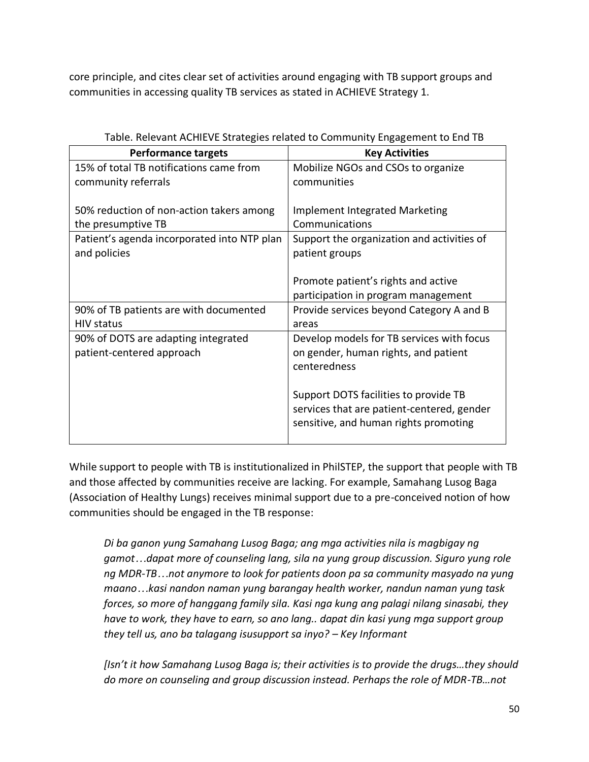core principle, and cites clear set of activities around engaging with TB support groups and communities in accessing quality TB services as stated in ACHIEVE Strategy 1.

Table. Relevant ACHIEVE Strategies related to Community Engagement to End TB

| Performance targets | Key Activities |
|---|---|
| 15% of total TB notifications came from community referrals<br><br>50% reduction of non-action takers among the presumptive TB | Mobilize NGOs and CSOs to organize communities<br><br>Implement Integrated Marketing Communications |
| Patient's agenda incorporated into NTP plan and policies | Support the organization and activities of patient groups<br><br>Promote patient's rights and active participation in program management |
| 90% of TB patients are with documented HIV status | Provide services beyond Category A and B areas |
| 90% of DOTS are adapting integrated patient-centered approach | Develop models for TB services with focus on gender, human rights, and patient centeredness<br><br>Support DOTS facilities to provide TB services that are patient-centered, gender sensitive, and human rights promoting |

While support to people with TB is institutionalized in PhilSTEP, the support that people with TB and those affected by communities receive are lacking. For example, Samahang Lusog Baga (Association of Healthy Lungs) receives minimal support due to a pre-conceived notion of how communities should be engaged in the TB response:

> *Di ba ganon yung Samahang Lusog Baga; ang mga activities nila is magbigay ng gamot…dapat more of counseling lang, sila na yung group discussion. Siguro yung role ng MDR-TB…not anymore to look for patients doon pa sa community masyado na yung maano…kasi nandon naman yung barangay health worker, nandun naman yung task forces, so more of hanggang family sila. Kasi nga kung ang palagi nilang sinasabi, they have to work, they have to earn, so ano lang.. dapat din kasi yung mga support group they tell us, ano ba talagang isusupport sa inyo? – Key Informant*
>
> *[Isn't it how Samahang Lusog Baga is; their activities is to provide the drugs…they should do more on counseling and group discussion instead. Perhaps the role of MDR-TB…not*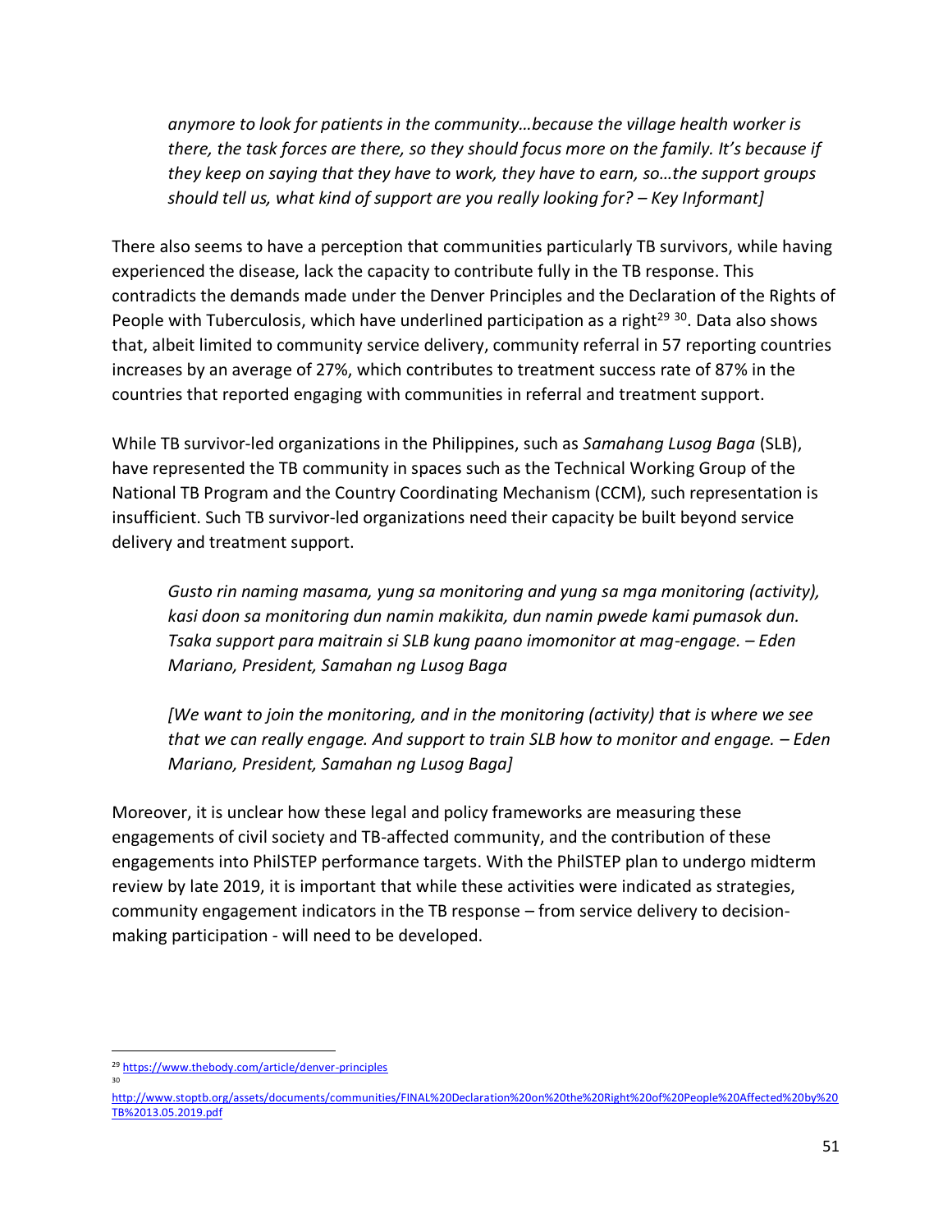*anymore to look for patients in the community…because the village health worker is there, the task forces are there, so they should focus more on the family. It's because if they keep on saying that they have to work, they have to earn, so…the support groups should tell us, what kind of support are you really looking for? – Key Informant]*

There also seems to have a perception that communities particularly TB survivors, while having experienced the disease, lack the capacity to contribute fully in the TB response. This contradicts the demands made under the Denver Principles and the Declaration of the Rights of People with Tuberculosis, which have underlined participation as a right[29] [30]. Data also shows that, albeit limited to community service delivery, community referral in 57 reporting countries increases by an average of 27%, which contributes to treatment success rate of 87% in the countries that reported engaging with communities in referral and treatment support.

While TB survivor-led organizations in the Philippines, such as *Samahang Lusog Baga* (SLB), have represented the TB community in spaces such as the Technical Working Group of the National TB Program and the Country Coordinating Mechanism (CCM), such representation is insufficient. Such TB survivor-led organizations need their capacity be built beyond service delivery and treatment support.

*Gusto rin naming masama, yung sa monitoring and yung sa mga monitoring (activity), kasi doon sa monitoring dun namin makikita, dun namin pwede kami pumasok dun. Tsaka support para maitrain si SLB kung paano imomonitor at mag-engage. – Eden Mariano, President, Samahan ng Lusog Baga*

*[We want to join the monitoring, and in the monitoring (activity) that is where we see that we can really engage. And support to train SLB how to monitor and engage. – Eden Mariano, President, Samahan ng Lusog Baga]*

Moreover, it is unclear how these legal and policy frameworks are measuring these engagements of civil society and TB-affected community, and the contribution of these engagements into PhilSTEP performance targets. With the PhilSTEP plan to undergo midterm review by late 2019, it is important that while these activities were indicated as strategies, community engagement indicators in the TB response – from service delivery to decision-making participation - will need to be developed.

---

[29] https://www.thebody.com/article/denver-principles

[30] http://www.stoptb.org/assets/documents/communities/FINAL%20Declaration%20on%20the%20Right%20of%20People%20Affected%20by%20TB%2013.05.2019.pdf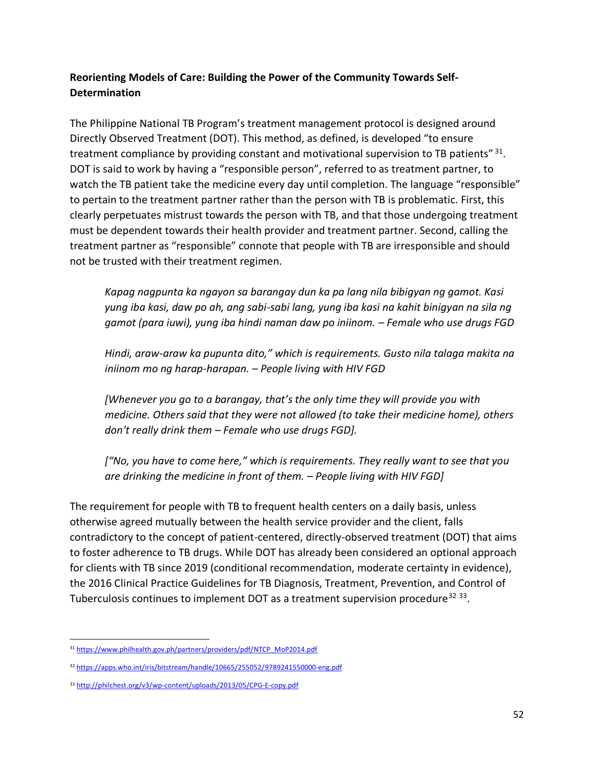**Reorienting Models of Care: Building the Power of the Community Towards Self-Determination**

The Philippine National TB Program's treatment management protocol is designed around Directly Observed Treatment (DOT). This method, as defined, is developed "to ensure treatment compliance by providing constant and motivational supervision to TB patients" [31]. DOT is said to work by having a "responsible person", referred to as treatment partner, to watch the TB patient take the medicine every day until completion. The language "responsible" to pertain to the treatment partner rather than the person with TB is problematic. First, this clearly perpetuates mistrust towards the person with TB, and that those undergoing treatment must be dependent towards their health provider and treatment partner. Second, calling the treatment partner as "responsible" connote that people with TB are irresponsible and should not be trusted with their treatment regimen.

> *Kapag nagpunta ka ngayon sa barangay dun ka pa lang nila bibigyan ng gamot. Kasi yung iba kasi, daw po ah, ang sabi-sabi lang, yung iba kasi na kahit binigyan na sila ng gamot (para iuwi), yung iba hindi naman daw po iniinom. – Female who use drugs FGD*
>
> *Hindi, araw-araw ka pupunta dito," which is requirements. Gusto nila talaga makita na iniinom mo ng harap-harapan. – People living with HIV FGD*
>
> *[Whenever you go to a barangay, that's the only time they will provide you with medicine. Others said that they were not allowed (to take their medicine home), others don't really drink them – Female who use drugs FGD].*
>
> *["No, you have to come here," which is requirements. They really want to see that you are drinking the medicine in front of them. – People living with HIV FGD]*

The requirement for people with TB to frequent health centers on a daily basis, unless otherwise agreed mutually between the health service provider and the client, falls contradictory to the concept of patient-centered, directly-observed treatment (DOT) that aims to foster adherence to TB drugs. While DOT has already been considered an optional approach for clients with TB since 2019 (conditional recommendation, moderate certainty in evidence), the 2016 Clinical Practice Guidelines for TB Diagnosis, Treatment, Prevention, and Control of Tuberculosis continues to implement DOT as a treatment supervision procedure[32] [33].

---

[31] https://www.philhealth.gov.ph/partners/providers/pdf/NTCP_MoP2014.pdf

[32] https://apps.who.int/iris/bitstream/handle/10665/255052/9789241550000-eng.pdf

[33] http://philchest.org/v3/wp-content/uploads/2013/05/CPG-E-copy.pdf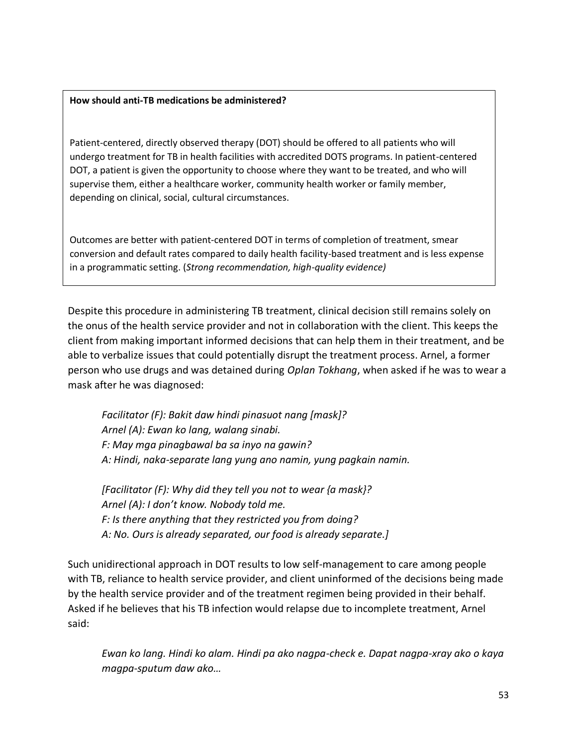**How should anti-TB medications be administered?**

Patient-centered, directly observed therapy (DOT) should be offered to all patients who will undergo treatment for TB in health facilities with accredited DOTS programs. In patient-centered DOT, a patient is given the opportunity to choose where they want to be treated, and who will supervise them, either a healthcare worker, community health worker or family member, depending on clinical, social, cultural circumstances.

Outcomes are better with patient-centered DOT in terms of completion of treatment, smear conversion and default rates compared to daily health facility-based treatment and is less expense in a programmatic setting. (*Strong recommendation, high-quality evidence)*

Despite this procedure in administering TB treatment, clinical decision still remains solely on the onus of the health service provider and not in collaboration with the client. This keeps the client from making important informed decisions that can help them in their treatment, and be able to verbalize issues that could potentially disrupt the treatment process. Arnel, a former person who use drugs and was detained during *Oplan Tokhang*, when asked if he was to wear a mask after he was diagnosed:

> *Facilitator (F): Bakit daw hindi pinasuot nang [mask]?*
> *Arnel (A): Ewan ko lang, walang sinabi.*
> *F: May mga pinagbawal ba sa inyo na gawin?*
> *A: Hindi, naka-separate lang yung ano namin, yung pagkain namin.*
>
> *[Facilitator (F): Why did they tell you not to wear {a mask}?*
> *Arnel (A): I don't know. Nobody told me.*
> *F: Is there anything that they restricted you from doing?*
> *A: No. Ours is already separated, our food is already separate.]*

Such unidirectional approach in DOT results to low self-management to care among people with TB, reliance to health service provider, and client uninformed of the decisions being made by the health service provider and of the treatment regimen being provided in their behalf. Asked if he believes that his TB infection would relapse due to incomplete treatment, Arnel said:

> *Ewan ko lang. Hindi ko alam. Hindi pa ako nagpa-check e. Dapat nagpa-xray ako o kaya magpa-sputum daw ako…*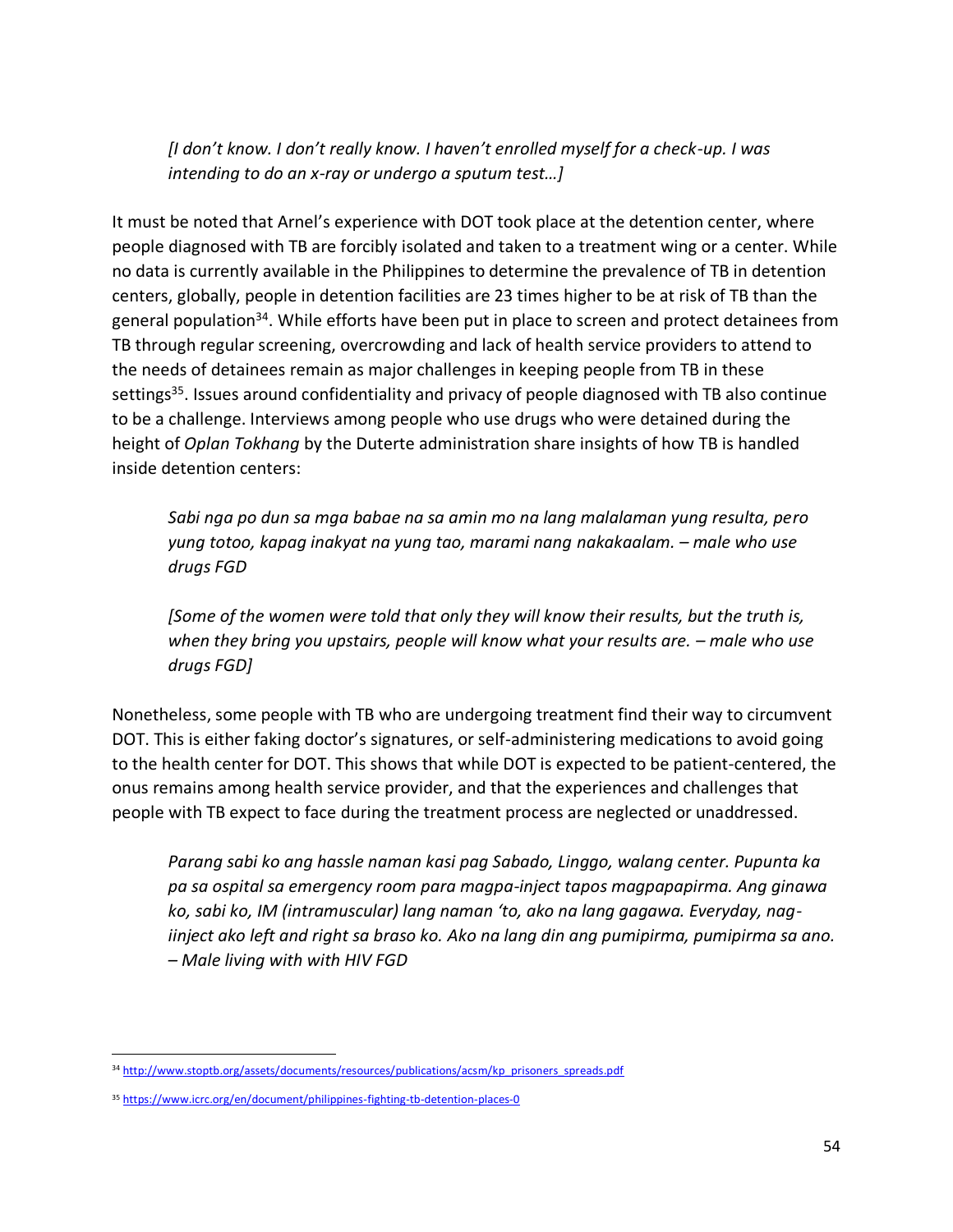*[I don't know. I don't really know. I haven't enrolled myself for a check-up. I was intending to do an x-ray or undergo a sputum test…]*

It must be noted that Arnel's experience with DOT took place at the detention center, where people diagnosed with TB are forcibly isolated and taken to a treatment wing or a center. While no data is currently available in the Philippines to determine the prevalence of TB in detention centers, globally, people in detention facilities are 23 times higher to be at risk of TB than the general population[34]. While efforts have been put in place to screen and protect detainees from TB through regular screening, overcrowding and lack of health service providers to attend to the needs of detainees remain as major challenges in keeping people from TB in these settings[35]. Issues around confidentiality and privacy of people diagnosed with TB also continue to be a challenge. Interviews among people who use drugs who were detained during the height of *Oplan Tokhang* by the Duterte administration share insights of how TB is handled inside detention centers:

*Sabi nga po dun sa mga babae na sa amin mo na lang malalaman yung resulta, pero yung totoo, kapag inakyat na yung tao, marami nang nakakaalam. – male who use drugs FGD*

*[Some of the women were told that only they will know their results, but the truth is, when they bring you upstairs, people will know what your results are. – male who use drugs FGD]*

Nonetheless, some people with TB who are undergoing treatment find their way to circumvent DOT. This is either faking doctor's signatures, or self-administering medications to avoid going to the health center for DOT. This shows that while DOT is expected to be patient-centered, the onus remains among health service provider, and that the experiences and challenges that people with TB expect to face during the treatment process are neglected or unaddressed.

*Parang sabi ko ang hassle naman kasi pag Sabado, Linggo, walang center. Pupunta ka pa sa ospital sa emergency room para magpa-inject tapos magpapapirma. Ang ginawa ko, sabi ko, IM (intramuscular) lang naman 'to, ako na lang gagawa. Everyday, nag-iinject ako left and right sa braso ko. Ako na lang din ang pumipirma, pumipirma sa ano. – Male living with with HIV FGD*

---

[34] http://www.stoptb.org/assets/documents/resources/publications/acsm/kp_prisoners_spreads.pdf

[35] https://www.icrc.org/en/document/philippines-fighting-tb-detention-places-0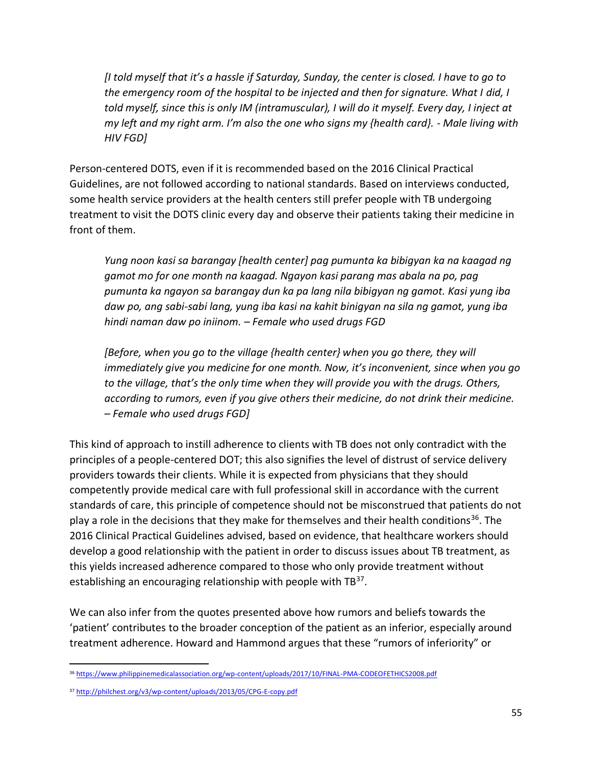*[I told myself that it's a hassle if Saturday, Sunday, the center is closed. I have to go to the emergency room of the hospital to be injected and then for signature. What I did, I told myself, since this is only IM (intramuscular), I will do it myself. Every day, I inject at my left and my right arm. I'm also the one who signs my {health card}. - Male living with HIV FGD]*

Person-centered DOTS, even if it is recommended based on the 2016 Clinical Practical Guidelines, are not followed according to national standards. Based on interviews conducted, some health service providers at the health centers still prefer people with TB undergoing treatment to visit the DOTS clinic every day and observe their patients taking their medicine in front of them.

*Yung noon kasi sa barangay [health center] pag pumunta ka bibigyan ka na kaagad ng gamot mo for one month na kaagad. Ngayon kasi parang mas abala na po, pag pumunta ka ngayon sa barangay dun ka pa lang nila bibigyan ng gamot. Kasi yung iba daw po, ang sabi-sabi lang, yung iba kasi na kahit binigyan na sila ng gamot, yung iba hindi naman daw po iniinom. – Female who used drugs FGD*

*[Before, when you go to the village {health center} when you go there, they will immediately give you medicine for one month. Now, it's inconvenient, since when you go to the village, that's the only time when they will provide you with the drugs. Others, according to rumors, even if you give others their medicine, do not drink their medicine. – Female who used drugs FGD]*

This kind of approach to instill adherence to clients with TB does not only contradict with the principles of a people-centered DOT; this also signifies the level of distrust of service delivery providers towards their clients. While it is expected from physicians that they should competently provide medical care with full professional skill in accordance with the current standards of care, this principle of competence should not be misconstrued that patients do not play a role in the decisions that they make for themselves and their health conditions[36]. The 2016 Clinical Practical Guidelines advised, based on evidence, that healthcare workers should develop a good relationship with the patient in order to discuss issues about TB treatment, as this yields increased adherence compared to those who only provide treatment without establishing an encouraging relationship with people with TB[37].

We can also infer from the quotes presented above how rumors and beliefs towards the 'patient' contributes to the broader conception of the patient as an inferior, especially around treatment adherence. Howard and Hammond argues that these "rumors of inferiority" or

---

[36] https://www.philippinemedicalassociation.org/wp-content/uploads/2017/10/FINAL-PMA-CODEOFETHICS2008.pdf

[37] http://philchest.org/v3/wp-content/uploads/2013/05/CPG-E-copy.pdf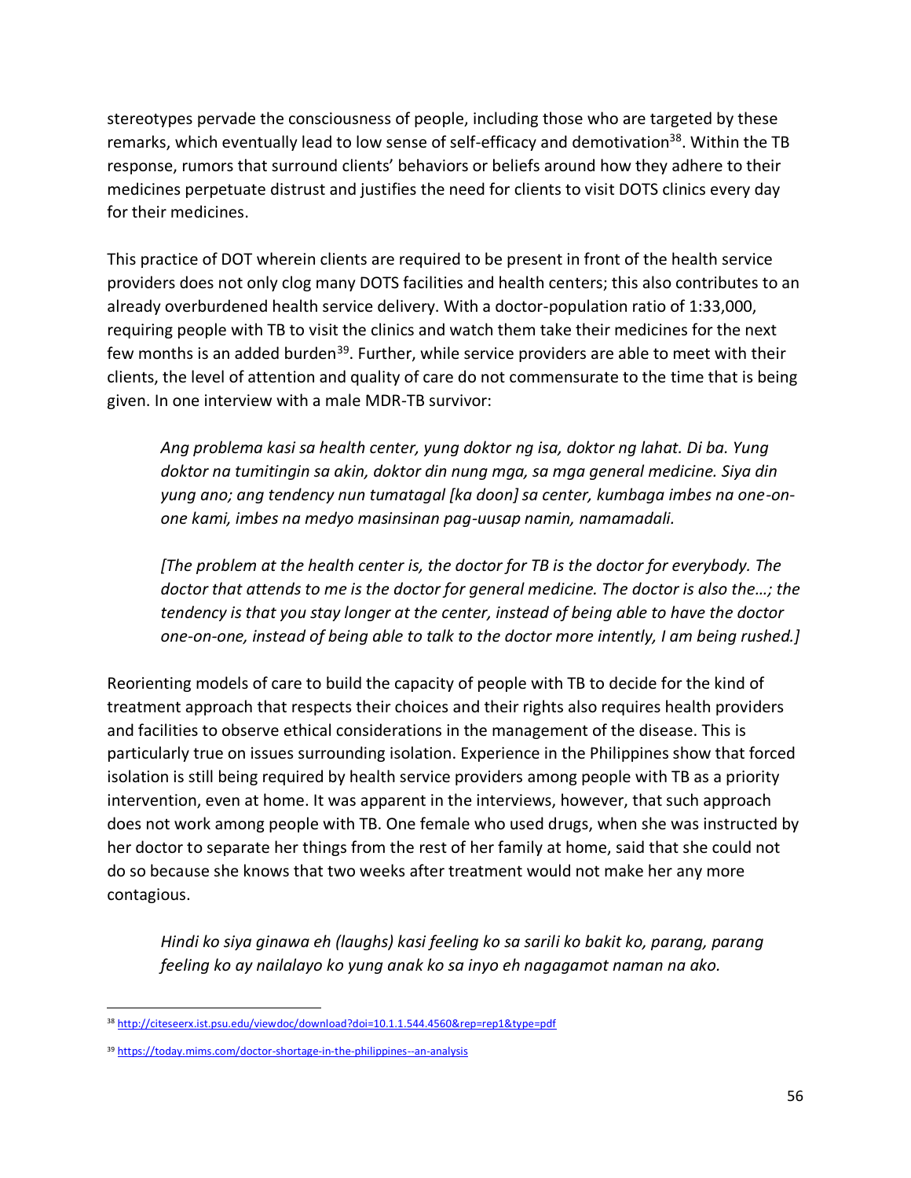stereotypes pervade the consciousness of people, including those who are targeted by these remarks, which eventually lead to low sense of self-efficacy and demotivation[38]. Within the TB response, rumors that surround clients' behaviors or beliefs around how they adhere to their medicines perpetuate distrust and justifies the need for clients to visit DOTS clinics every day for their medicines.

This practice of DOT wherein clients are required to be present in front of the health service providers does not only clog many DOTS facilities and health centers; this also contributes to an already overburdened health service delivery. With a doctor-population ratio of 1:33,000, requiring people with TB to visit the clinics and watch them take their medicines for the next few months is an added burden[39]. Further, while service providers are able to meet with their clients, the level of attention and quality of care do not commensurate to the time that is being given. In one interview with a male MDR-TB survivor:

> *Ang problema kasi sa health center, yung doktor ng isa, doktor ng lahat. Di ba. Yung doktor na tumitingin sa akin, doktor din nung mga, sa mga general medicine. Siya din yung ano; ang tendency nun tumatagal [ka doon] sa center, kumbaga imbes na one-on-one kami, imbes na medyo masinsinan pag-uusap namin, namamadali.*
>
> *[The problem at the health center is, the doctor for TB is the doctor for everybody. The doctor that attends to me is the doctor for general medicine. The doctor is also the…; the tendency is that you stay longer at the center, instead of being able to have the doctor one-on-one, instead of being able to talk to the doctor more intently, I am being rushed.]*

Reorienting models of care to build the capacity of people with TB to decide for the kind of treatment approach that respects their choices and their rights also requires health providers and facilities to observe ethical considerations in the management of the disease. This is particularly true on issues surrounding isolation. Experience in the Philippines show that forced isolation is still being required by health service providers among people with TB as a priority intervention, even at home. It was apparent in the interviews, however, that such approach does not work among people with TB. One female who used drugs, when she was instructed by her doctor to separate her things from the rest of her family at home, said that she could not do so because she knows that two weeks after treatment would not make her any more contagious.

> *Hindi ko siya ginawa eh (laughs) kasi feeling ko sa sarili ko bakit ko, parang, parang feeling ko ay nailalayo ko yung anak ko sa inyo eh nagagamot naman na ako.*

---

[38] http://citeseerx.ist.psu.edu/viewdoc/download?doi=10.1.1.544.4560&rep=rep1&type=pdf

[39] https://today.mims.com/doctor-shortage-in-the-philippines--an-analysis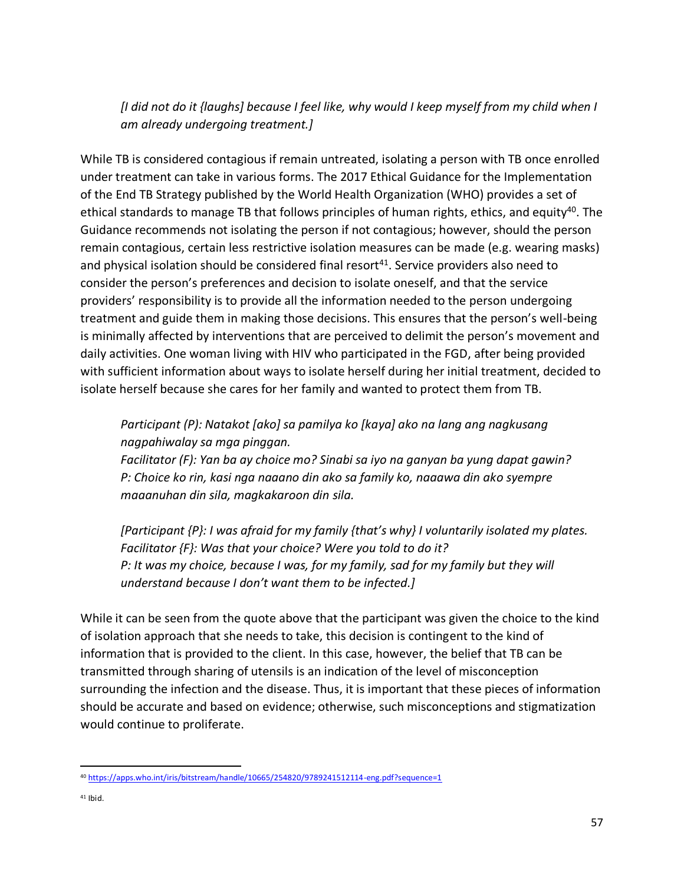*[I did not do it {laughs] because I feel like, why would I keep myself from my child when I am already undergoing treatment.]*

While TB is considered contagious if remain untreated, isolating a person with TB once enrolled under treatment can take in various forms. The 2017 Ethical Guidance for the Implementation of the End TB Strategy published by the World Health Organization (WHO) provides a set of ethical standards to manage TB that follows principles of human rights, ethics, and equity[40]. The Guidance recommends not isolating the person if not contagious; however, should the person remain contagious, certain less restrictive isolation measures can be made (e.g. wearing masks) and physical isolation should be considered final resort[41]. Service providers also need to consider the person's preferences and decision to isolate oneself, and that the service providers' responsibility is to provide all the information needed to the person undergoing treatment and guide them in making those decisions. This ensures that the person's well-being is minimally affected by interventions that are perceived to delimit the person's movement and daily activities. One woman living with HIV who participated in the FGD, after being provided with sufficient information about ways to isolate herself during her initial treatment, decided to isolate herself because she cares for her family and wanted to protect them from TB.

*Participant (P): Natakot [ako] sa pamilya ko [kaya] ako na lang ang nagkusang nagpahiwalay sa mga pinggan.*
*Facilitator (F): Yan ba ay choice mo? Sinabi sa iyo na ganyan ba yung dapat gawin?*
*P: Choice ko rin, kasi nga naaano din ako sa family ko, naaawa din ako syempre maaanuhan din sila, magkakaroon din sila.*

*[Participant {P}: I was afraid for my family {that's why} I voluntarily isolated my plates.*
*Facilitator {F}: Was that your choice? Were you told to do it?*
*P: It was my choice, because I was, for my family, sad for my family but they will understand because I don't want them to be infected.]*

While it can be seen from the quote above that the participant was given the choice to the kind of isolation approach that she needs to take, this decision is contingent to the kind of information that is provided to the client. In this case, however, the belief that TB can be transmitted through sharing of utensils is an indication of the level of misconception surrounding the infection and the disease. Thus, it is important that these pieces of information should be accurate and based on evidence; otherwise, such misconceptions and stigmatization would continue to proliferate.

---

[40] https://apps.who.int/iris/bitstream/handle/10665/254820/9789241512114-eng.pdf?sequence=1

[41] Ibid.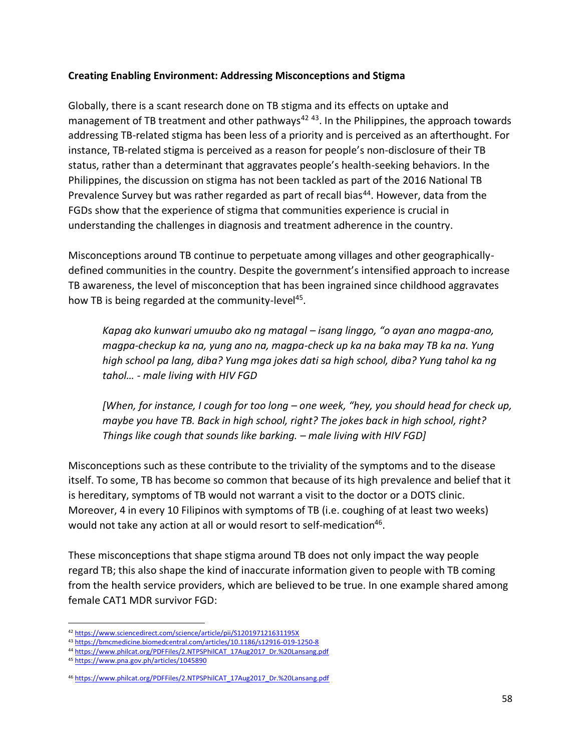**Creating Enabling Environment: Addressing Misconceptions and Stigma**

Globally, there is a scant research done on TB stigma and its effects on uptake and management of TB treatment and other pathways[42] [43]. In the Philippines, the approach towards addressing TB-related stigma has been less of a priority and is perceived as an afterthought. For instance, TB-related stigma is perceived as a reason for people's non-disclosure of their TB status, rather than a determinant that aggravates people's health-seeking behaviors. In the Philippines, the discussion on stigma has not been tackled as part of the 2016 National TB Prevalence Survey but was rather regarded as part of recall bias[44]. However, data from the FGDs show that the experience of stigma that communities experience is crucial in understanding the challenges in diagnosis and treatment adherence in the country.

Misconceptions around TB continue to perpetuate among villages and other geographically-defined communities in the country. Despite the government's intensified approach to increase TB awareness, the level of misconception that has been ingrained since childhood aggravates how TB is being regarded at the community-level[45].

> *Kapag ako kunwari umuubo ako ng matagal – isang linggo, "o ayan ano magpa-ano, magpa-checkup ka na, yung ano na, magpa-check up ka na baka may TB ka na. Yung high school pa lang, diba? Yung mga jokes dati sa high school, diba? Yung tahol ka ng tahol… - male living with HIV FGD*
>
> *[When, for instance, I cough for too long – one week, "hey, you should head for check up, maybe you have TB. Back in high school, right? The jokes back in high school, right? Things like cough that sounds like barking. – male living with HIV FGD]*

Misconceptions such as these contribute to the triviality of the symptoms and to the disease itself. To some, TB has become so common that because of its high prevalence and belief that it is hereditary, symptoms of TB would not warrant a visit to the doctor or a DOTS clinic. Moreover, 4 in every 10 Filipinos with symptoms of TB (i.e. coughing of at least two weeks) would not take any action at all or would resort to self-medication[46].

These misconceptions that shape stigma around TB does not only impact the way people regard TB; this also shape the kind of inaccurate information given to people with TB coming from the health service providers, which are believed to be true. In one example shared among female CAT1 MDR survivor FGD:

---

[42] https://www.sciencedirect.com/science/article/pii/S120197121631195X
[43] https://bmcmedicine.biomedcentral.com/articles/10.1186/s12916-019-1250-8
[44] https://www.philcat.org/PDFFiles/2.NTPSPhilCAT_17Aug2017_Dr.%20Lansang.pdf
[45] https://www.pna.gov.ph/articles/1045890
[46] https://www.philcat.org/PDFFiles/2.NTPSPhilCAT_17Aug2017_Dr.%20Lansang.pdf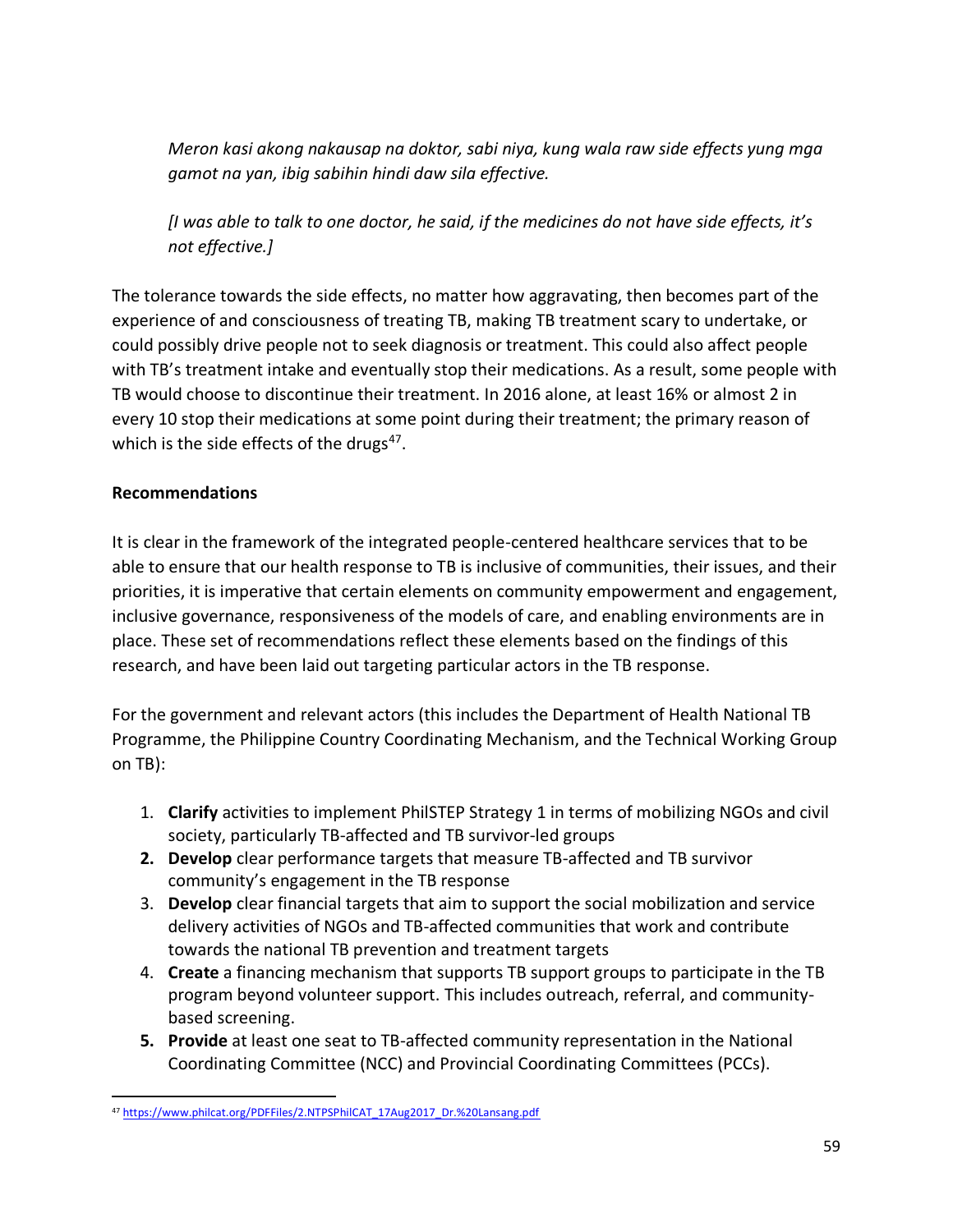*Meron kasi akong nakausap na doktor, sabi niya, kung wala raw side effects yung mga gamot na yan, ibig sabihin hindi daw sila effective.*

*[I was able to talk to one doctor, he said, if the medicines do not have side effects, it's not effective.]*

The tolerance towards the side effects, no matter how aggravating, then becomes part of the experience of and consciousness of treating TB, making TB treatment scary to undertake, or could possibly drive people not to seek diagnosis or treatment. This could also affect people with TB's treatment intake and eventually stop their medications. As a result, some people with TB would choose to discontinue their treatment. In 2016 alone, at least 16% or almost 2 in every 10 stop their medications at some point during their treatment; the primary reason of which is the side effects of the drugs[47].

**Recommendations**

It is clear in the framework of the integrated people-centered healthcare services that to be able to ensure that our health response to TB is inclusive of communities, their issues, and their priorities, it is imperative that certain elements on community empowerment and engagement, inclusive governance, responsiveness of the models of care, and enabling environments are in place. These set of recommendations reflect these elements based on the findings of this research, and have been laid out targeting particular actors in the TB response.

For the government and relevant actors (this includes the Department of Health National TB Programme, the Philippine Country Coordinating Mechanism, and the Technical Working Group on TB):

1. **Clarify** activities to implement PhilSTEP Strategy 1 in terms of mobilizing NGOs and civil society, particularly TB-affected and TB survivor-led groups
2. **Develop** clear performance targets that measure TB-affected and TB survivor community's engagement in the TB response
3. **Develop** clear financial targets that aim to support the social mobilization and service delivery activities of NGOs and TB-affected communities that work and contribute towards the national TB prevention and treatment targets
4. **Create** a financing mechanism that supports TB support groups to participate in the TB program beyond volunteer support. This includes outreach, referral, and community-based screening.
5. **Provide** at least one seat to TB-affected community representation in the National Coordinating Committee (NCC) and Provincial Coordinating Committees (PCCs).

[47] https://www.philcat.org/PDFFiles/2.NTPSPhilCAT_17Aug2017_Dr.%20Lansang.pdf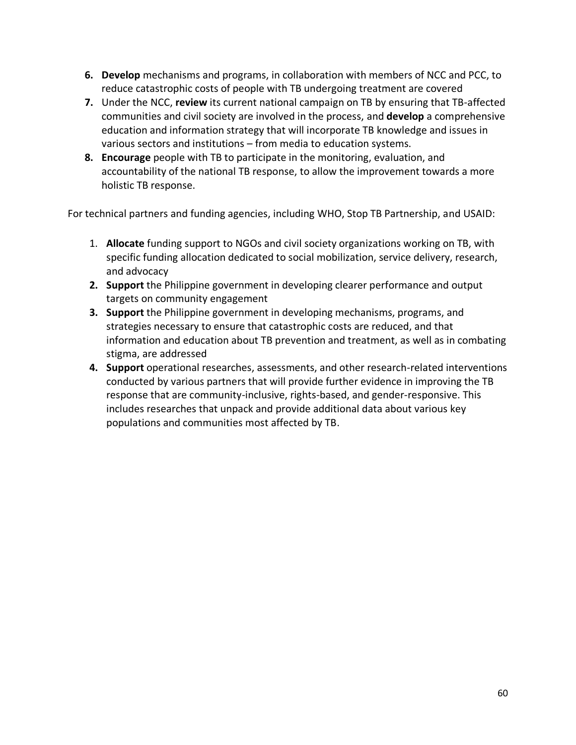6. **Develop** mechanisms and programs, in collaboration with members of NCC and PCC, to reduce catastrophic costs of people with TB undergoing treatment are covered
7. Under the NCC, **review** its current national campaign on TB by ensuring that TB-affected communities and civil society are involved in the process, and **develop** a comprehensive education and information strategy that will incorporate TB knowledge and issues in various sectors and institutions – from media to education systems.
8. **Encourage** people with TB to participate in the monitoring, evaluation, and accountability of the national TB response, to allow the improvement towards a more holistic TB response.

For technical partners and funding agencies, including WHO, Stop TB Partnership, and USAID:

1. **Allocate** funding support to NGOs and civil society organizations working on TB, with specific funding allocation dedicated to social mobilization, service delivery, research, and advocacy
2. **Support** the Philippine government in developing clearer performance and output targets on community engagement
3. **Support** the Philippine government in developing mechanisms, programs, and strategies necessary to ensure that catastrophic costs are reduced, and that information and education about TB prevention and treatment, as well as in combating stigma, are addressed
4. **Support** operational researches, assessments, and other research-related interventions conducted by various partners that will provide further evidence in improving the TB response that are community-inclusive, rights-based, and gender-responsive. This includes researches that unpack and provide additional data about various key populations and communities most affected by TB.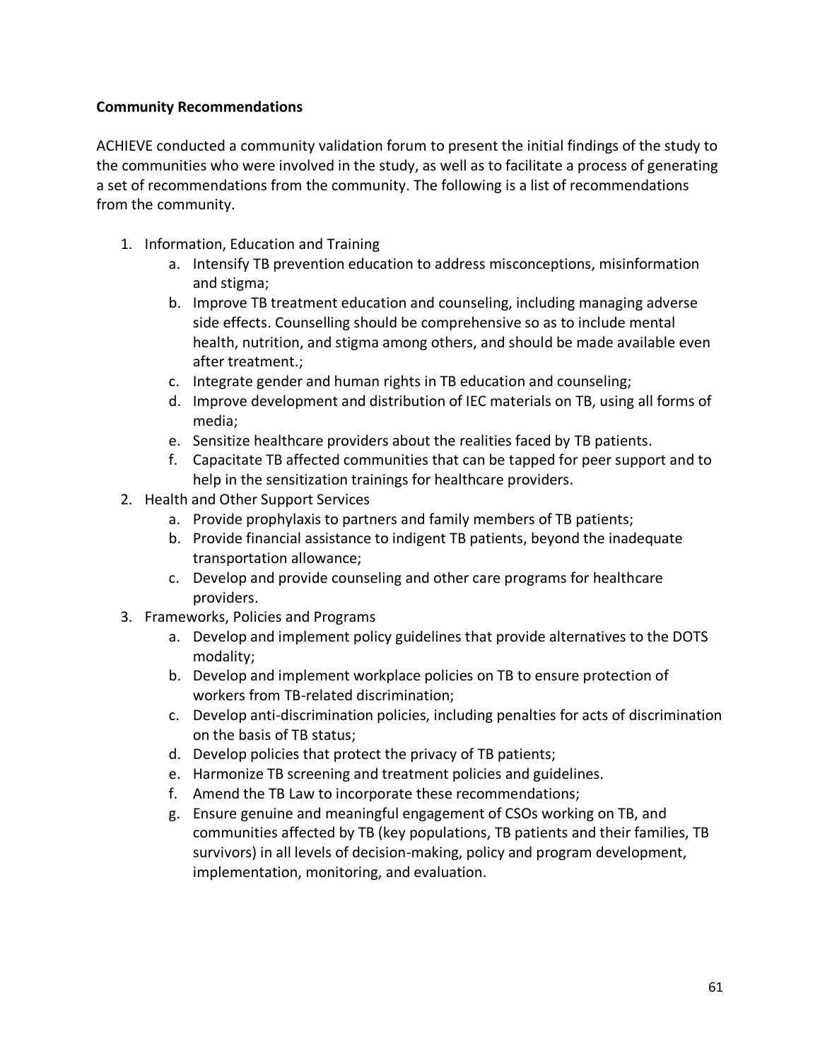**Community Recommendations**

ACHIEVE conducted a community validation forum to present the initial findings of the study to the communities who were involved in the study, as well as to facilitate a process of generating a set of recommendations from the community. The following is a list of recommendations from the community.

1. Information, Education and Training
   a. Intensify TB prevention education to address misconceptions, misinformation and stigma;
   b. Improve TB treatment education and counseling, including managing adverse side effects. Counselling should be comprehensive so as to include mental health, nutrition, and stigma among others, and should be made available even after treatment.;
   c. Integrate gender and human rights in TB education and counseling;
   d. Improve development and distribution of IEC materials on TB, using all forms of media;
   e. Sensitize healthcare providers about the realities faced by TB patients.
   f. Capacitate TB affected communities that can be tapped for peer support and to help in the sensitization trainings for healthcare providers.
2. Health and Other Support Services
   a. Provide prophylaxis to partners and family members of TB patients;
   b. Provide financial assistance to indigent TB patients, beyond the inadequate transportation allowance;
   c. Develop and provide counseling and other care programs for healthcare providers.
3. Frameworks, Policies and Programs
   a. Develop and implement policy guidelines that provide alternatives to the DOTS modality;
   b. Develop and implement workplace policies on TB to ensure protection of workers from TB-related discrimination;
   c. Develop anti-discrimination policies, including penalties for acts of discrimination on the basis of TB status;
   d. Develop policies that protect the privacy of TB patients;
   e. Harmonize TB screening and treatment policies and guidelines.
   f. Amend the TB Law to incorporate these recommendations;
   g. Ensure genuine and meaningful engagement of CSOs working on TB, and communities affected by TB (key populations, TB patients and their families, TB survivors) in all levels of decision-making, policy and program development, implementation, monitoring, and evaluation.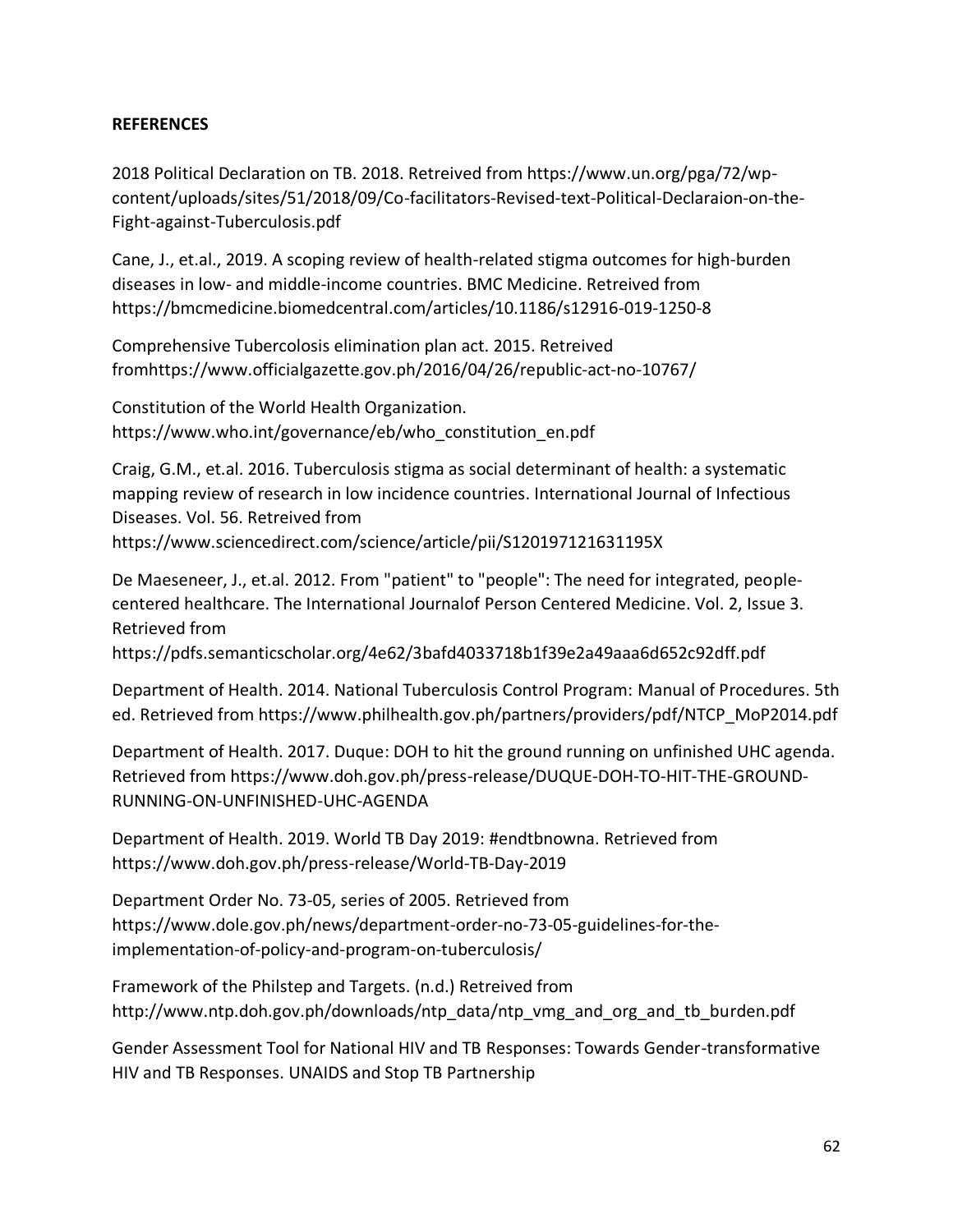**REFERENCES**

2018 Political Declaration on TB. 2018. Retreived from https://www.un.org/pga/72/wp-content/uploads/sites/51/2018/09/Co-facilitators-Revised-text-Political-Declaraion-on-the-Fight-against-Tuberculosis.pdf

Cane, J., et.al., 2019. A scoping review of health-related stigma outcomes for high-burden diseases in low- and middle-income countries. BMC Medicine. Retreived from https://bmcmedicine.biomedcentral.com/articles/10.1186/s12916-019-1250-8

Comprehensive Tubercolosis elimination plan act. 2015. Retreived fromhttps://www.officialgazette.gov.ph/2016/04/26/republic-act-no-10767/

Constitution of the World Health Organization. https://www.who.int/governance/eb/who_constitution_en.pdf

Craig, G.M., et.al. 2016. Tuberculosis stigma as social determinant of health: a systematic mapping review of research in low incidence countries. International Journal of Infectious Diseases. Vol. 56. Retreived from https://www.sciencedirect.com/science/article/pii/S120197121631195X

De Maeseneer, J., et.al. 2012. From "patient" to "people": The need for integrated, people-centered healthcare. The International Journalof Person Centered Medicine. Vol. 2, Issue 3. Retrieved from https://pdfs.semanticscholar.org/4e62/3bafd4033718b1f39e2a49aaa6d652c92dff.pdf

Department of Health. 2014. National Tuberculosis Control Program: Manual of Procedures. 5th ed. Retrieved from https://www.philhealth.gov.ph/partners/providers/pdf/NTCP_MoP2014.pdf

Department of Health. 2017. Duque: DOH to hit the ground running on unfinished UHC agenda. Retrieved from https://www.doh.gov.ph/press-release/DUQUE-DOH-TO-HIT-THE-GROUND-RUNNING-ON-UNFINISHED-UHC-AGENDA

Department of Health. 2019. World TB Day 2019: #endtbnowna. Retrieved from https://www.doh.gov.ph/press-release/World-TB-Day-2019

Department Order No. 73-05, series of 2005. Retrieved from https://www.dole.gov.ph/news/department-order-no-73-05-guidelines-for-the-implementation-of-policy-and-program-on-tuberculosis/

Framework of the Philstep and Targets. (n.d.) Retrieved from http://www.ntp.doh.gov.ph/downloads/ntp_data/ntp_vmg_and_org_and_tb_burden.pdf

Gender Assessment Tool for National HIV and TB Responses: Towards Gender-transformative HIV and TB Responses. UNAIDS and Stop TB Partnership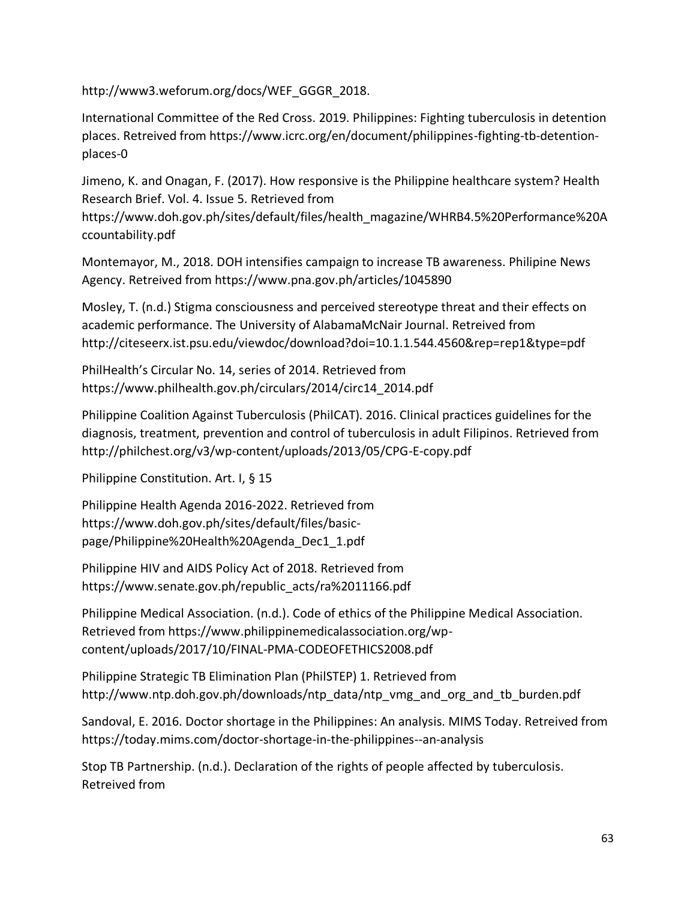http://www3.weforum.org/docs/WEF_GGGR_2018.

International Committee of the Red Cross. 2019. Philippines: Fighting tuberculosis in detention places. Retreived from https://www.icrc.org/en/document/philippines-fighting-tb-detention-places-0

Jimeno, K. and Onagan, F. (2017). How responsive is the Philippine healthcare system? Health Research Brief. Vol. 4. Issue 5. Retrieved from https://www.doh.gov.ph/sites/default/files/health_magazine/WHRB4.5%20Performance%20Accountability.pdf

Montemayor, M., 2018. DOH intensifies campaign to increase TB awareness. Philipine News Agency. Retreived from https://www.pna.gov.ph/articles/1045890

Mosley, T. (n.d.) Stigma consciousness and perceived stereotype threat and their effects on academic performance. The University of AlabamaMcNair Journal. Retreived from http://citeseerx.ist.psu.edu/viewdoc/download?doi=10.1.1.544.4560&rep=rep1&type=pdf

PhilHealth's Circular No. 14, series of 2014. Retrieved from https://www.philhealth.gov.ph/circulars/2014/circ14_2014.pdf

Philippine Coalition Against Tuberculosis (PhilCAT). 2016. Clinical practices guidelines for the diagnosis, treatment, prevention and control of tuberculosis in adult Filipinos. Retrieved from http://philchest.org/v3/wp-content/uploads/2013/05/CPG-E-copy.pdf

Philippine Constitution. Art. I, § 15

Philippine Health Agenda 2016-2022. Retrieved from https://www.doh.gov.ph/sites/default/files/basic-page/Philippine%20Health%20Agenda_Dec1_1.pdf

Philippine HIV and AIDS Policy Act of 2018. Retrieved from https://www.senate.gov.ph/republic_acts/ra%2011166.pdf

Philippine Medical Association. (n.d.). Code of ethics of the Philippine Medical Association. Retrieved from https://www.philippinemedicalassociation.org/wp-content/uploads/2017/10/FINAL-PMA-CODEOFETHICS2008.pdf

Philippine Strategic TB Elimination Plan (PhilSTEP) 1. Retrieved from http://www.ntp.doh.gov.ph/downloads/ntp_data/ntp_vmg_and_org_and_tb_burden.pdf

Sandoval, E. 2016. Doctor shortage in the Philippines: An analysis. MIMS Today. Retreived from https://today.mims.com/doctor-shortage-in-the-philippines--an-analysis

Stop TB Partnership. (n.d.). Declaration of the rights of people affected by tuberculosis. Retreived from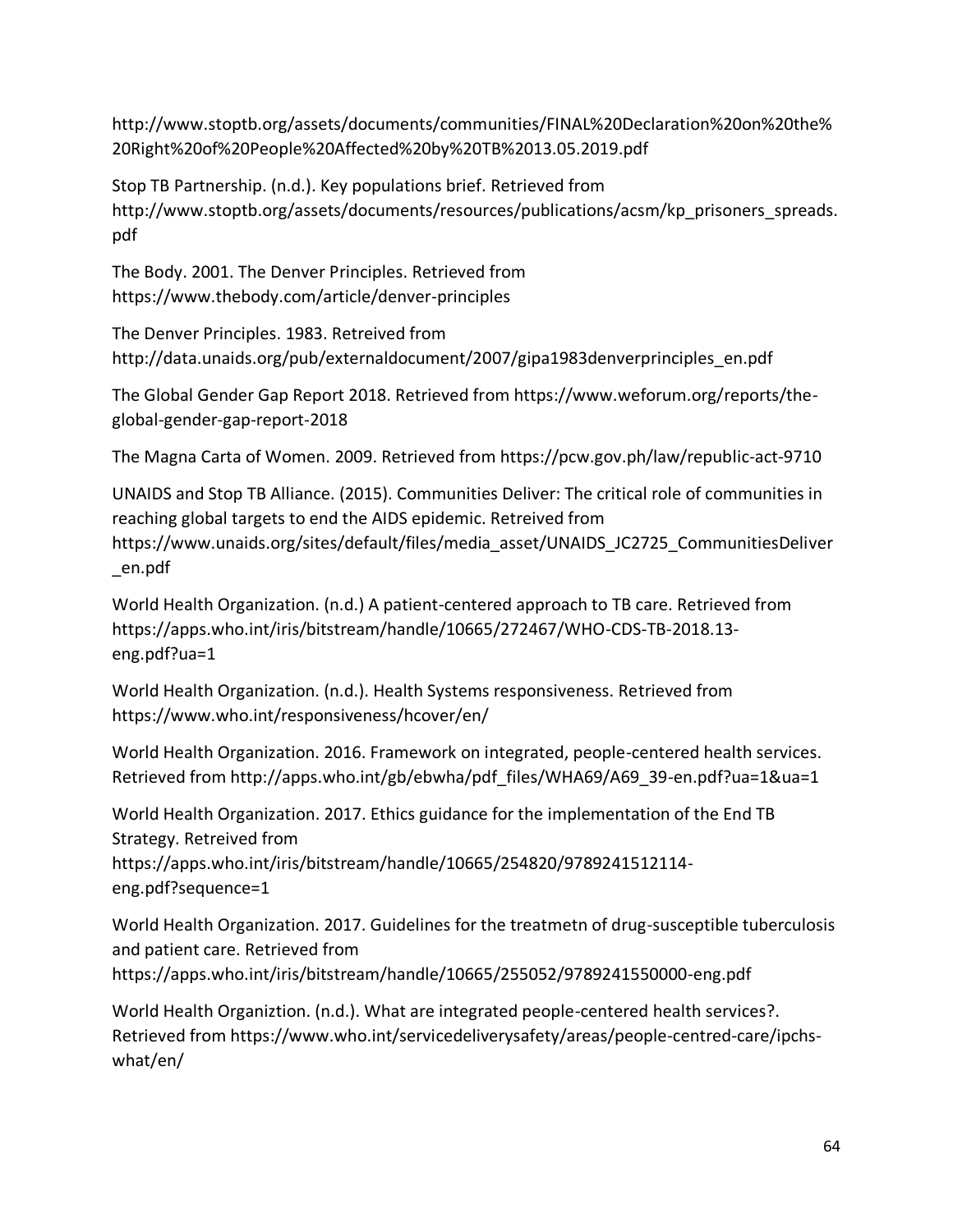http://www.stoptb.org/assets/documents/communities/FINAL%20Declaration%20on%20the%20Right%20of%20People%20Affected%20by%20TB%2013.05.2019.pdf

Stop TB Partnership. (n.d.). Key populations brief. Retrieved from http://www.stoptb.org/assets/documents/resources/publications/acsm/kp_prisoners_spreads.pdf

The Body. 2001. The Denver Principles. Retrieved from https://www.thebody.com/article/denver-principles

The Denver Principles. 1983. Retreived from http://data.unaids.org/pub/externaldocument/2007/gipa1983denverprinciples_en.pdf

The Global Gender Gap Report 2018. Retrieved from https://www.weforum.org/reports/the-global-gender-gap-report-2018

The Magna Carta of Women. 2009. Retrieved from https://pcw.gov.ph/law/republic-act-9710

UNAIDS and Stop TB Alliance. (2015). Communities Deliver: The critical role of communities in reaching global targets to end the AIDS epidemic. Retrieved from https://www.unaids.org/sites/default/files/media_asset/UNAIDS_JC2725_CommunitiesDeliver_en.pdf

World Health Organization. (n.d.) A patient-centered approach to TB care. Retrieved from https://apps.who.int/iris/bitstream/handle/10665/272467/WHO-CDS-TB-2018.13-eng.pdf?ua=1

World Health Organization. (n.d.). Health Systems responsiveness. Retrieved from https://www.who.int/responsiveness/hcover/en/

World Health Organization. 2016. Framework on integrated, people-centered health services. Retrieved from http://apps.who.int/gb/ebwha/pdf_files/WHA69/A69_39-en.pdf?ua=1&ua=1

World Health Organization. 2017. Ethics guidance for the implementation of the End TB Strategy. Retreived from https://apps.who.int/iris/bitstream/handle/10665/254820/9789241512114-eng.pdf?sequence=1

World Health Organization. 2017. Guidelines for the treatmetn of drug-susceptible tuberculosis and patient care. Retrieved from https://apps.who.int/iris/bitstream/handle/10665/255052/9789241550000-eng.pdf

World Health Organiztion. (n.d.). What are integrated people-centered health services?. Retrieved from https://www.who.int/servicedeliverysafety/areas/people-centred-care/ipchs-what/en/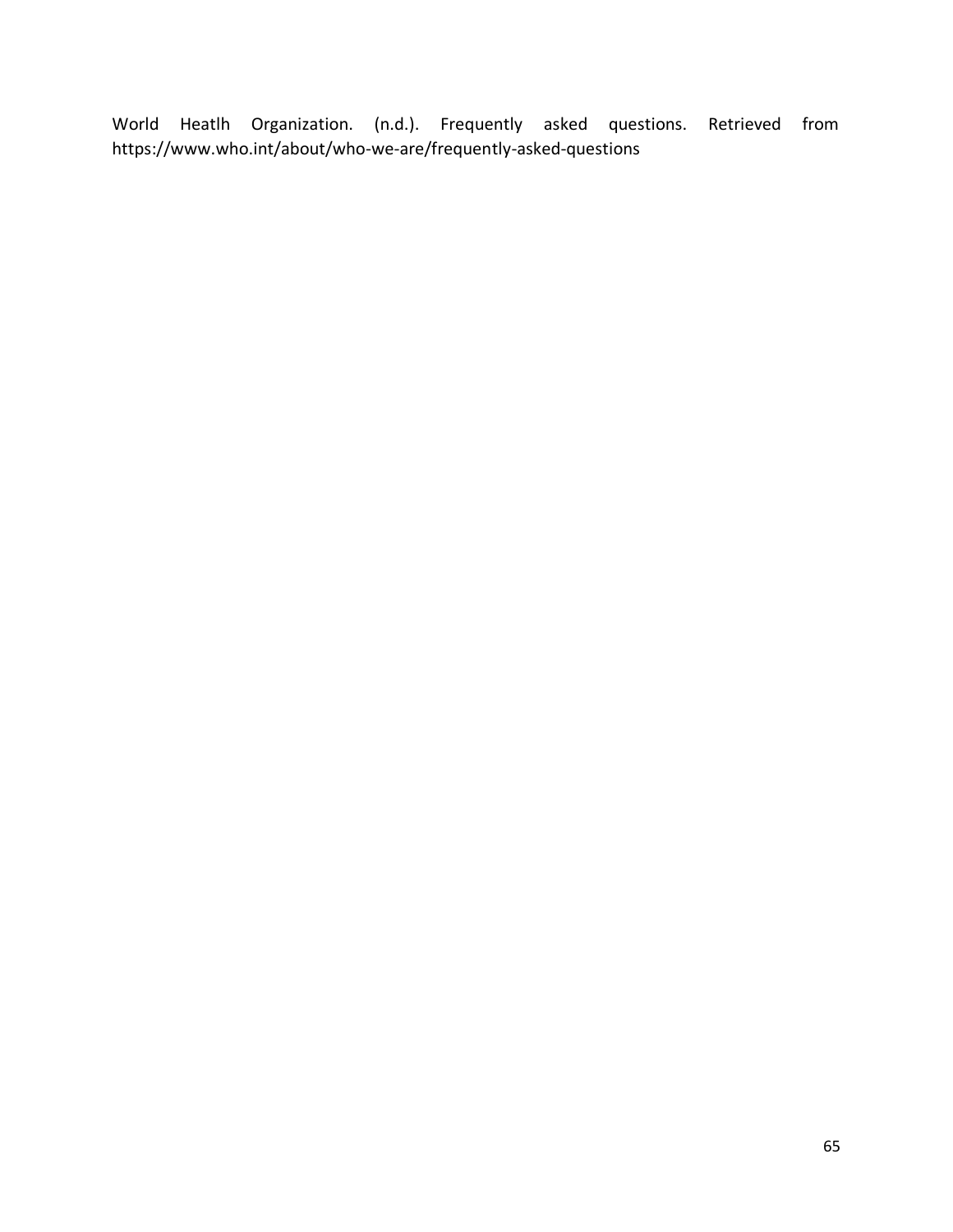World Heatlh Organization. (n.d.). Frequently asked questions. Retrieved from https://www.who.int/about/who-we-are/frequently-asked-questions